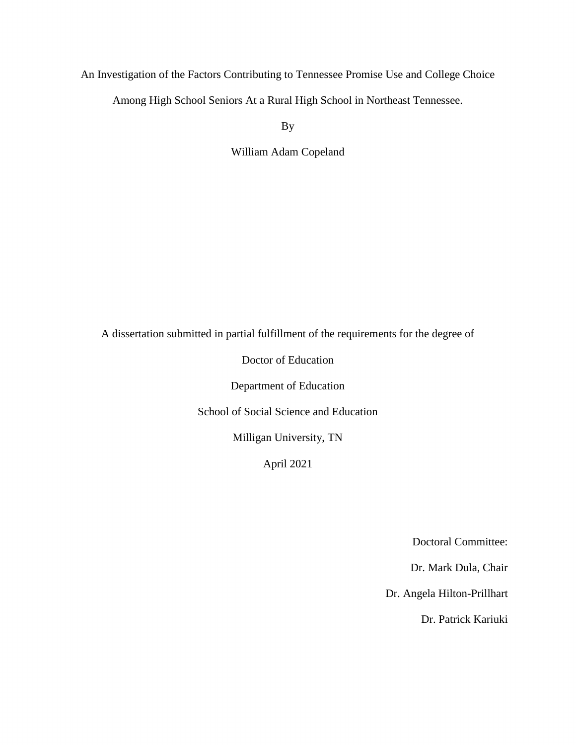# An Investigation of the Factors Contributing to Tennessee Promise Use and College Choice Among High School Seniors At a Rural High School in Northeast Tennessee.

By

William Adam Copeland

A dissertation submitted in partial fulfillment of the requirements for the degree of

Doctor of Education

Department of Education

School of Social Science and Education

Milligan University, TN

April 2021

Doctoral Committee:

Dr. Mark Dula, Chair

Dr. Angela Hilton-Prillhart

Dr. Patrick Kariuki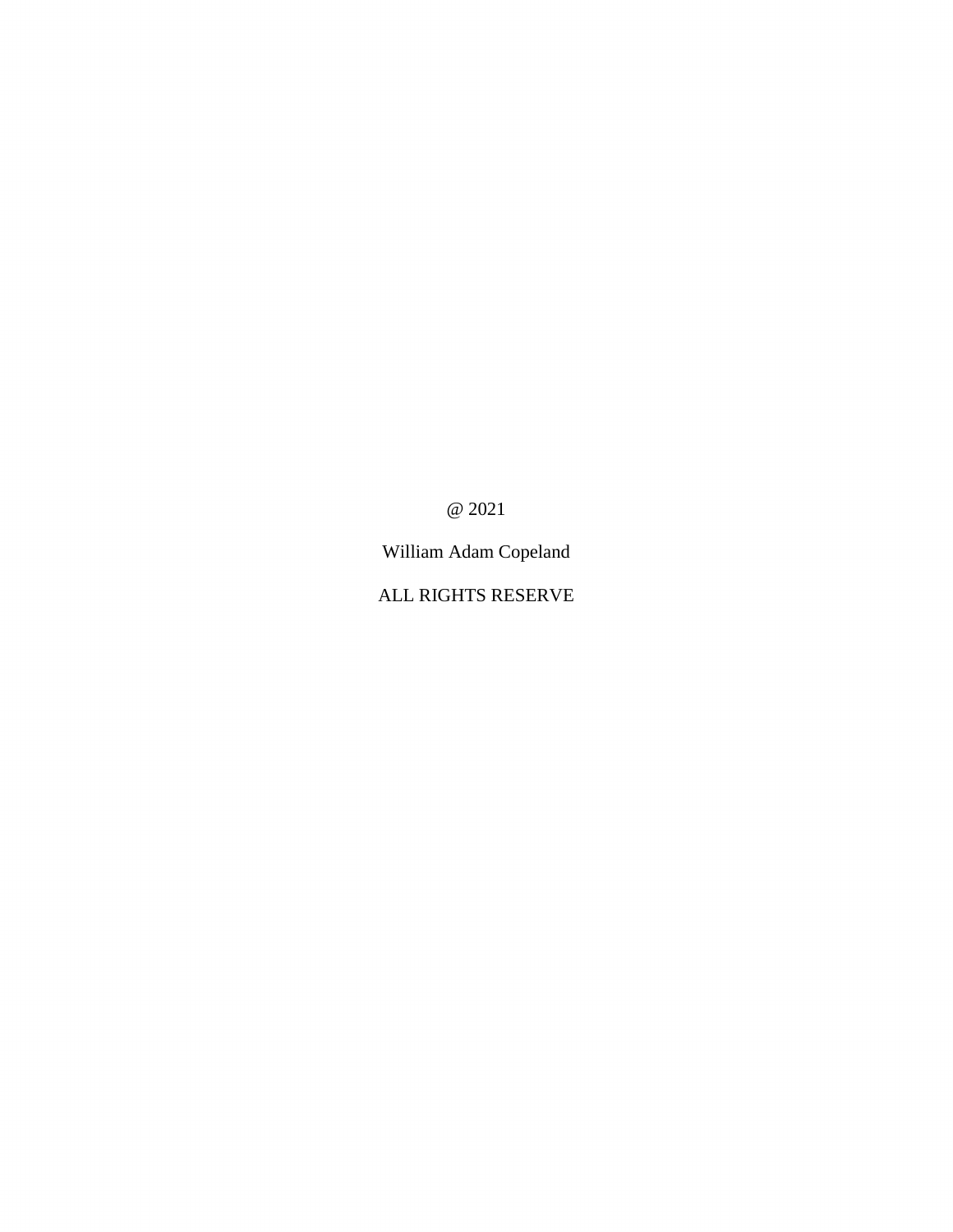@ 2021

William Adam Copeland

ALL RIGHTS RESERVE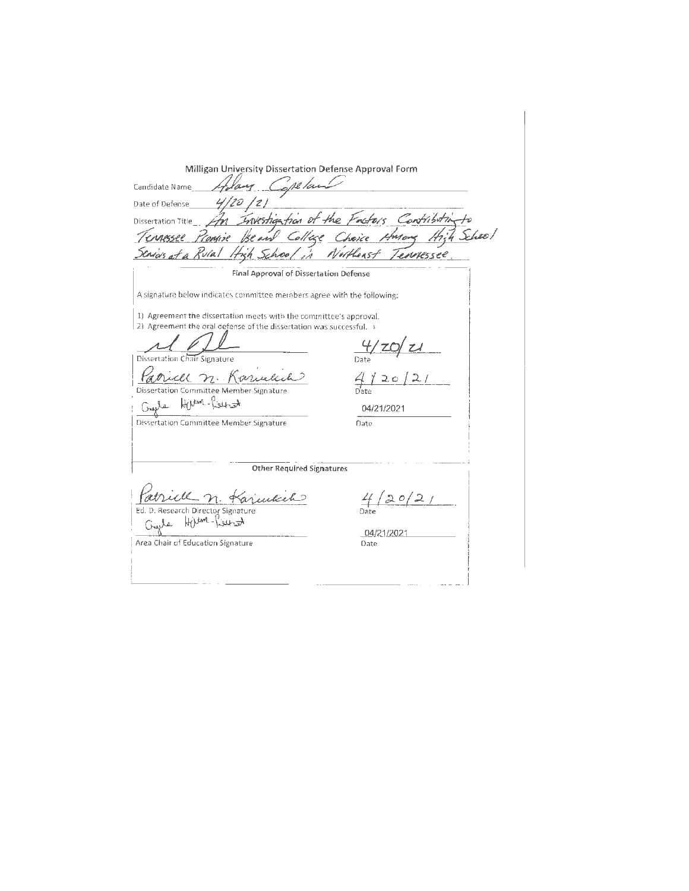# Milligan University Dissertation Defense Approval Form

Candidate Name: Adam Copeland

Date of Defense: 4/20/21

Dissertation Title: An Investigation of the Factors Contributing to Tennessee Promise Use and College Choice Among High School Seniors at a Rural High School in Northeast Tennessee.

## Final Approval of Dissertation Defense

A signature below indicates committee members agree with the following:

1) Agreement the dissertation meets with the committee's approval.
2) Agreement the oral defense of the dissertation was successful.

| Signature | Date |
|---|---|
| Dissertation Chair Signature | 4/20/21 |
| Patrick N. Kariuki — Dissertation Committee Member Signature | 4/20/21 |
| Gayle Hilton-Prillhart — Dissertation Committee Member Signature | 04/21/2021 |

## Other Required Signatures

| Signature | Date |
|---|---|
| Patrick N. Kariuki — Ed. D. Research Director Signature | 4/20/21 |
| Gayle Hilton-Prillhart — Area Chair of Education Signature | 04/21/2021 |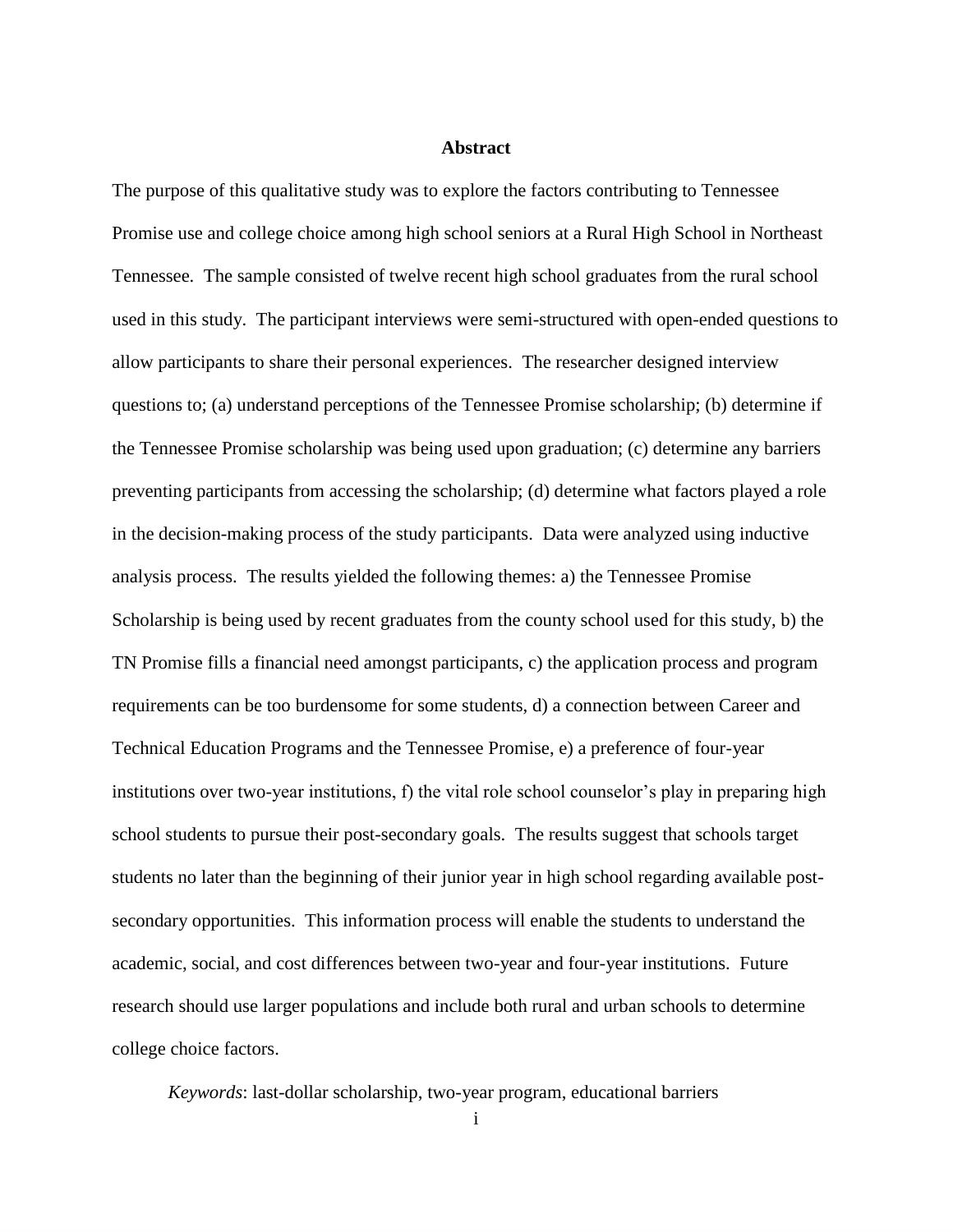# Abstract

The purpose of this qualitative study was to explore the factors contributing to Tennessee Promise use and college choice among high school seniors at a Rural High School in Northeast Tennessee. The sample consisted of twelve recent high school graduates from the rural school used in this study. The participant interviews were semi-structured with open-ended questions to allow participants to share their personal experiences. The researcher designed interview questions to; (a) understand perceptions of the Tennessee Promise scholarship; (b) determine if the Tennessee Promise scholarship was being used upon graduation; (c) determine any barriers preventing participants from accessing the scholarship; (d) determine what factors played a role in the decision-making process of the study participants. Data were analyzed using inductive analysis process. The results yielded the following themes: a) the Tennessee Promise Scholarship is being used by recent graduates from the county school used for this study, b) the TN Promise fills a financial need amongst participants, c) the application process and program requirements can be too burdensome for some students, d) a connection between Career and Technical Education Programs and the Tennessee Promise, e) a preference of four-year institutions over two-year institutions, f) the vital role school counselor's play in preparing high school students to pursue their post-secondary goals. The results suggest that schools target students no later than the beginning of their junior year in high school regarding available post-secondary opportunities. This information process will enable the students to understand the academic, social, and cost differences between two-year and four-year institutions. Future research should use larger populations and include both rural and urban schools to determine college choice factors.

*Keywords*: last-dollar scholarship, two-year program, educational barriers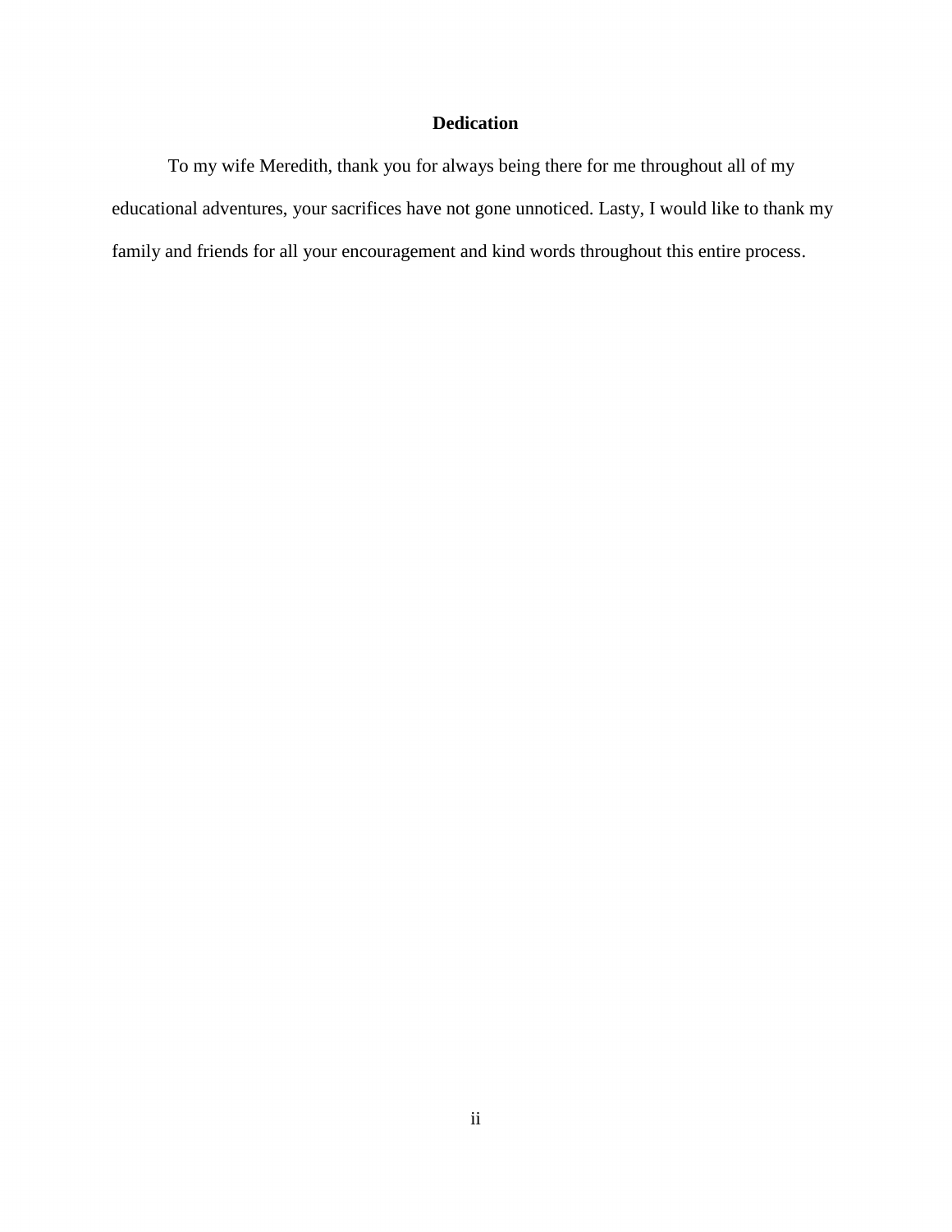# Dedication

To my wife Meredith, thank you for always being there for me throughout all of my educational adventures, your sacrifices have not gone unnoticed. Lasty, I would like to thank my family and friends for all your encouragement and kind words throughout this entire process.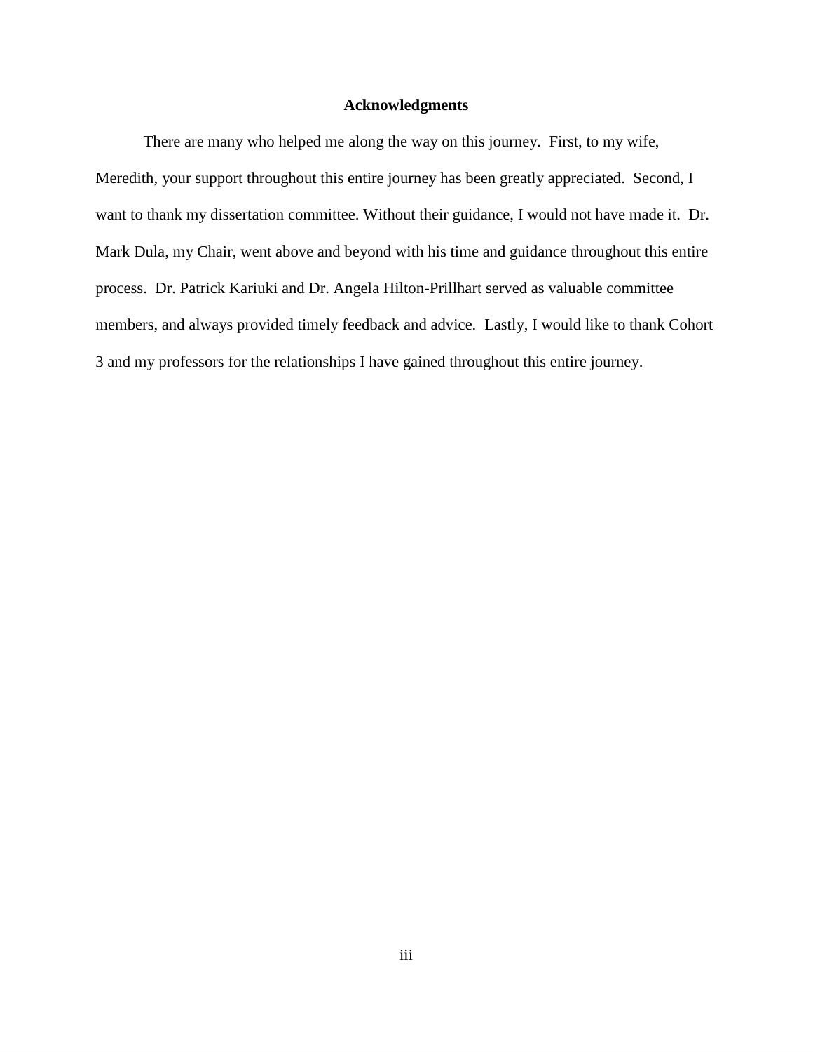## Acknowledgments

There are many who helped me along the way on this journey. First, to my wife, Meredith, your support throughout this entire journey has been greatly appreciated. Second, I want to thank my dissertation committee. Without their guidance, I would not have made it. Dr. Mark Dula, my Chair, went above and beyond with his time and guidance throughout this entire process. Dr. Patrick Kariuki and Dr. Angela Hilton-Prillhart served as valuable committee members, and always provided timely feedback and advice. Lastly, I would like to thank Cohort 3 and my professors for the relationships I have gained throughout this entire journey.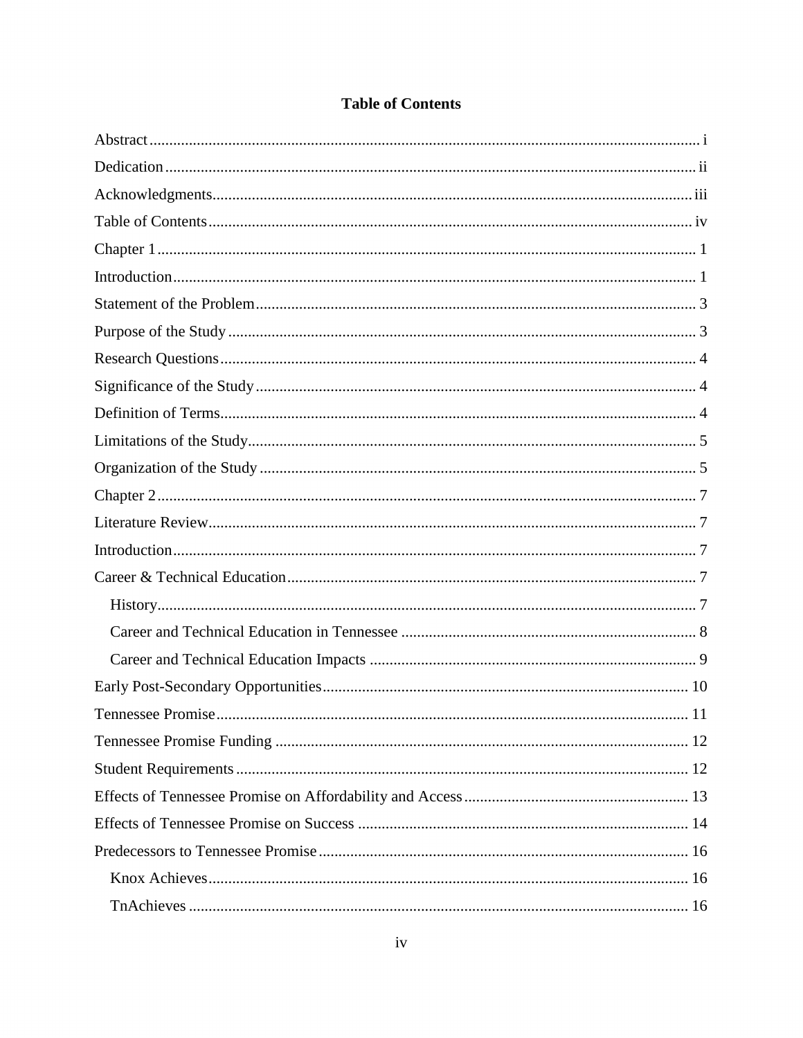# Table of Contents

Abstract ........ i

Dedication ........ ii

Acknowledgments ........ iii

Table of Contents ........ iv

Chapter 1 ........ 1

Introduction ........ 1

Statement of the Problem ........ 3

Purpose of the Study ........ 3

Research Questions ........ 4

Significance of the Study ........ 4

Definition of Terms ........ 4

Limitations of the Study ........ 5

Organization of the Study ........ 5

Chapter 2 ........ 7

Literature Review ........ 7

Introduction ........ 7

Career & Technical Education ........ 7

- History ........ 7
- Career and Technical Education in Tennessee ........ 8
- Career and Technical Education Impacts ........ 9

Early Post-Secondary Opportunities ........ 10

Tennessee Promise ........ 11

Tennessee Promise Funding ........ 12

Student Requirements ........ 12

Effects of Tennessee Promise on Affordability and Access ........ 13

Effects of Tennessee Promise on Success ........ 14

Predecessors to Tennessee Promise ........ 16

- Knox Achieves ........ 16
- TnAchieves ........ 16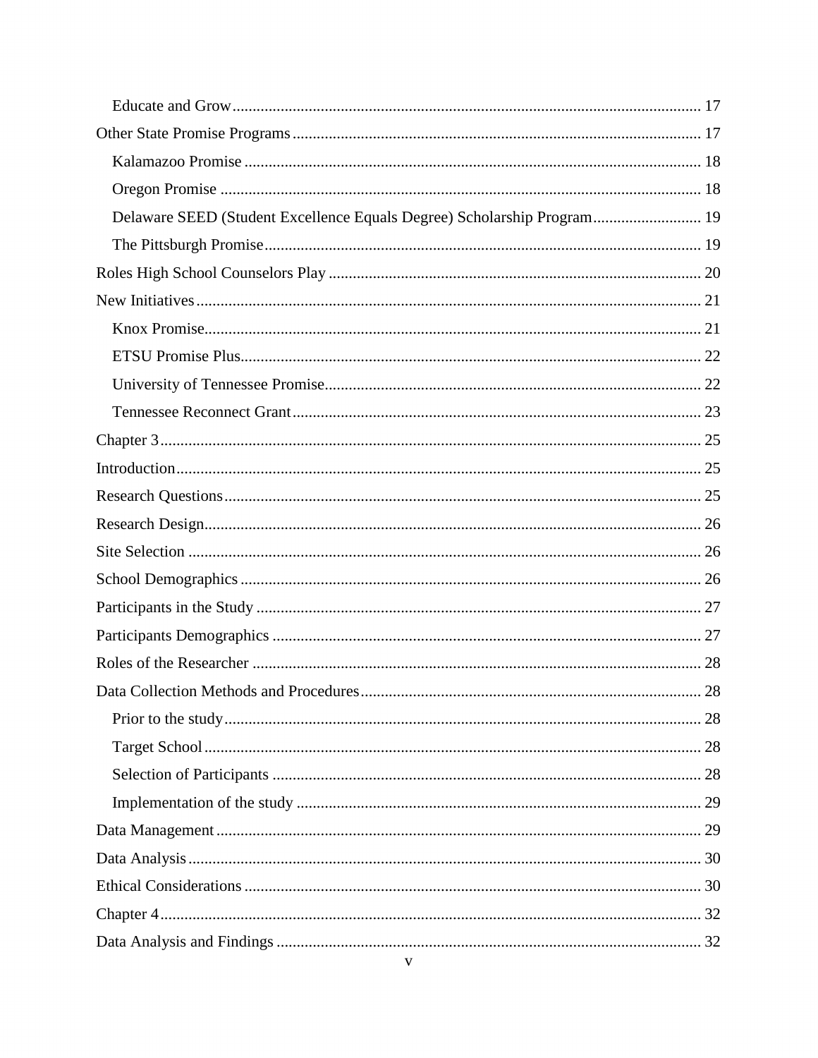- Educate and Grow ... 17
- Other State Promise Programs ... 17
  - Kalamazoo Promise ... 18
  - Oregon Promise ... 18
  - Delaware SEED (Student Excellence Equals Degree) Scholarship Program ... 19
  - The Pittsburgh Promise ... 19
- Roles High School Counselors Play ... 20
- New Initiatives ... 21
  - Knox Promise ... 21
  - ETSU Promise Plus ... 22
  - University of Tennessee Promise ... 22
  - Tennessee Reconnect Grant ... 23
- Chapter 3 ... 25
- Introduction ... 25
- Research Questions ... 25
- Research Design ... 26
- Site Selection ... 26
- School Demographics ... 26
- Participants in the Study ... 27
- Participants Demographics ... 27
- Roles of the Researcher ... 28
- Data Collection Methods and Procedures ... 28
  - Prior to the study ... 28
  - Target School ... 28
  - Selection of Participants ... 28
  - Implementation of the study ... 29
- Data Management ... 29
- Data Analysis ... 30
- Ethical Considerations ... 30
- Chapter 4 ... 32
- Data Analysis and Findings ... 32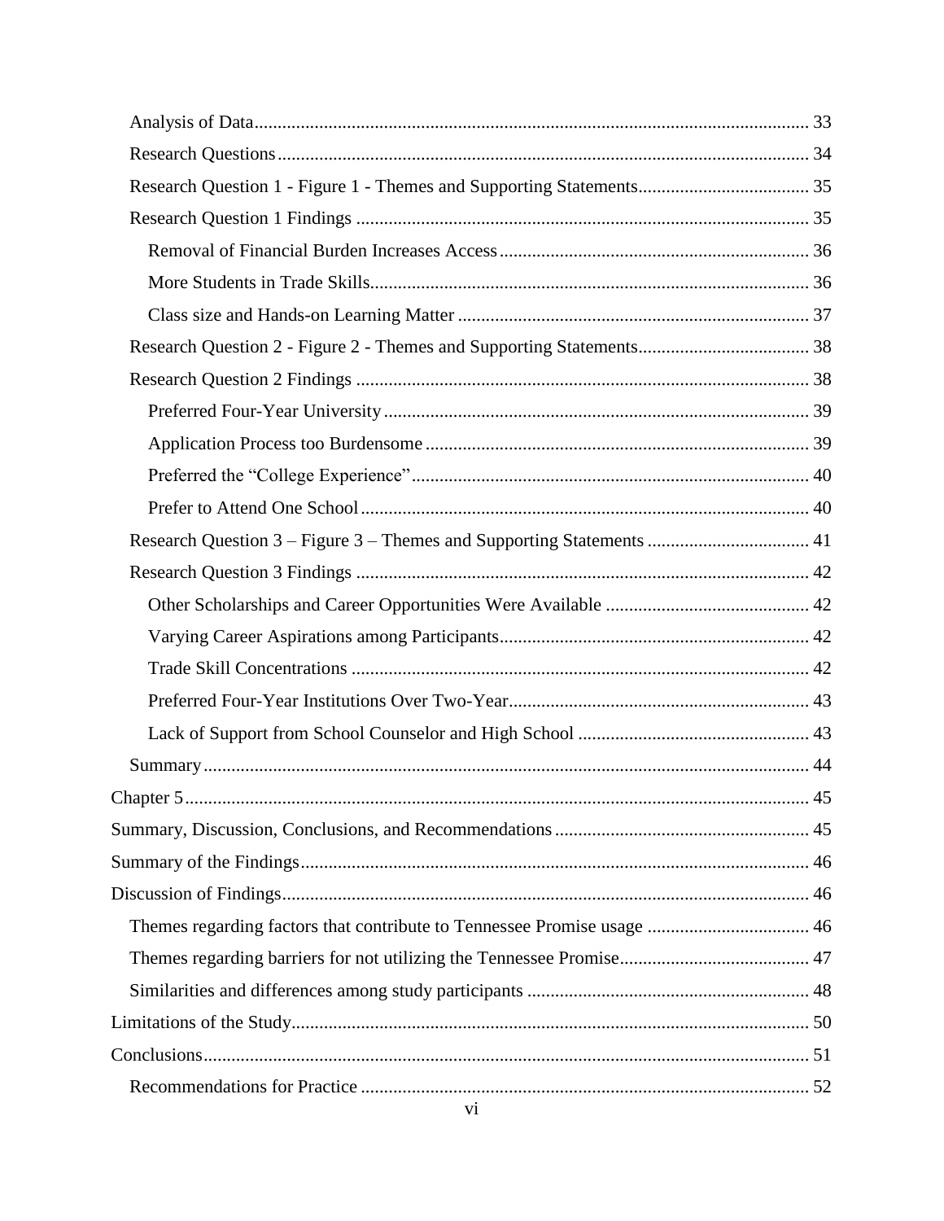Analysis of Data ........................................................................................................ 33
Research Questions ................................................................................................... 34
Research Question 1 - Figure 1 - Themes and Supporting Statements ..................................... 35
Research Question 1 Findings .................................................................................. 35
  Removal of Financial Burden Increases Access .................................................................. 36
  More Students in Trade Skills .............................................................................. 36
  Class size and Hands-on Learning Matter ........................................................................... 37
Research Question 2 - Figure 2 - Themes and Supporting Statements ..................................... 38
Research Question 2 Findings .................................................................................. 38
  Preferred Four-Year University ........................................................................... 39
  Application Process too Burdensome .................................................................. 39
  Preferred the "College Experience" ..................................................................... 40
  Prefer to Attend One School ................................................................................ 40
Research Question 3 – Figure 3 – Themes and Supporting Statements ................................... 41
Research Question 3 Findings .................................................................................. 42
  Other Scholarships and Career Opportunities Were Available ............................................ 42
  Varying Career Aspirations among Participants .................................................................. 42
  Trade Skill Concentrations .................................................................................. 42
  Preferred Four-Year Institutions Over Two-Year ................................................................ 43
  Lack of Support from School Counselor and High School .................................................. 43
Summary .................................................................................................................. 44
Chapter 5 ..................................................................................................................... 45
Summary, Discussion, Conclusions, and Recommendations ...................................................... 45
Summary of the Findings ............................................................................................ 46
Discussion of Findings ................................................................................................. 46
Themes regarding factors that contribute to Tennessee Promise usage ................................... 46
Themes regarding barriers for not utilizing the Tennessee Promise ......................................... 47
Similarities and differences among study participants ............................................................ 48
Limitations of the Study ............................................................................................... 50
Conclusions .................................................................................................................. 51
Recommendations for Practice ................................................................................ 52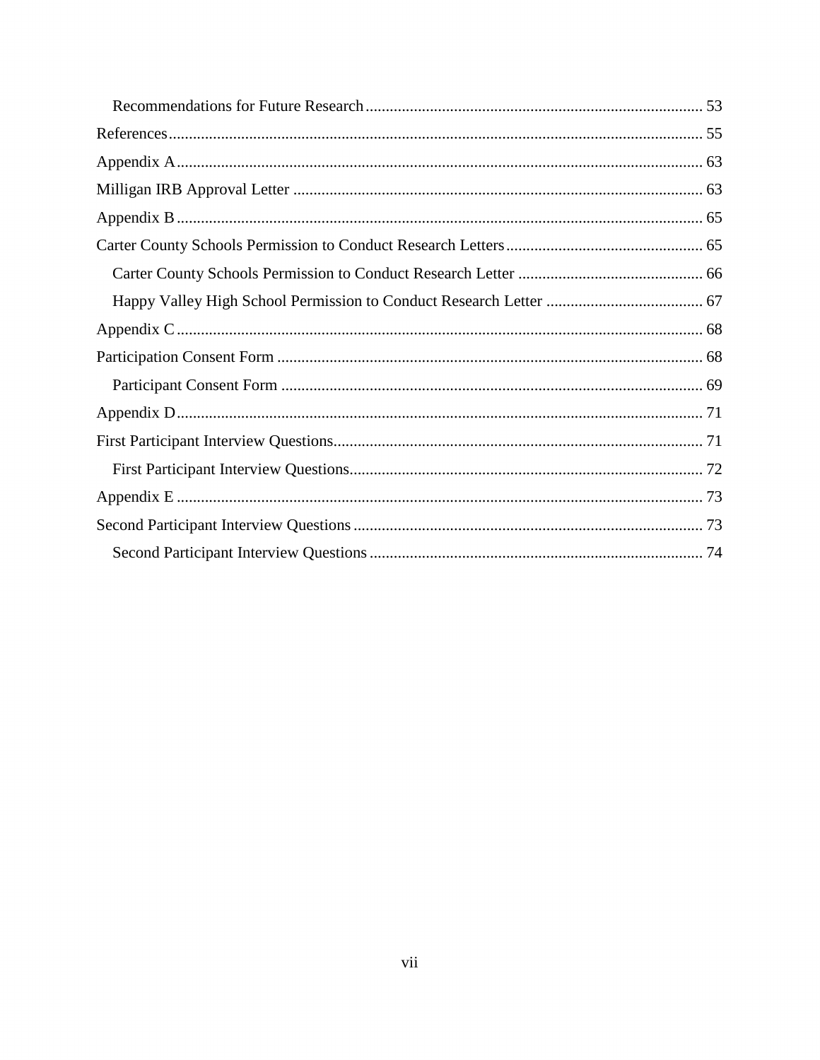Recommendations for Future Research ... 53

References ... 55

Appendix A ... 63

Milligan IRB Approval Letter ... 63

Appendix B ... 65

Carter County Schools Permission to Conduct Research Letters ... 65

Carter County Schools Permission to Conduct Research Letter ... 66

Happy Valley High School Permission to Conduct Research Letter ... 67

Appendix C ... 68

Participation Consent Form ... 68

Participant Consent Form ... 69

Appendix D ... 71

First Participant Interview Questions ... 71

First Participant Interview Questions ... 72

Appendix E ... 73

Second Participant Interview Questions ... 73

Second Participant Interview Questions ... 74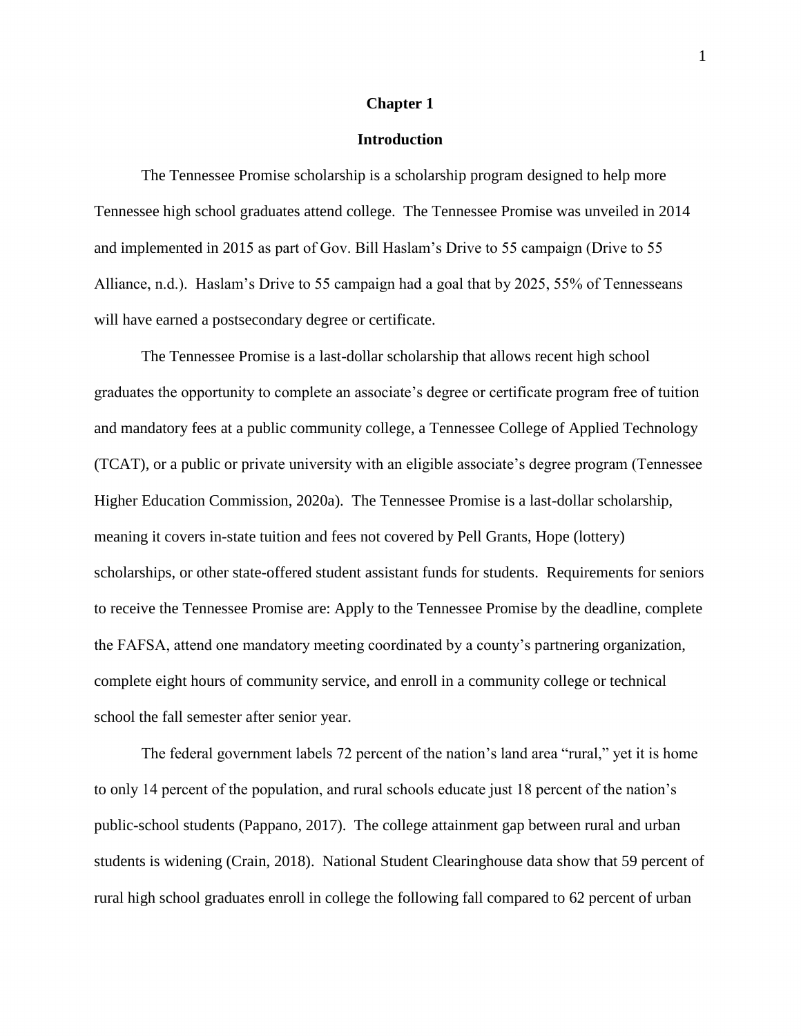# Chapter 1

## Introduction

The Tennessee Promise scholarship is a scholarship program designed to help more Tennessee high school graduates attend college. The Tennessee Promise was unveiled in 2014 and implemented in 2015 as part of Gov. Bill Haslam's Drive to 55 campaign (Drive to 55 Alliance, n.d.). Haslam's Drive to 55 campaign had a goal that by 2025, 55% of Tennesseans will have earned a postsecondary degree or certificate.

The Tennessee Promise is a last-dollar scholarship that allows recent high school graduates the opportunity to complete an associate's degree or certificate program free of tuition and mandatory fees at a public community college, a Tennessee College of Applied Technology (TCAT), or a public or private university with an eligible associate's degree program (Tennessee Higher Education Commission, 2020a). The Tennessee Promise is a last-dollar scholarship, meaning it covers in-state tuition and fees not covered by Pell Grants, Hope (lottery) scholarships, or other state-offered student assistant funds for students. Requirements for seniors to receive the Tennessee Promise are: Apply to the Tennessee Promise by the deadline, complete the FAFSA, attend one mandatory meeting coordinated by a county's partnering organization, complete eight hours of community service, and enroll in a community college or technical school the fall semester after senior year.

The federal government labels 72 percent of the nation's land area "rural," yet it is home to only 14 percent of the population, and rural schools educate just 18 percent of the nation's public-school students (Pappano, 2017). The college attainment gap between rural and urban students is widening (Crain, 2018). National Student Clearinghouse data show that 59 percent of rural high school graduates enroll in college the following fall compared to 62 percent of urban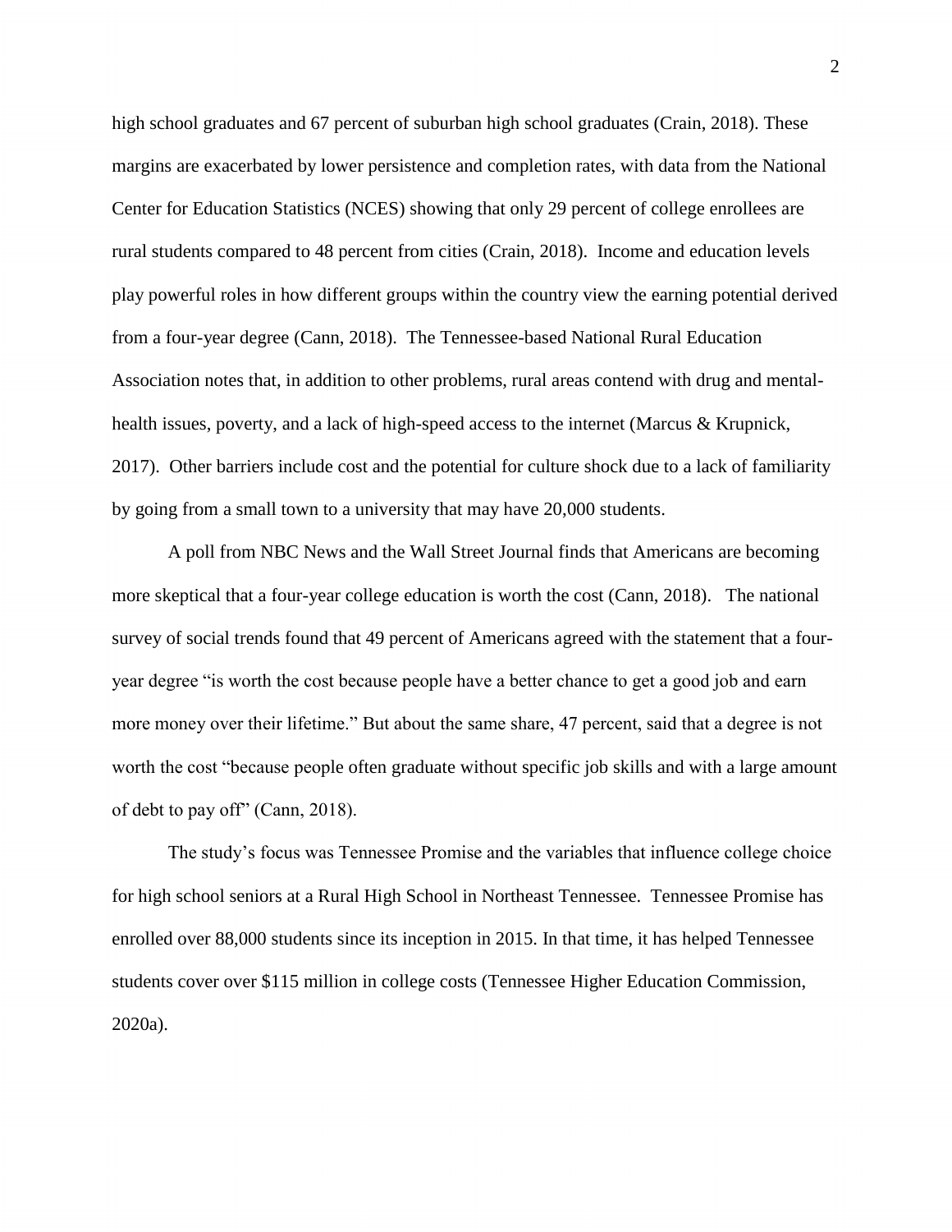high school graduates and 67 percent of suburban high school graduates (Crain, 2018). These margins are exacerbated by lower persistence and completion rates, with data from the National Center for Education Statistics (NCES) showing that only 29 percent of college enrollees are rural students compared to 48 percent from cities (Crain, 2018). Income and education levels play powerful roles in how different groups within the country view the earning potential derived from a four-year degree (Cann, 2018). The Tennessee-based National Rural Education Association notes that, in addition to other problems, rural areas contend with drug and mental-health issues, poverty, and a lack of high-speed access to the internet (Marcus & Krupnick, 2017). Other barriers include cost and the potential for culture shock due to a lack of familiarity by going from a small town to a university that may have 20,000 students.

A poll from NBC News and the Wall Street Journal finds that Americans are becoming more skeptical that a four-year college education is worth the cost (Cann, 2018). The national survey of social trends found that 49 percent of Americans agreed with the statement that a four-year degree "is worth the cost because people have a better chance to get a good job and earn more money over their lifetime." But about the same share, 47 percent, said that a degree is not worth the cost "because people often graduate without specific job skills and with a large amount of debt to pay off" (Cann, 2018).

The study's focus was Tennessee Promise and the variables that influence college choice for high school seniors at a Rural High School in Northeast Tennessee. Tennessee Promise has enrolled over 88,000 students since its inception in 2015. In that time, it has helped Tennessee students cover over $115 million in college costs (Tennessee Higher Education Commission, 2020a).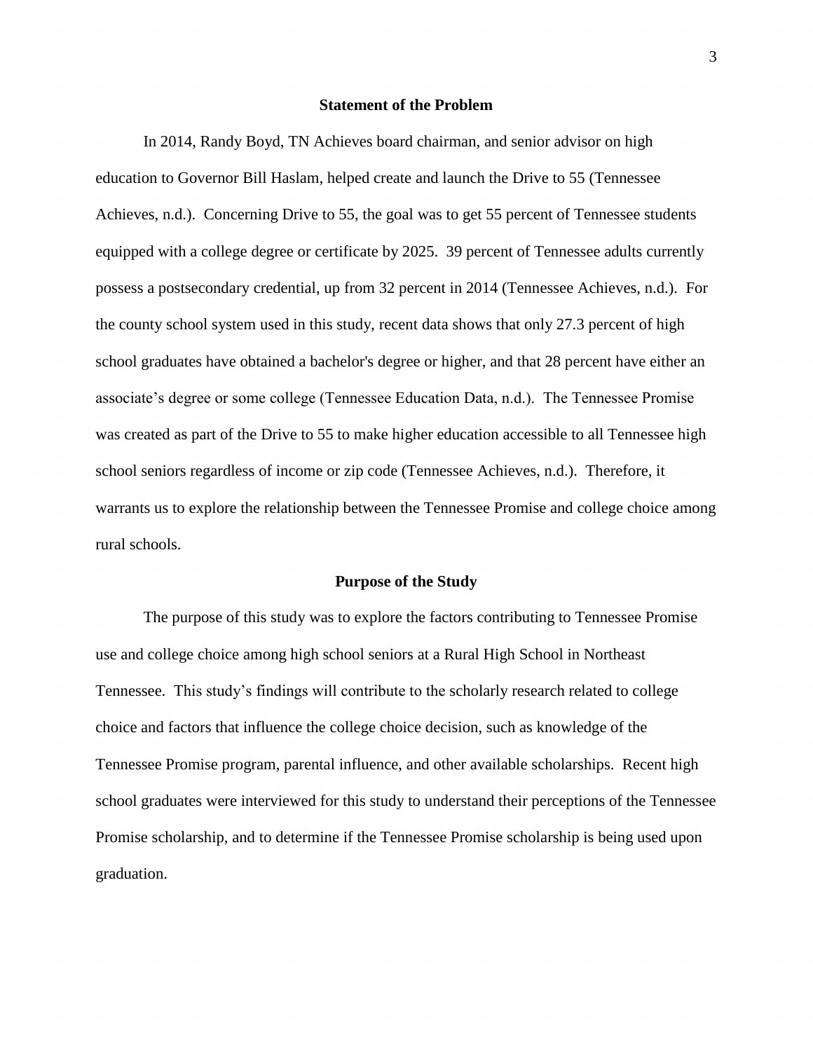## Statement of the Problem

In 2014, Randy Boyd, TN Achieves board chairman, and senior advisor on high education to Governor Bill Haslam, helped create and launch the Drive to 55 (Tennessee Achieves, n.d.). Concerning Drive to 55, the goal was to get 55 percent of Tennessee students equipped with a college degree or certificate by 2025. 39 percent of Tennessee adults currently possess a postsecondary credential, up from 32 percent in 2014 (Tennessee Achieves, n.d.). For the county school system used in this study, recent data shows that only 27.3 percent of high school graduates have obtained a bachelor's degree or higher, and that 28 percent have either an associate's degree or some college (Tennessee Education Data, n.d.). The Tennessee Promise was created as part of the Drive to 55 to make higher education accessible to all Tennessee high school seniors regardless of income or zip code (Tennessee Achieves, n.d.). Therefore, it warrants us to explore the relationship between the Tennessee Promise and college choice among rural schools.

## Purpose of the Study

The purpose of this study was to explore the factors contributing to Tennessee Promise use and college choice among high school seniors at a Rural High School in Northeast Tennessee. This study's findings will contribute to the scholarly research related to college choice and factors that influence the college choice decision, such as knowledge of the Tennessee Promise program, parental influence, and other available scholarships. Recent high school graduates were interviewed for this study to understand their perceptions of the Tennessee Promise scholarship, and to determine if the Tennessee Promise scholarship is being used upon graduation.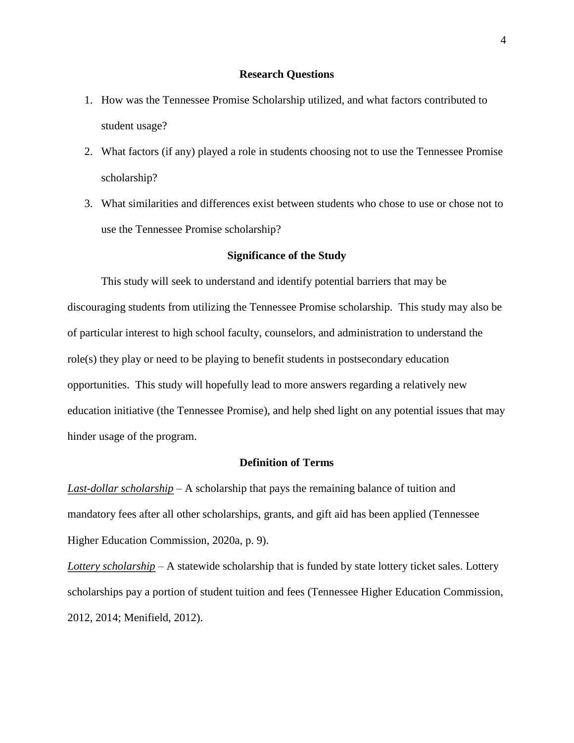## Research Questions

1. How was the Tennessee Promise Scholarship utilized, and what factors contributed to student usage?
2. What factors (if any) played a role in students choosing not to use the Tennessee Promise scholarship?
3. What similarities and differences exist between students who chose to use or chose not to use the Tennessee Promise scholarship?

## Significance of the Study

This study will seek to understand and identify potential barriers that may be discouraging students from utilizing the Tennessee Promise scholarship. This study may also be of particular interest to high school faculty, counselors, and administration to understand the role(s) they play or need to be playing to benefit students in postsecondary education opportunities. This study will hopefully lead to more answers regarding a relatively new education initiative (the Tennessee Promise), and help shed light on any potential issues that may hinder usage of the program.

## Definition of Terms

*Last-dollar scholarship* – A scholarship that pays the remaining balance of tuition and mandatory fees after all other scholarships, grants, and gift aid has been applied (Tennessee Higher Education Commission, 2020a, p. 9).

*Lottery scholarship* – A statewide scholarship that is funded by state lottery ticket sales. Lottery scholarships pay a portion of student tuition and fees (Tennessee Higher Education Commission, 2012, 2014; Menifield, 2012).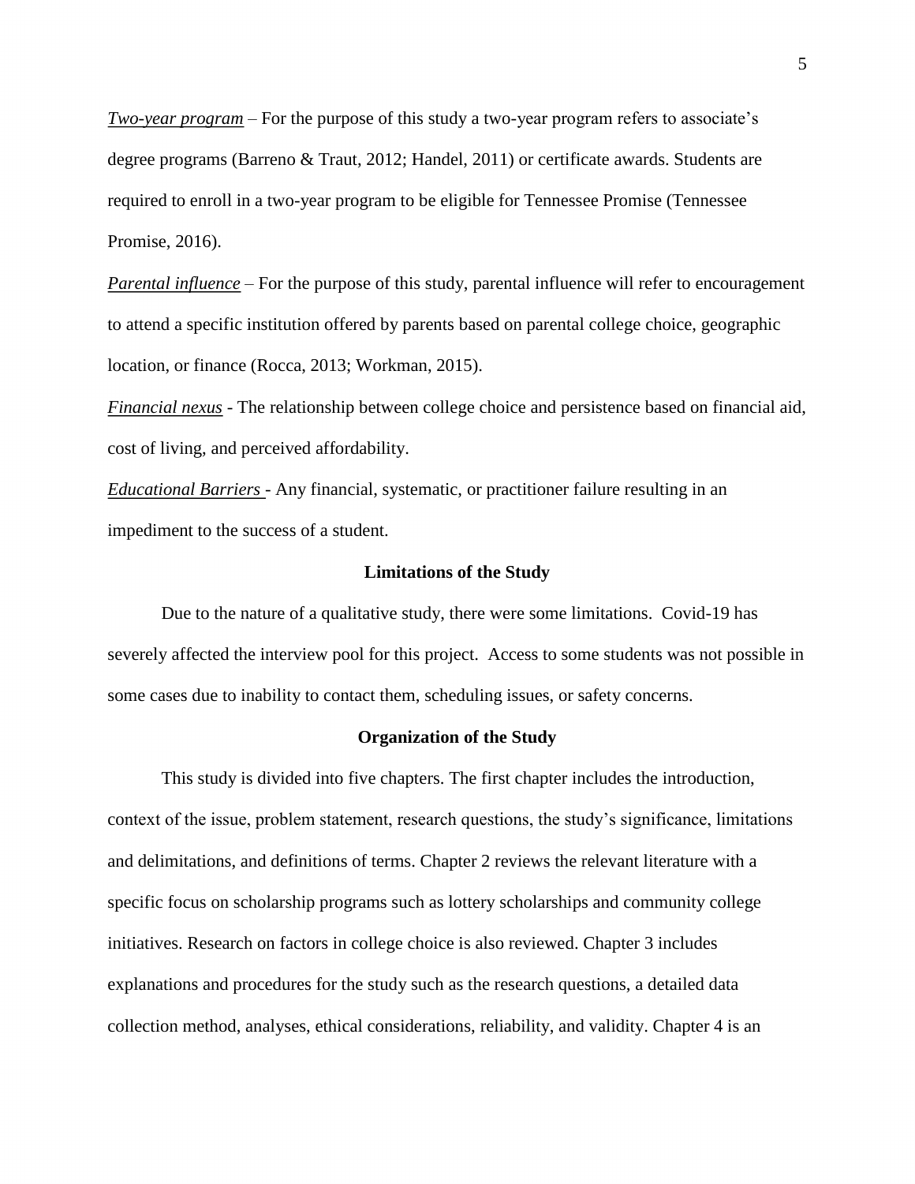*Two-year program* – For the purpose of this study a two-year program refers to associate's degree programs (Barreno & Traut, 2012; Handel, 2011) or certificate awards. Students are required to enroll in a two-year program to be eligible for Tennessee Promise (Tennessee Promise, 2016).

*Parental influence* – For the purpose of this study, parental influence will refer to encouragement to attend a specific institution offered by parents based on parental college choice, geographic location, or finance (Rocca, 2013; Workman, 2015).

*Financial nexus* - The relationship between college choice and persistence based on financial aid, cost of living, and perceived affordability.

*Educational Barriers* - Any financial, systematic, or practitioner failure resulting in an impediment to the success of a student.

## Limitations of the Study

Due to the nature of a qualitative study, there were some limitations. Covid-19 has severely affected the interview pool for this project. Access to some students was not possible in some cases due to inability to contact them, scheduling issues, or safety concerns.

## Organization of the Study

This study is divided into five chapters. The first chapter includes the introduction, context of the issue, problem statement, research questions, the study's significance, limitations and delimitations, and definitions of terms. Chapter 2 reviews the relevant literature with a specific focus on scholarship programs such as lottery scholarships and community college initiatives. Research on factors in college choice is also reviewed. Chapter 3 includes explanations and procedures for the study such as the research questions, a detailed data collection method, analyses, ethical considerations, reliability, and validity. Chapter 4 is an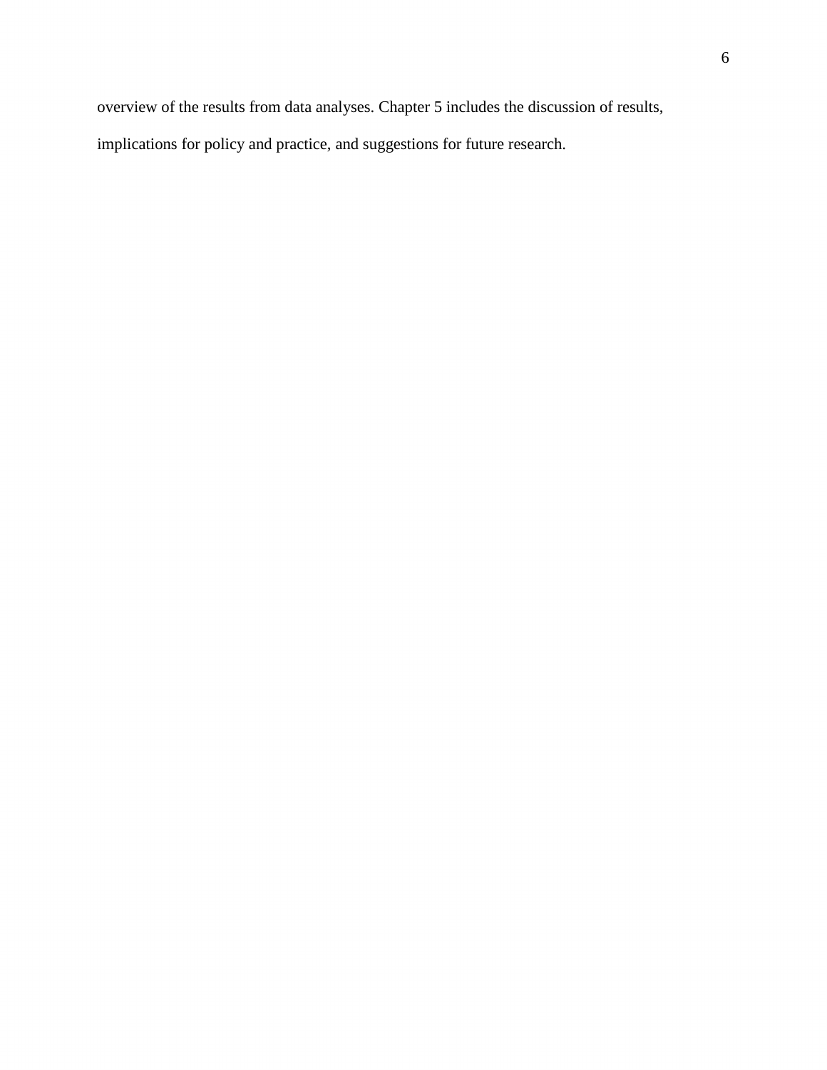overview of the results from data analyses. Chapter 5 includes the discussion of results, implications for policy and practice, and suggestions for future research.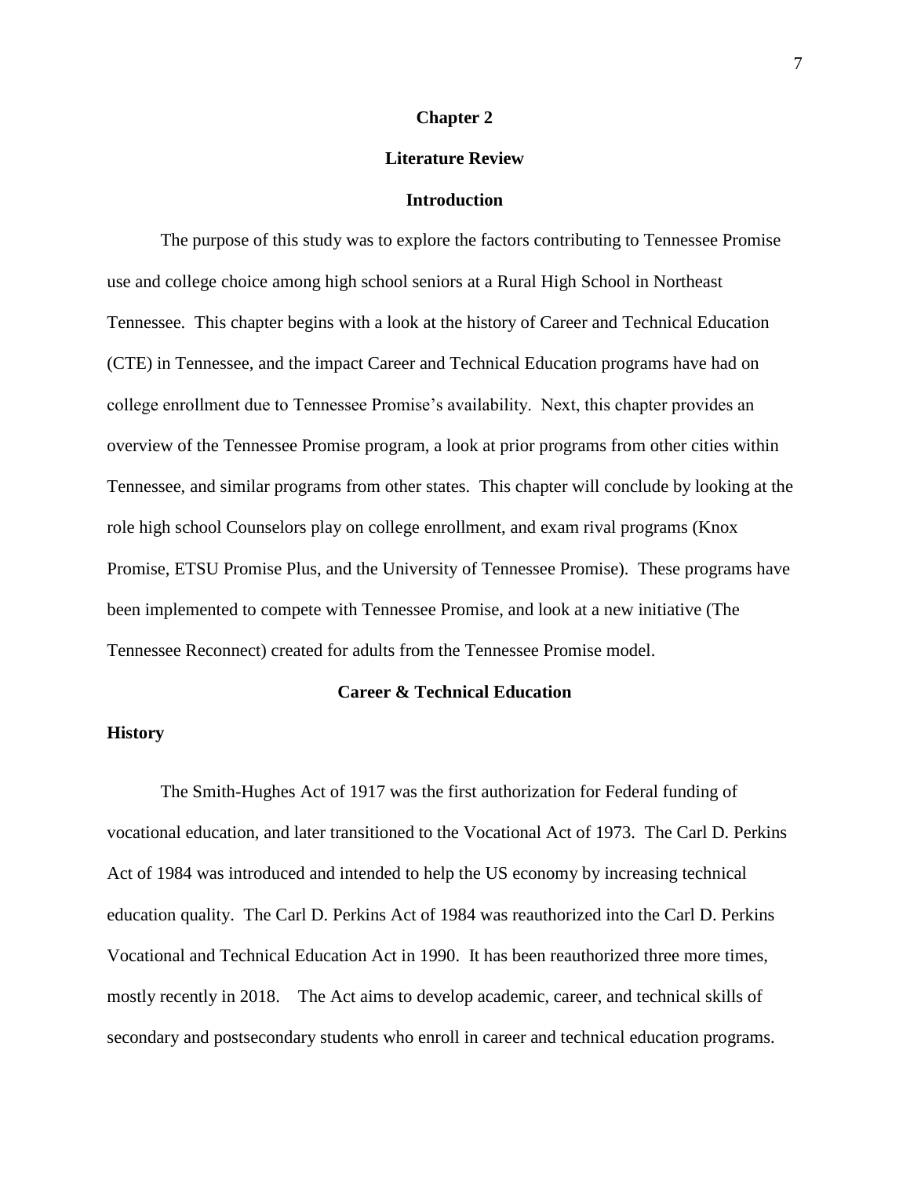# Chapter 2

# Literature Review

## Introduction

The purpose of this study was to explore the factors contributing to Tennessee Promise use and college choice among high school seniors at a Rural High School in Northeast Tennessee. This chapter begins with a look at the history of Career and Technical Education (CTE) in Tennessee, and the impact Career and Technical Education programs have had on college enrollment due to Tennessee Promise's availability. Next, this chapter provides an overview of the Tennessee Promise program, a look at prior programs from other cities within Tennessee, and similar programs from other states. This chapter will conclude by looking at the role high school Counselors play on college enrollment, and exam rival programs (Knox Promise, ETSU Promise Plus, and the University of Tennessee Promise). These programs have been implemented to compete with Tennessee Promise, and look at a new initiative (The Tennessee Reconnect) created for adults from the Tennessee Promise model.

## Career & Technical Education

### History

The Smith-Hughes Act of 1917 was the first authorization for Federal funding of vocational education, and later transitioned to the Vocational Act of 1973. The Carl D. Perkins Act of 1984 was introduced and intended to help the US economy by increasing technical education quality. The Carl D. Perkins Act of 1984 was reauthorized into the Carl D. Perkins Vocational and Technical Education Act in 1990. It has been reauthorized three more times, mostly recently in 2018. The Act aims to develop academic, career, and technical skills of secondary and postsecondary students who enroll in career and technical education programs.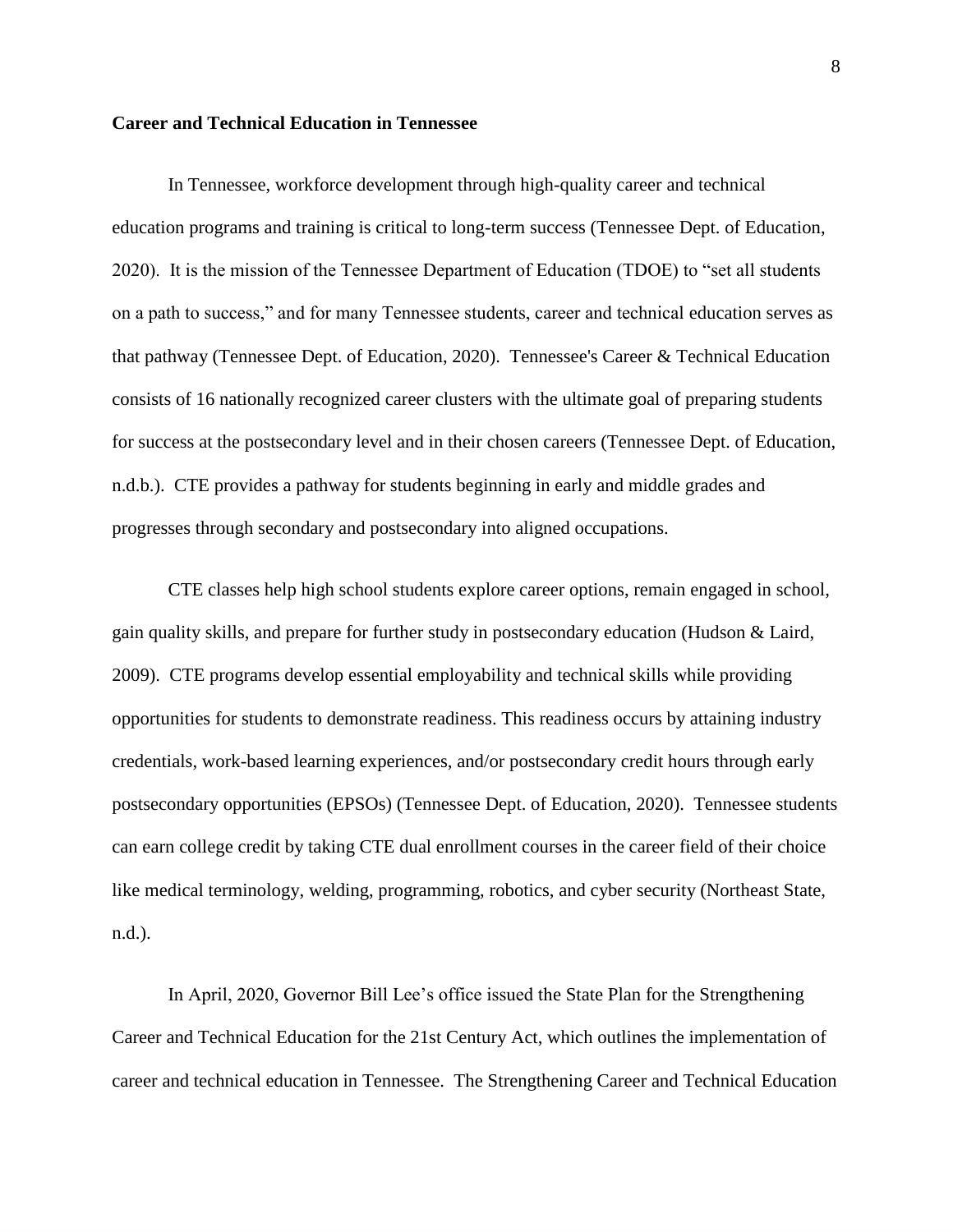## Career and Technical Education in Tennessee

In Tennessee, workforce development through high-quality career and technical education programs and training is critical to long-term success (Tennessee Dept. of Education, 2020). It is the mission of the Tennessee Department of Education (TDOE) to "set all students on a path to success," and for many Tennessee students, career and technical education serves as that pathway (Tennessee Dept. of Education, 2020). Tennessee's Career & Technical Education consists of 16 nationally recognized career clusters with the ultimate goal of preparing students for success at the postsecondary level and in their chosen careers (Tennessee Dept. of Education, n.d.b.). CTE provides a pathway for students beginning in early and middle grades and progresses through secondary and postsecondary into aligned occupations.

CTE classes help high school students explore career options, remain engaged in school, gain quality skills, and prepare for further study in postsecondary education (Hudson & Laird, 2009). CTE programs develop essential employability and technical skills while providing opportunities for students to demonstrate readiness. This readiness occurs by attaining industry credentials, work-based learning experiences, and/or postsecondary credit hours through early postsecondary opportunities (EPSOs) (Tennessee Dept. of Education, 2020). Tennessee students can earn college credit by taking CTE dual enrollment courses in the career field of their choice like medical terminology, welding, programming, robotics, and cyber security (Northeast State, n.d.).

In April, 2020, Governor Bill Lee's office issued the State Plan for the Strengthening Career and Technical Education for the 21st Century Act, which outlines the implementation of career and technical education in Tennessee. The Strengthening Career and Technical Education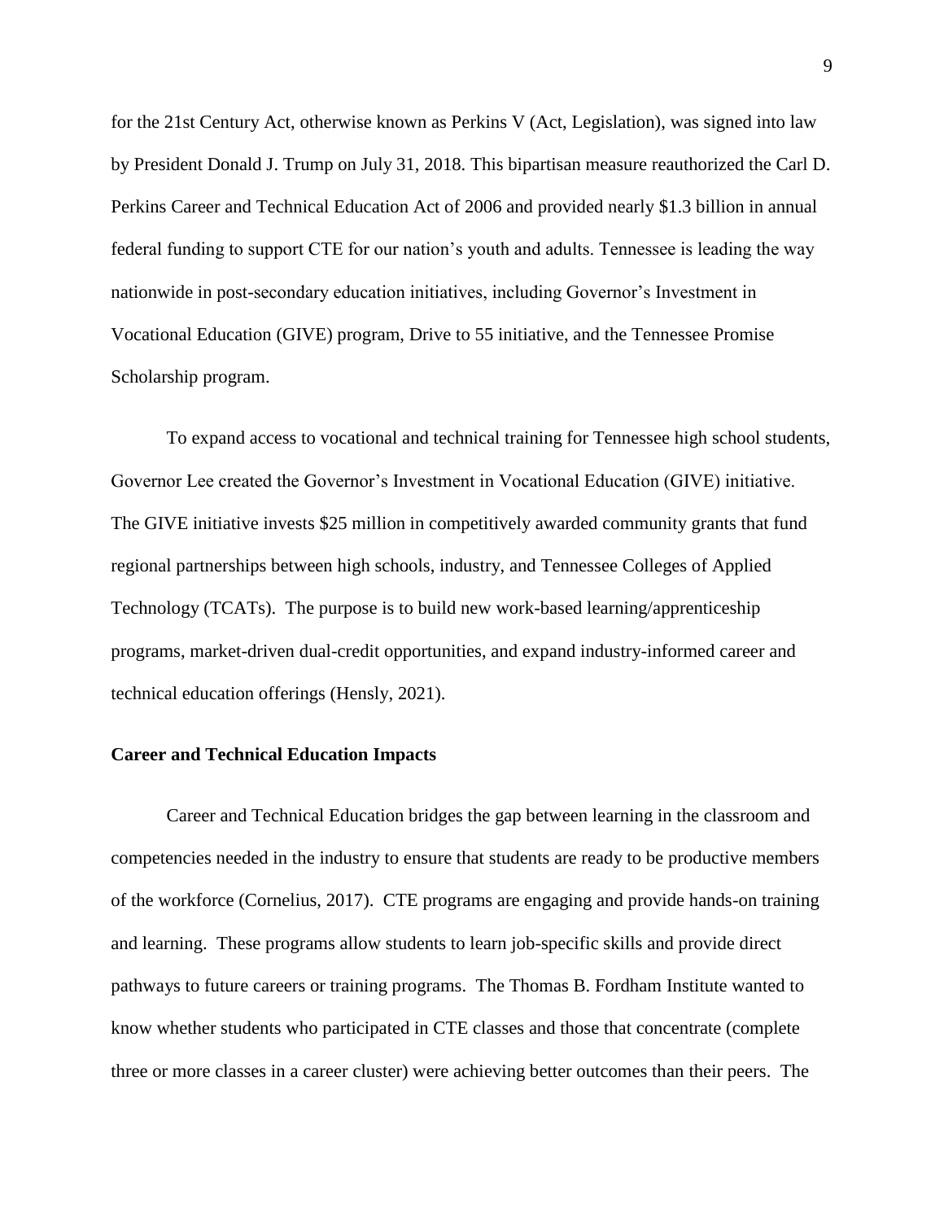for the 21st Century Act, otherwise known as Perkins V (Act, Legislation), was signed into law by President Donald J. Trump on July 31, 2018. This bipartisan measure reauthorized the Carl D. Perkins Career and Technical Education Act of 2006 and provided nearly $1.3 billion in annual federal funding to support CTE for our nation's youth and adults. Tennessee is leading the way nationwide in post-secondary education initiatives, including Governor's Investment in Vocational Education (GIVE) program, Drive to 55 initiative, and the Tennessee Promise Scholarship program.

To expand access to vocational and technical training for Tennessee high school students, Governor Lee created the Governor's Investment in Vocational Education (GIVE) initiative. The GIVE initiative invests $25 million in competitively awarded community grants that fund regional partnerships between high schools, industry, and Tennessee Colleges of Applied Technology (TCATs). The purpose is to build new work-based learning/apprenticeship programs, market-driven dual-credit opportunities, and expand industry-informed career and technical education offerings (Hensly, 2021).

## Career and Technical Education Impacts

Career and Technical Education bridges the gap between learning in the classroom and competencies needed in the industry to ensure that students are ready to be productive members of the workforce (Cornelius, 2017). CTE programs are engaging and provide hands-on training and learning. These programs allow students to learn job-specific skills and provide direct pathways to future careers or training programs. The Thomas B. Fordham Institute wanted to know whether students who participated in CTE classes and those that concentrate (complete three or more classes in a career cluster) were achieving better outcomes than their peers. The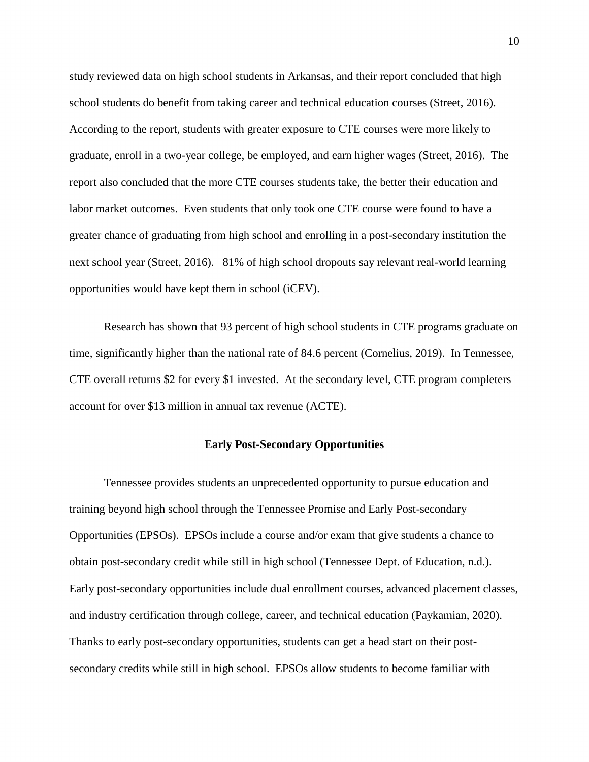study reviewed data on high school students in Arkansas, and their report concluded that high school students do benefit from taking career and technical education courses (Street, 2016). According to the report, students with greater exposure to CTE courses were more likely to graduate, enroll in a two-year college, be employed, and earn higher wages (Street, 2016). The report also concluded that the more CTE courses students take, the better their education and labor market outcomes. Even students that only took one CTE course were found to have a greater chance of graduating from high school and enrolling in a post-secondary institution the next school year (Street, 2016). 81% of high school dropouts say relevant real-world learning opportunities would have kept them in school (iCEV).

Research has shown that 93 percent of high school students in CTE programs graduate on time, significantly higher than the national rate of 84.6 percent (Cornelius, 2019). In Tennessee, CTE overall returns $2 for every $1 invested. At the secondary level, CTE program completers account for over $13 million in annual tax revenue (ACTE).

## Early Post-Secondary Opportunities

Tennessee provides students an unprecedented opportunity to pursue education and training beyond high school through the Tennessee Promise and Early Post-secondary Opportunities (EPSOs). EPSOs include a course and/or exam that give students a chance to obtain post-secondary credit while still in high school (Tennessee Dept. of Education, n.d.). Early post-secondary opportunities include dual enrollment courses, advanced placement classes, and industry certification through college, career, and technical education (Paykamian, 2020). Thanks to early post-secondary opportunities, students can get a head start on their post-secondary credits while still in high school. EPSOs allow students to become familiar with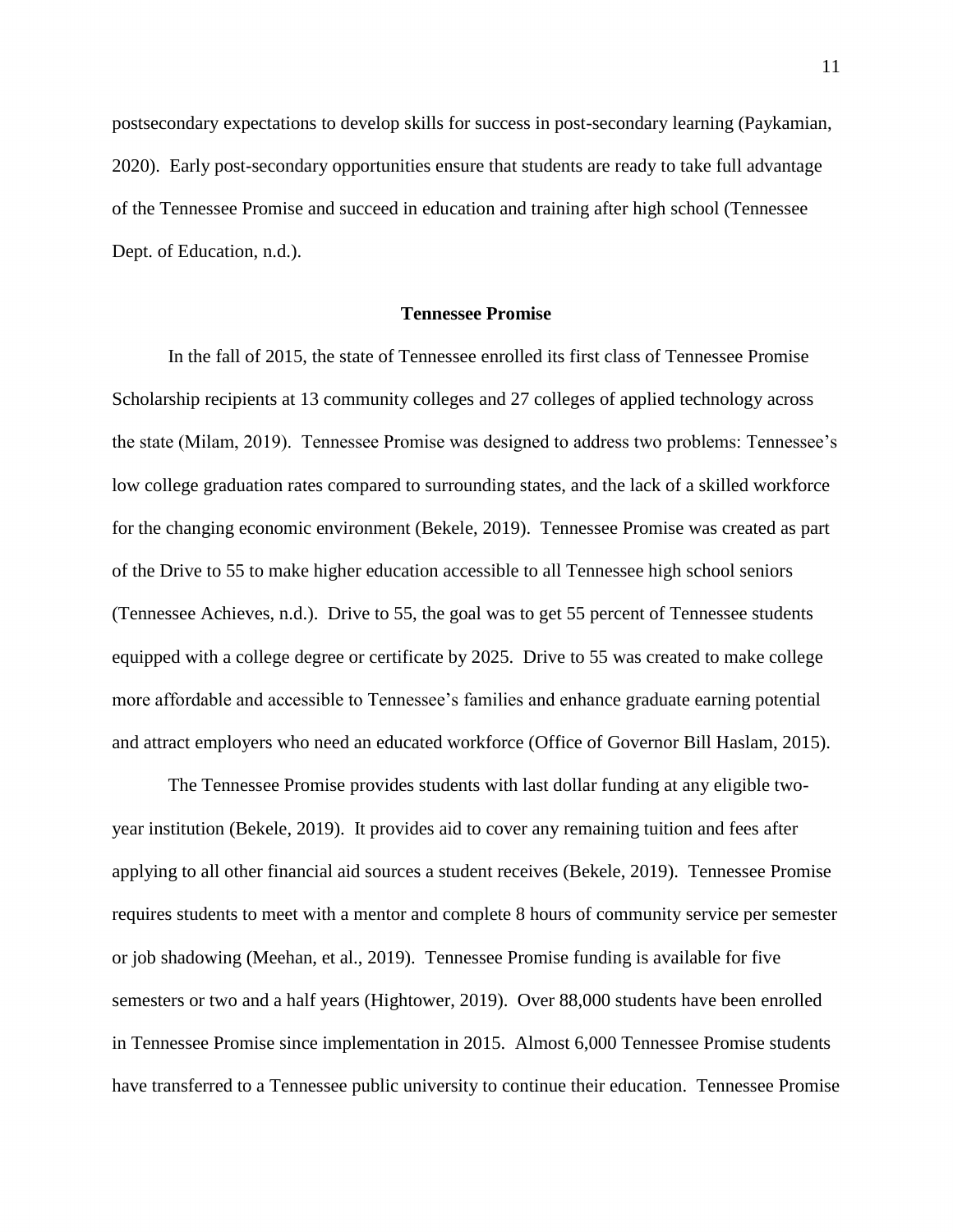postsecondary expectations to develop skills for success in post-secondary learning (Paykamian, 2020). Early post-secondary opportunities ensure that students are ready to take full advantage of the Tennessee Promise and succeed in education and training after high school (Tennessee Dept. of Education, n.d.).

## Tennessee Promise

In the fall of 2015, the state of Tennessee enrolled its first class of Tennessee Promise Scholarship recipients at 13 community colleges and 27 colleges of applied technology across the state (Milam, 2019). Tennessee Promise was designed to address two problems: Tennessee's low college graduation rates compared to surrounding states, and the lack of a skilled workforce for the changing economic environment (Bekele, 2019). Tennessee Promise was created as part of the Drive to 55 to make higher education accessible to all Tennessee high school seniors (Tennessee Achieves, n.d.). Drive to 55, the goal was to get 55 percent of Tennessee students equipped with a college degree or certificate by 2025. Drive to 55 was created to make college more affordable and accessible to Tennessee's families and enhance graduate earning potential and attract employers who need an educated workforce (Office of Governor Bill Haslam, 2015).

The Tennessee Promise provides students with last dollar funding at any eligible two-year institution (Bekele, 2019). It provides aid to cover any remaining tuition and fees after applying to all other financial aid sources a student receives (Bekele, 2019). Tennessee Promise requires students to meet with a mentor and complete 8 hours of community service per semester or job shadowing (Meehan, et al., 2019). Tennessee Promise funding is available for five semesters or two and a half years (Hightower, 2019). Over 88,000 students have been enrolled in Tennessee Promise since implementation in 2015. Almost 6,000 Tennessee Promise students have transferred to a Tennessee public university to continue their education. Tennessee Promise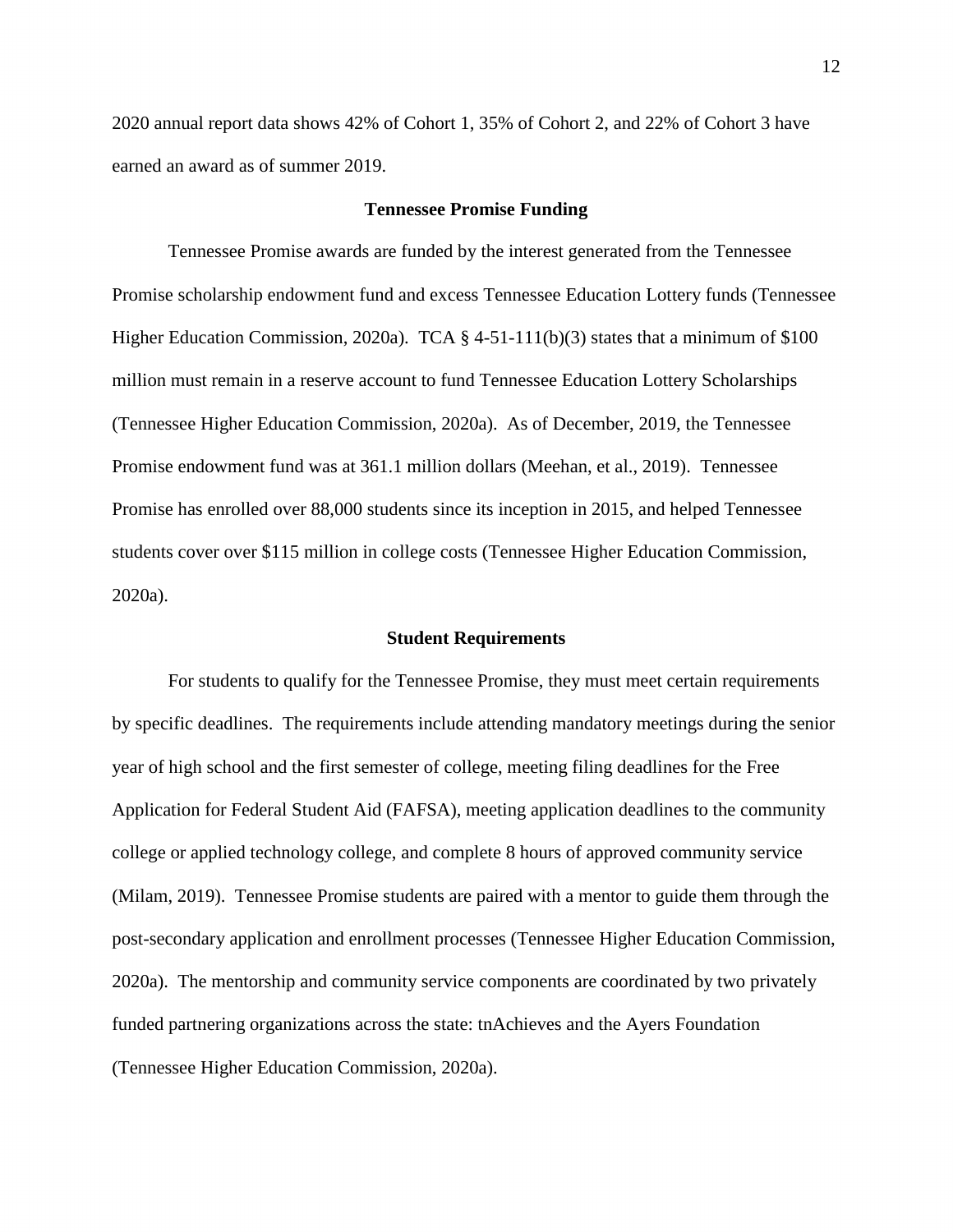2020 annual report data shows 42% of Cohort 1, 35% of Cohort 2, and 22% of Cohort 3 have earned an award as of summer 2019.

## Tennessee Promise Funding

Tennessee Promise awards are funded by the interest generated from the Tennessee Promise scholarship endowment fund and excess Tennessee Education Lottery funds (Tennessee Higher Education Commission, 2020a). TCA § 4-51-111(b)(3) states that a minimum of $100 million must remain in a reserve account to fund Tennessee Education Lottery Scholarships (Tennessee Higher Education Commission, 2020a). As of December, 2019, the Tennessee Promise endowment fund was at 361.1 million dollars (Meehan, et al., 2019). Tennessee Promise has enrolled over 88,000 students since its inception in 2015, and helped Tennessee students cover over $115 million in college costs (Tennessee Higher Education Commission, 2020a).

## Student Requirements

For students to qualify for the Tennessee Promise, they must meet certain requirements by specific deadlines. The requirements include attending mandatory meetings during the senior year of high school and the first semester of college, meeting filing deadlines for the Free Application for Federal Student Aid (FAFSA), meeting application deadlines to the community college or applied technology college, and complete 8 hours of approved community service (Milam, 2019). Tennessee Promise students are paired with a mentor to guide them through the post-secondary application and enrollment processes (Tennessee Higher Education Commission, 2020a). The mentorship and community service components are coordinated by two privately funded partnering organizations across the state: tnAchieves and the Ayers Foundation (Tennessee Higher Education Commission, 2020a).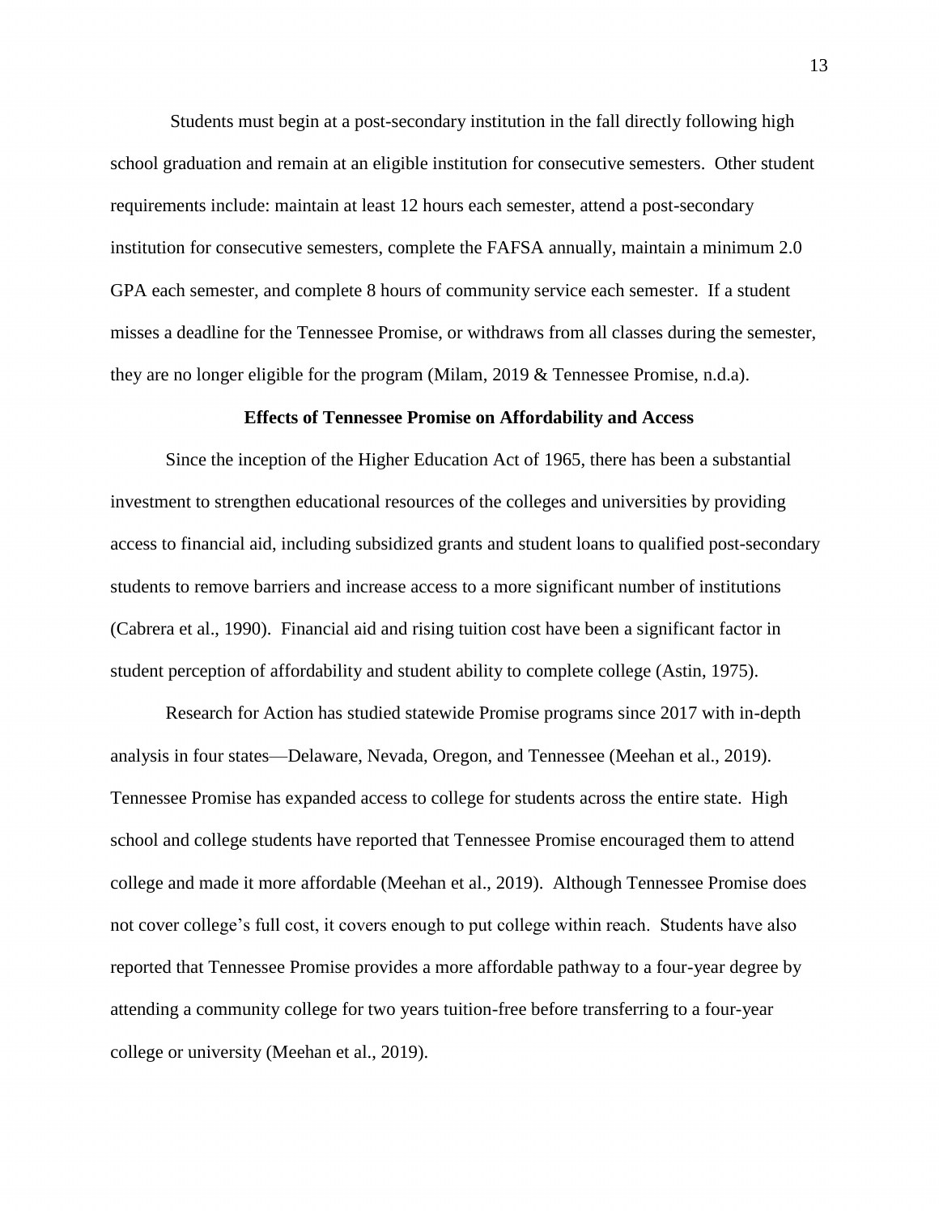Students must begin at a post-secondary institution in the fall directly following high school graduation and remain at an eligible institution for consecutive semesters. Other student requirements include: maintain at least 12 hours each semester, attend a post-secondary institution for consecutive semesters, complete the FAFSA annually, maintain a minimum 2.0 GPA each semester, and complete 8 hours of community service each semester. If a student misses a deadline for the Tennessee Promise, or withdraws from all classes during the semester, they are no longer eligible for the program (Milam, 2019 & Tennessee Promise, n.d.a).

## Effects of Tennessee Promise on Affordability and Access

Since the inception of the Higher Education Act of 1965, there has been a substantial investment to strengthen educational resources of the colleges and universities by providing access to financial aid, including subsidized grants and student loans to qualified post-secondary students to remove barriers and increase access to a more significant number of institutions (Cabrera et al., 1990). Financial aid and rising tuition cost have been a significant factor in student perception of affordability and student ability to complete college (Astin, 1975).

Research for Action has studied statewide Promise programs since 2017 with in-depth analysis in four states—Delaware, Nevada, Oregon, and Tennessee (Meehan et al., 2019). Tennessee Promise has expanded access to college for students across the entire state. High school and college students have reported that Tennessee Promise encouraged them to attend college and made it more affordable (Meehan et al., 2019). Although Tennessee Promise does not cover college's full cost, it covers enough to put college within reach. Students have also reported that Tennessee Promise provides a more affordable pathway to a four-year degree by attending a community college for two years tuition-free before transferring to a four-year college or university (Meehan et al., 2019).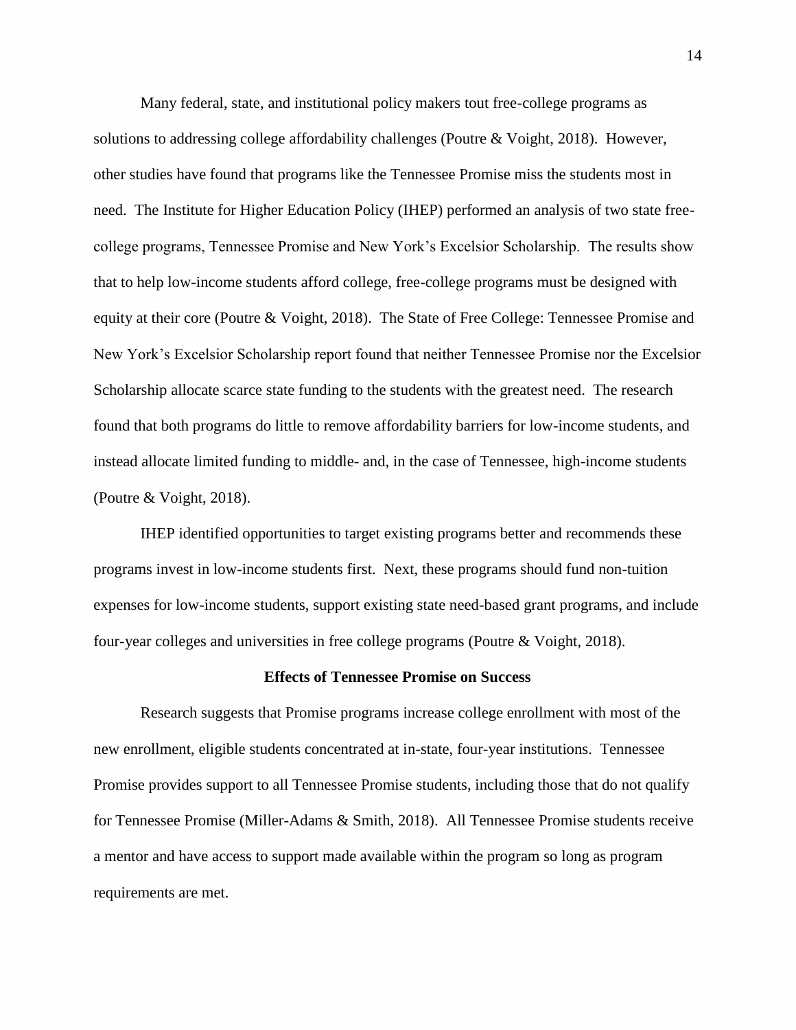Many federal, state, and institutional policy makers tout free-college programs as solutions to addressing college affordability challenges (Poutre & Voight, 2018). However, other studies have found that programs like the Tennessee Promise miss the students most in need. The Institute for Higher Education Policy (IHEP) performed an analysis of two state free-college programs, Tennessee Promise and New York's Excelsior Scholarship. The results show that to help low-income students afford college, free-college programs must be designed with equity at their core (Poutre & Voight, 2018). The State of Free College: Tennessee Promise and New York's Excelsior Scholarship report found that neither Tennessee Promise nor the Excelsior Scholarship allocate scarce state funding to the students with the greatest need. The research found that both programs do little to remove affordability barriers for low-income students, and instead allocate limited funding to middle- and, in the case of Tennessee, high-income students (Poutre & Voight, 2018).

IHEP identified opportunities to target existing programs better and recommends these programs invest in low-income students first. Next, these programs should fund non-tuition expenses for low-income students, support existing state need-based grant programs, and include four-year colleges and universities in free college programs (Poutre & Voight, 2018).

## Effects of Tennessee Promise on Success

Research suggests that Promise programs increase college enrollment with most of the new enrollment, eligible students concentrated at in-state, four-year institutions. Tennessee Promise provides support to all Tennessee Promise students, including those that do not qualify for Tennessee Promise (Miller-Adams & Smith, 2018). All Tennessee Promise students receive a mentor and have access to support made available within the program so long as program requirements are met.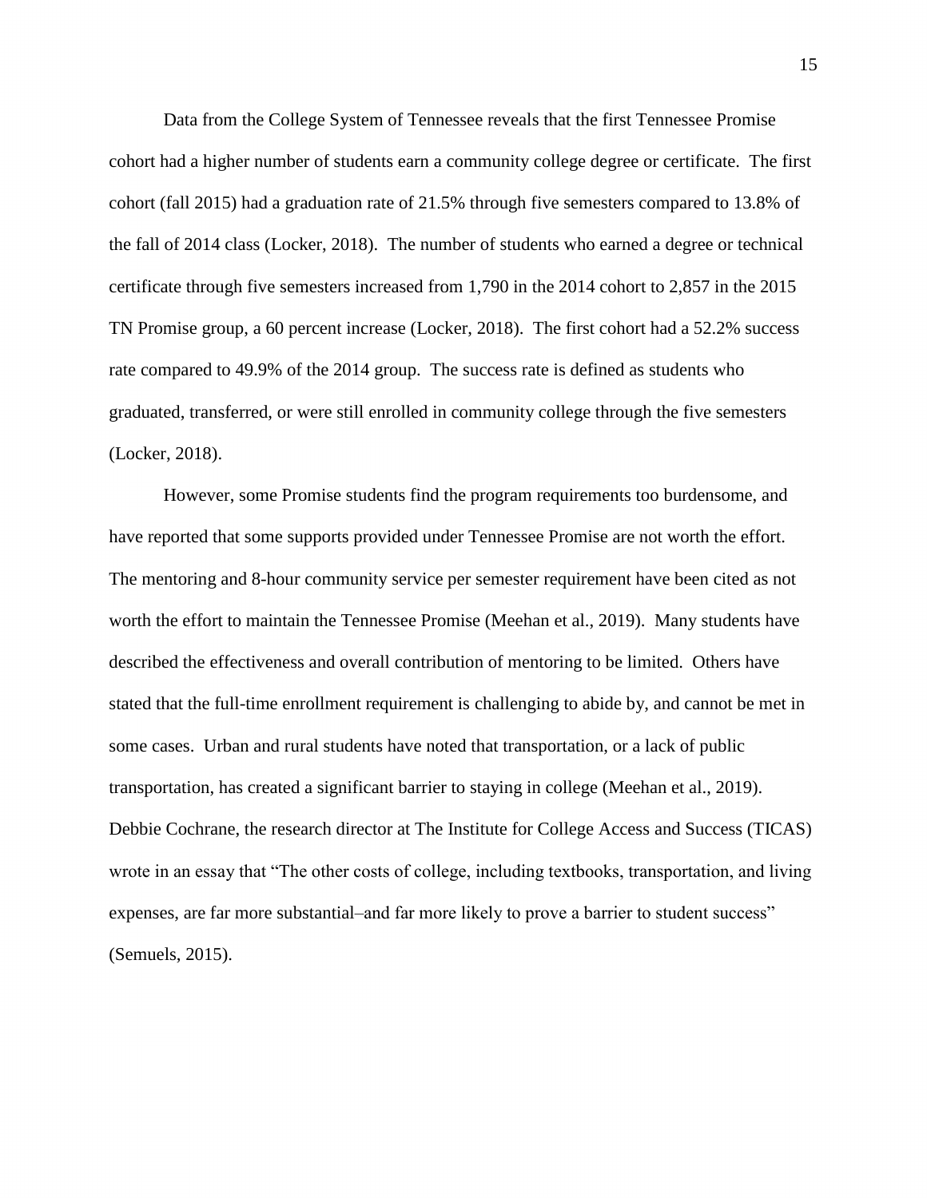Data from the College System of Tennessee reveals that the first Tennessee Promise cohort had a higher number of students earn a community college degree or certificate. The first cohort (fall 2015) had a graduation rate of 21.5% through five semesters compared to 13.8% of the fall of 2014 class (Locker, 2018). The number of students who earned a degree or technical certificate through five semesters increased from 1,790 in the 2014 cohort to 2,857 in the 2015 TN Promise group, a 60 percent increase (Locker, 2018). The first cohort had a 52.2% success rate compared to 49.9% of the 2014 group. The success rate is defined as students who graduated, transferred, or were still enrolled in community college through the five semesters (Locker, 2018).

However, some Promise students find the program requirements too burdensome, and have reported that some supports provided under Tennessee Promise are not worth the effort. The mentoring and 8-hour community service per semester requirement have been cited as not worth the effort to maintain the Tennessee Promise (Meehan et al., 2019). Many students have described the effectiveness and overall contribution of mentoring to be limited. Others have stated that the full-time enrollment requirement is challenging to abide by, and cannot be met in some cases. Urban and rural students have noted that transportation, or a lack of public transportation, has created a significant barrier to staying in college (Meehan et al., 2019). Debbie Cochrane, the research director at The Institute for College Access and Success (TICAS) wrote in an essay that "The other costs of college, including textbooks, transportation, and living expenses, are far more substantial–and far more likely to prove a barrier to student success" (Semuels, 2015).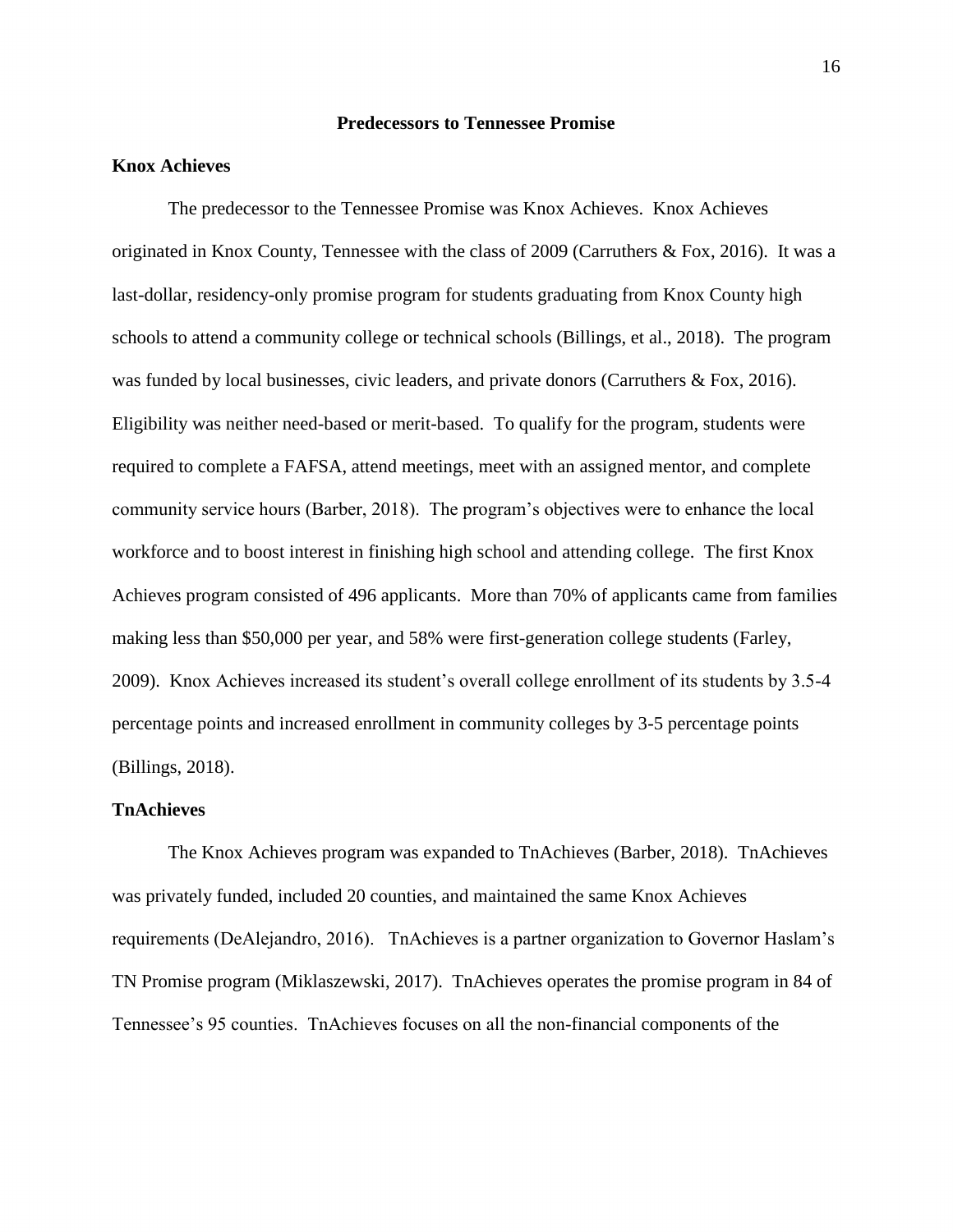## Predecessors to Tennessee Promise

### Knox Achieves

The predecessor to the Tennessee Promise was Knox Achieves. Knox Achieves originated in Knox County, Tennessee with the class of 2009 (Carruthers & Fox, 2016). It was a last-dollar, residency-only promise program for students graduating from Knox County high schools to attend a community college or technical schools (Billings, et al., 2018). The program was funded by local businesses, civic leaders, and private donors (Carruthers & Fox, 2016). Eligibility was neither need-based or merit-based. To qualify for the program, students were required to complete a FAFSA, attend meetings, meet with an assigned mentor, and complete community service hours (Barber, 2018). The program's objectives were to enhance the local workforce and to boost interest in finishing high school and attending college. The first Knox Achieves program consisted of 496 applicants. More than 70% of applicants came from families making less than $50,000 per year, and 58% were first-generation college students (Farley, 2009). Knox Achieves increased its student's overall college enrollment of its students by 3.5-4 percentage points and increased enrollment in community colleges by 3-5 percentage points (Billings, 2018).

### TnAchieves

The Knox Achieves program was expanded to TnAchieves (Barber, 2018). TnAchieves was privately funded, included 20 counties, and maintained the same Knox Achieves requirements (DeAlejandro, 2016). TnAchieves is a partner organization to Governor Haslam's TN Promise program (Miklaszewski, 2017). TnAchieves operates the promise program in 84 of Tennessee's 95 counties. TnAchieves focuses on all the non-financial components of the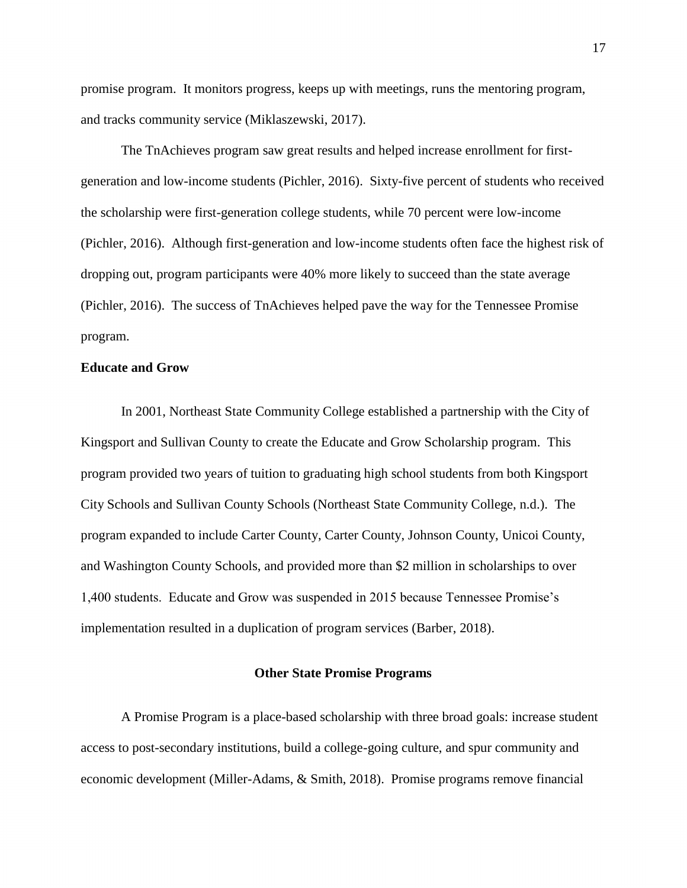promise program. It monitors progress, keeps up with meetings, runs the mentoring program, and tracks community service (Miklaszewski, 2017).

The TnAchieves program saw great results and helped increase enrollment for first-generation and low-income students (Pichler, 2016). Sixty-five percent of students who received the scholarship were first-generation college students, while 70 percent were low-income (Pichler, 2016). Although first-generation and low-income students often face the highest risk of dropping out, program participants were 40% more likely to succeed than the state average (Pichler, 2016). The success of TnAchieves helped pave the way for the Tennessee Promise program.

### Educate and Grow

In 2001, Northeast State Community College established a partnership with the City of Kingsport and Sullivan County to create the Educate and Grow Scholarship program. This program provided two years of tuition to graduating high school students from both Kingsport City Schools and Sullivan County Schools (Northeast State Community College, n.d.). The program expanded to include Carter County, Carter County, Johnson County, Unicoi County, and Washington County Schools, and provided more than $2 million in scholarships to over 1,400 students. Educate and Grow was suspended in 2015 because Tennessee Promise's implementation resulted in a duplication of program services (Barber, 2018).

## Other State Promise Programs

A Promise Program is a place-based scholarship with three broad goals: increase student access to post-secondary institutions, build a college-going culture, and spur community and economic development (Miller-Adams, & Smith, 2018). Promise programs remove financial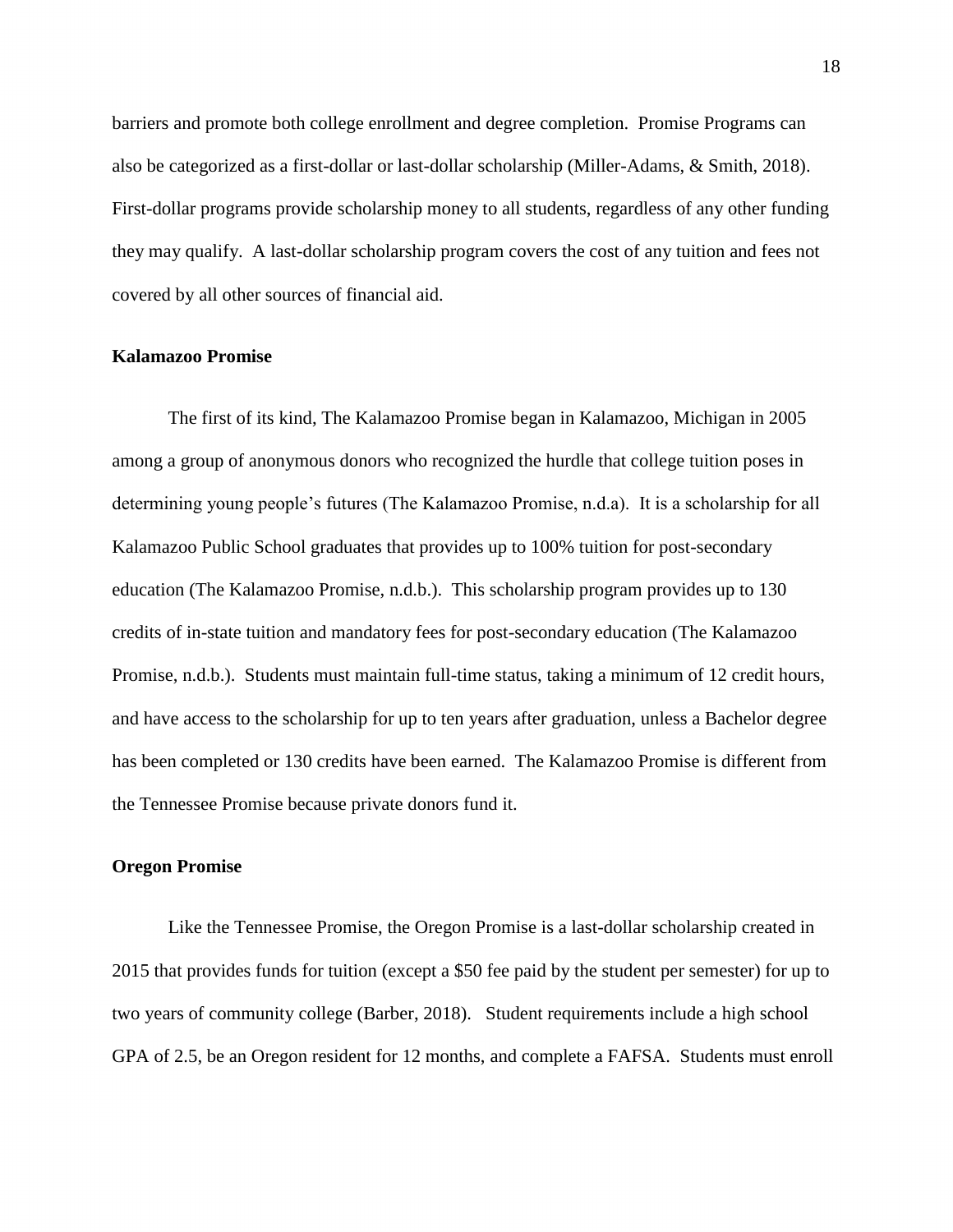barriers and promote both college enrollment and degree completion. Promise Programs can also be categorized as a first-dollar or last-dollar scholarship (Miller-Adams, & Smith, 2018). First-dollar programs provide scholarship money to all students, regardless of any other funding they may qualify. A last-dollar scholarship program covers the cost of any tuition and fees not covered by all other sources of financial aid.

**Kalamazoo Promise**

The first of its kind, The Kalamazoo Promise began in Kalamazoo, Michigan in 2005 among a group of anonymous donors who recognized the hurdle that college tuition poses in determining young people's futures (The Kalamazoo Promise, n.d.a). It is a scholarship for all Kalamazoo Public School graduates that provides up to 100% tuition for post-secondary education (The Kalamazoo Promise, n.d.b.). This scholarship program provides up to 130 credits of in-state tuition and mandatory fees for post-secondary education (The Kalamazoo Promise, n.d.b.). Students must maintain full-time status, taking a minimum of 12 credit hours, and have access to the scholarship for up to ten years after graduation, unless a Bachelor degree has been completed or 130 credits have been earned. The Kalamazoo Promise is different from the Tennessee Promise because private donors fund it.

**Oregon Promise**

Like the Tennessee Promise, the Oregon Promise is a last-dollar scholarship created in 2015 that provides funds for tuition (except a $50 fee paid by the student per semester) for up to two years of community college (Barber, 2018). Student requirements include a high school GPA of 2.5, be an Oregon resident for 12 months, and complete a FAFSA. Students must enroll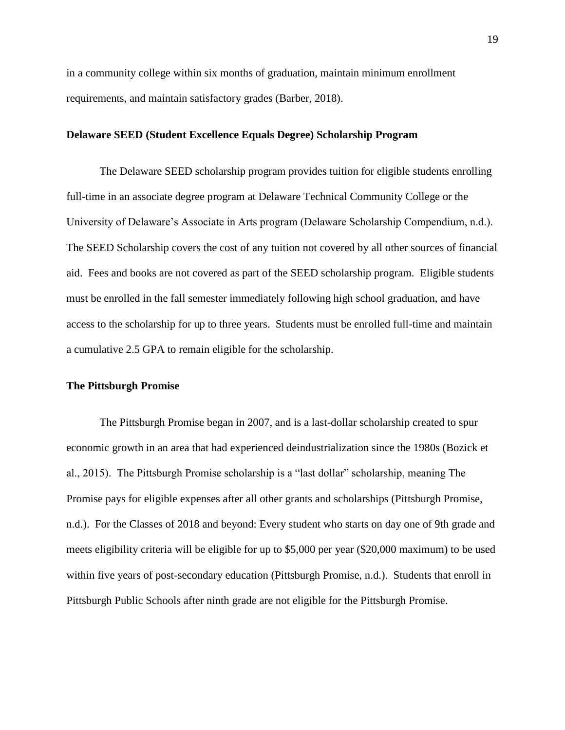in a community college within six months of graduation, maintain minimum enrollment requirements, and maintain satisfactory grades (Barber, 2018).

### Delaware SEED (Student Excellence Equals Degree) Scholarship Program

The Delaware SEED scholarship program provides tuition for eligible students enrolling full-time in an associate degree program at Delaware Technical Community College or the University of Delaware's Associate in Arts program (Delaware Scholarship Compendium, n.d.). The SEED Scholarship covers the cost of any tuition not covered by all other sources of financial aid. Fees and books are not covered as part of the SEED scholarship program. Eligible students must be enrolled in the fall semester immediately following high school graduation, and have access to the scholarship for up to three years. Students must be enrolled full-time and maintain a cumulative 2.5 GPA to remain eligible for the scholarship.

### The Pittsburgh Promise

The Pittsburgh Promise began in 2007, and is a last-dollar scholarship created to spur economic growth in an area that had experienced deindustrialization since the 1980s (Bozick et al., 2015). The Pittsburgh Promise scholarship is a "last dollar" scholarship, meaning The Promise pays for eligible expenses after all other grants and scholarships (Pittsburgh Promise, n.d.). For the Classes of 2018 and beyond: Every student who starts on day one of 9th grade and meets eligibility criteria will be eligible for up to $5,000 per year ($20,000 maximum) to be used within five years of post-secondary education (Pittsburgh Promise, n.d.). Students that enroll in Pittsburgh Public Schools after ninth grade are not eligible for the Pittsburgh Promise.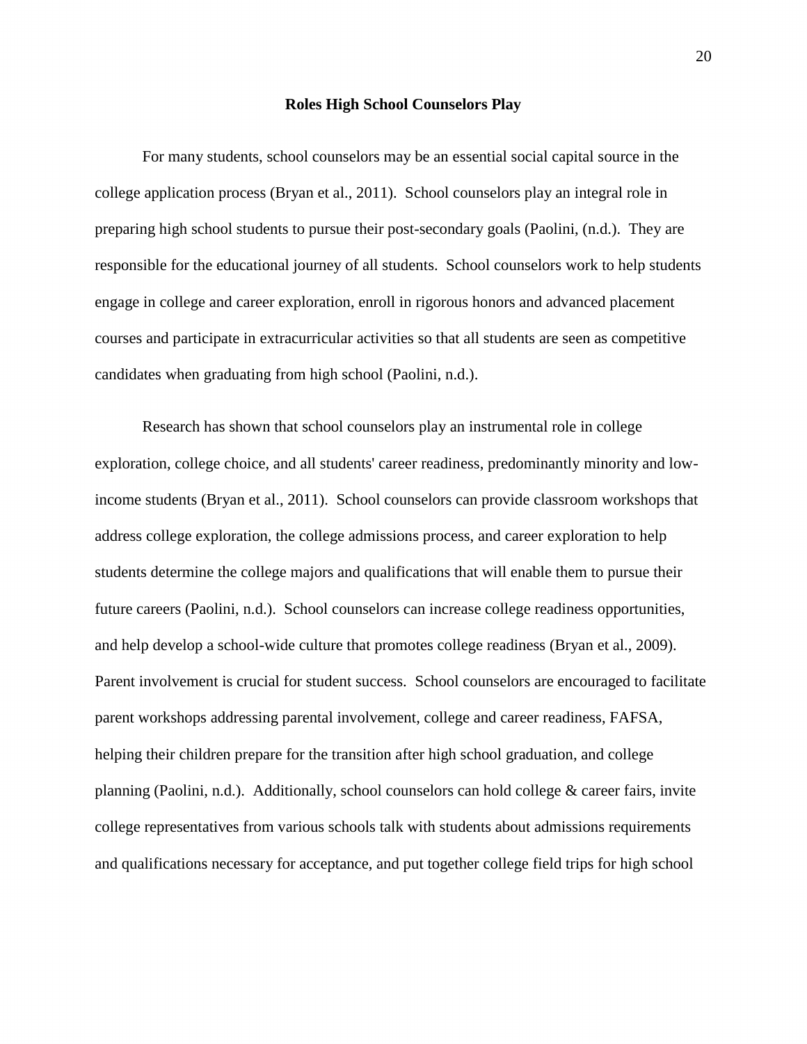**Roles High School Counselors Play**

For many students, school counselors may be an essential social capital source in the college application process (Bryan et al., 2011). School counselors play an integral role in preparing high school students to pursue their post-secondary goals (Paolini, (n.d.). They are responsible for the educational journey of all students. School counselors work to help students engage in college and career exploration, enroll in rigorous honors and advanced placement courses and participate in extracurricular activities so that all students are seen as competitive candidates when graduating from high school (Paolini, n.d.).

Research has shown that school counselors play an instrumental role in college exploration, college choice, and all students' career readiness, predominantly minority and low-income students (Bryan et al., 2011). School counselors can provide classroom workshops that address college exploration, the college admissions process, and career exploration to help students determine the college majors and qualifications that will enable them to pursue their future careers (Paolini, n.d.). School counselors can increase college readiness opportunities, and help develop a school-wide culture that promotes college readiness (Bryan et al., 2009). Parent involvement is crucial for student success. School counselors are encouraged to facilitate parent workshops addressing parental involvement, college and career readiness, FAFSA, helping their children prepare for the transition after high school graduation, and college planning (Paolini, n.d.). Additionally, school counselors can hold college & career fairs, invite college representatives from various schools talk with students about admissions requirements and qualifications necessary for acceptance, and put together college field trips for high school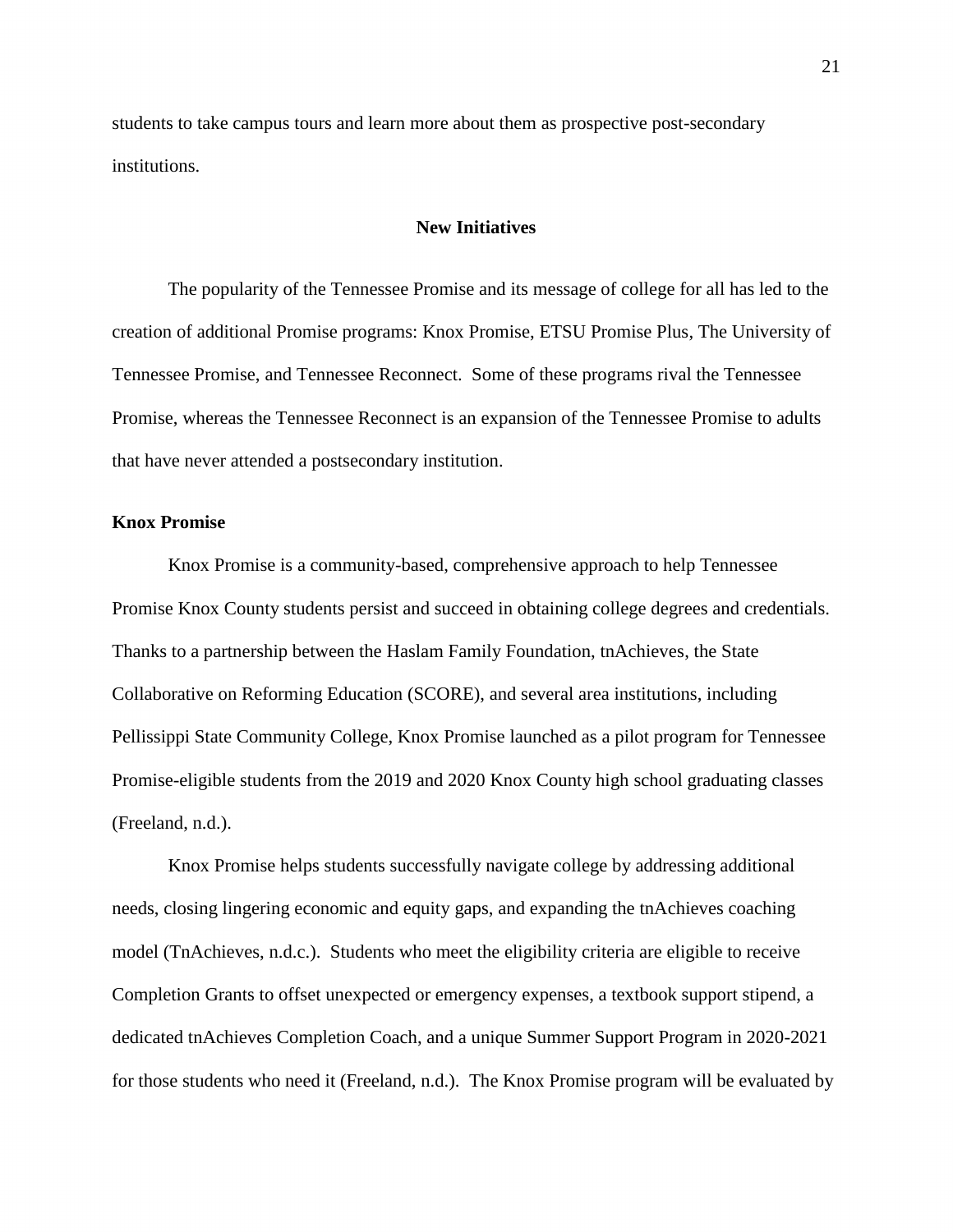students to take campus tours and learn more about them as prospective post-secondary institutions.

## New Initiatives

The popularity of the Tennessee Promise and its message of college for all has led to the creation of additional Promise programs: Knox Promise, ETSU Promise Plus, The University of Tennessee Promise, and Tennessee Reconnect. Some of these programs rival the Tennessee Promise, whereas the Tennessee Reconnect is an expansion of the Tennessee Promise to adults that have never attended a postsecondary institution.

### Knox Promise

Knox Promise is a community-based, comprehensive approach to help Tennessee Promise Knox County students persist and succeed in obtaining college degrees and credentials. Thanks to a partnership between the Haslam Family Foundation, tnAchieves, the State Collaborative on Reforming Education (SCORE), and several area institutions, including Pellissippi State Community College, Knox Promise launched as a pilot program for Tennessee Promise-eligible students from the 2019 and 2020 Knox County high school graduating classes (Freeland, n.d.).

Knox Promise helps students successfully navigate college by addressing additional needs, closing lingering economic and equity gaps, and expanding the tnAchieves coaching model (TnAchieves, n.d.c.). Students who meet the eligibility criteria are eligible to receive Completion Grants to offset unexpected or emergency expenses, a textbook support stipend, a dedicated tnAchieves Completion Coach, and a unique Summer Support Program in 2020-2021 for those students who need it (Freeland, n.d.). The Knox Promise program will be evaluated by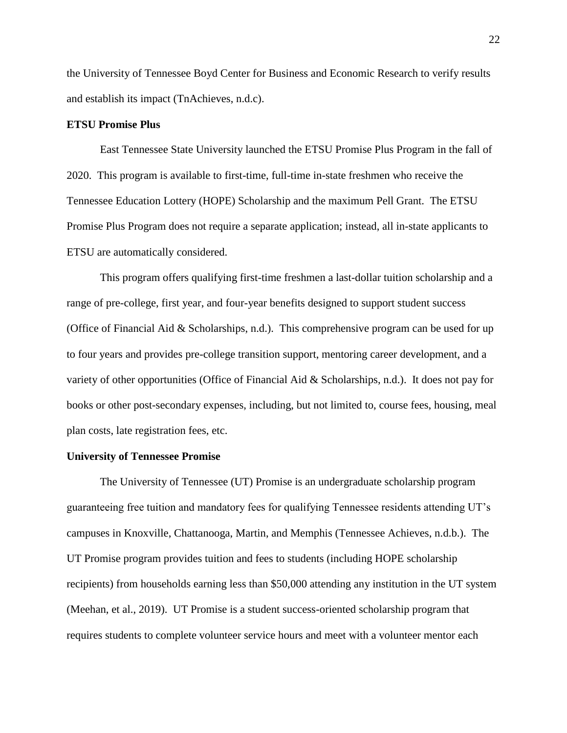the University of Tennessee Boyd Center for Business and Economic Research to verify results and establish its impact (TnAchieves, n.d.c).

**ETSU Promise Plus**

East Tennessee State University launched the ETSU Promise Plus Program in the fall of 2020. This program is available to first-time, full-time in-state freshmen who receive the Tennessee Education Lottery (HOPE) Scholarship and the maximum Pell Grant. The ETSU Promise Plus Program does not require a separate application; instead, all in-state applicants to ETSU are automatically considered.

This program offers qualifying first-time freshmen a last-dollar tuition scholarship and a range of pre-college, first year, and four-year benefits designed to support student success (Office of Financial Aid & Scholarships, n.d.). This comprehensive program can be used for up to four years and provides pre-college transition support, mentoring career development, and a variety of other opportunities (Office of Financial Aid & Scholarships, n.d.). It does not pay for books or other post-secondary expenses, including, but not limited to, course fees, housing, meal plan costs, late registration fees, etc.

**University of Tennessee Promise**

The University of Tennessee (UT) Promise is an undergraduate scholarship program guaranteeing free tuition and mandatory fees for qualifying Tennessee residents attending UT's campuses in Knoxville, Chattanooga, Martin, and Memphis (Tennessee Achieves, n.d.b.). The UT Promise program provides tuition and fees to students (including HOPE scholarship recipients) from households earning less than $50,000 attending any institution in the UT system (Meehan, et al., 2019). UT Promise is a student success-oriented scholarship program that requires students to complete volunteer service hours and meet with a volunteer mentor each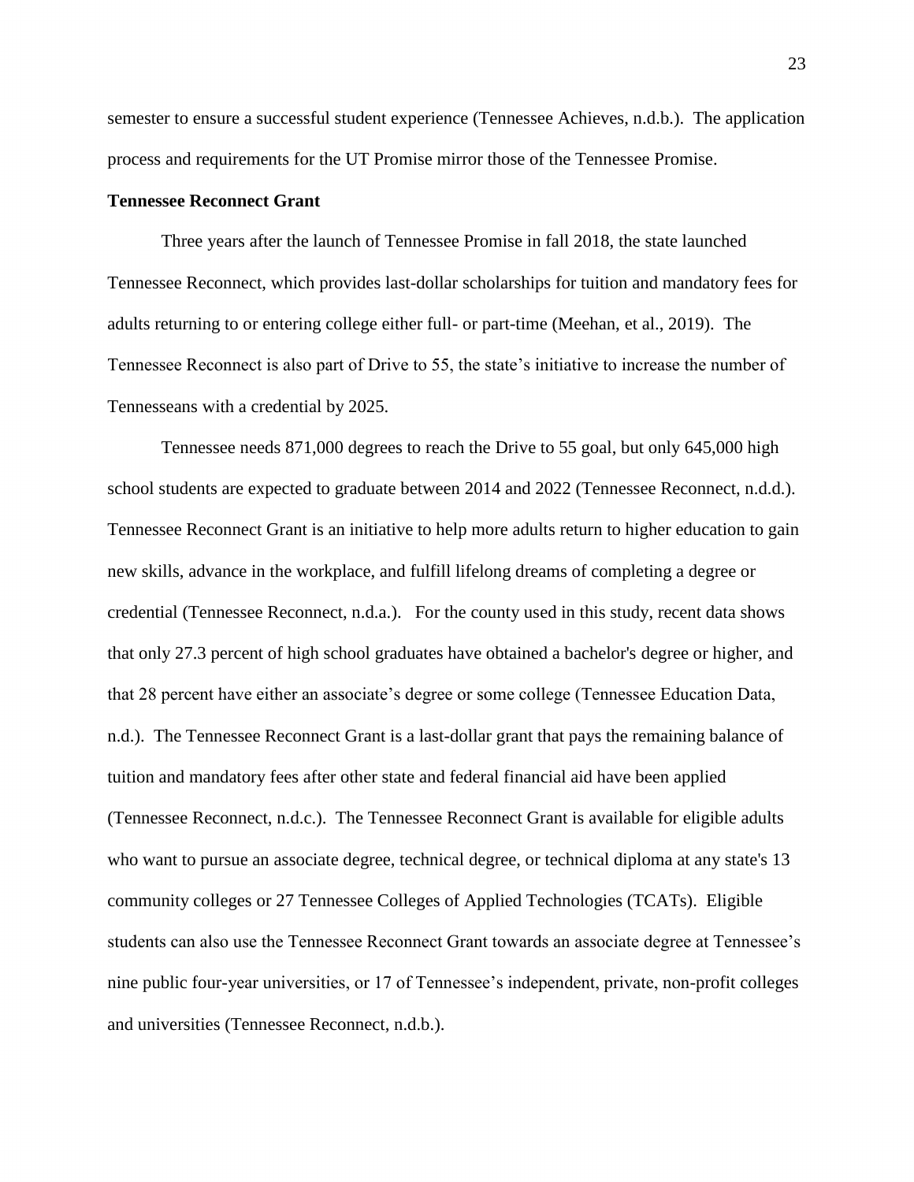semester to ensure a successful student experience (Tennessee Achieves, n.d.b.). The application process and requirements for the UT Promise mirror those of the Tennessee Promise.

**Tennessee Reconnect Grant**

Three years after the launch of Tennessee Promise in fall 2018, the state launched Tennessee Reconnect, which provides last-dollar scholarships for tuition and mandatory fees for adults returning to or entering college either full- or part-time (Meehan, et al., 2019). The Tennessee Reconnect is also part of Drive to 55, the state's initiative to increase the number of Tennesseans with a credential by 2025.

Tennessee needs 871,000 degrees to reach the Drive to 55 goal, but only 645,000 high school students are expected to graduate between 2014 and 2022 (Tennessee Reconnect, n.d.d.). Tennessee Reconnect Grant is an initiative to help more adults return to higher education to gain new skills, advance in the workplace, and fulfill lifelong dreams of completing a degree or credential (Tennessee Reconnect, n.d.a.). For the county used in this study, recent data shows that only 27.3 percent of high school graduates have obtained a bachelor's degree or higher, and that 28 percent have either an associate's degree or some college (Tennessee Education Data, n.d.). The Tennessee Reconnect Grant is a last-dollar grant that pays the remaining balance of tuition and mandatory fees after other state and federal financial aid have been applied (Tennessee Reconnect, n.d.c.). The Tennessee Reconnect Grant is available for eligible adults who want to pursue an associate degree, technical degree, or technical diploma at any state's 13 community colleges or 27 Tennessee Colleges of Applied Technologies (TCATs). Eligible students can also use the Tennessee Reconnect Grant towards an associate degree at Tennessee's nine public four-year universities, or 17 of Tennessee's independent, private, non-profit colleges and universities (Tennessee Reconnect, n.d.b.).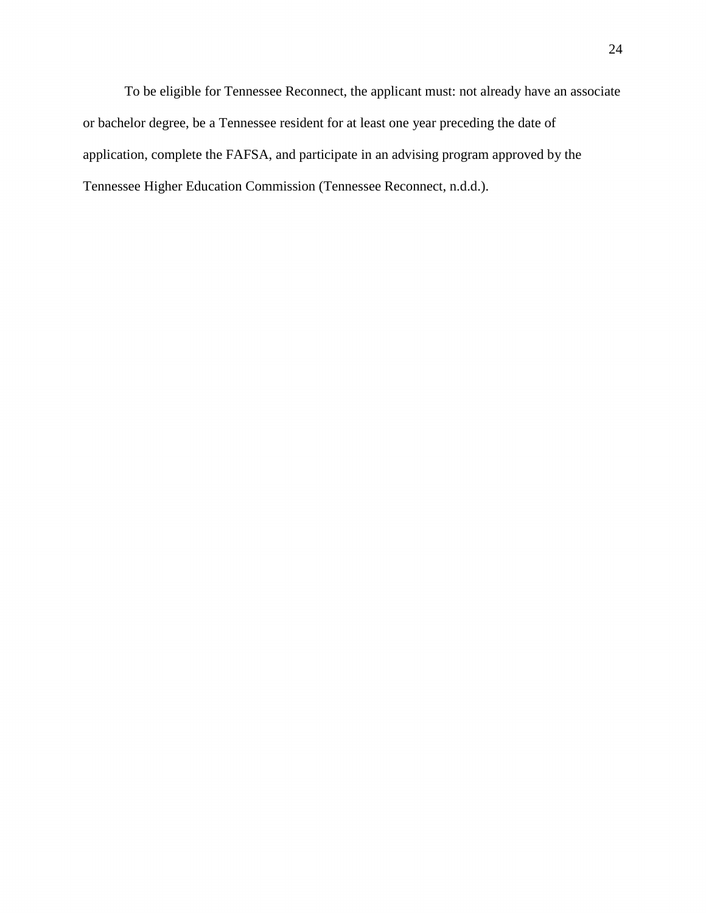To be eligible for Tennessee Reconnect, the applicant must: not already have an associate or bachelor degree, be a Tennessee resident for at least one year preceding the date of application, complete the FAFSA, and participate in an advising program approved by the Tennessee Higher Education Commission (Tennessee Reconnect, n.d.d.).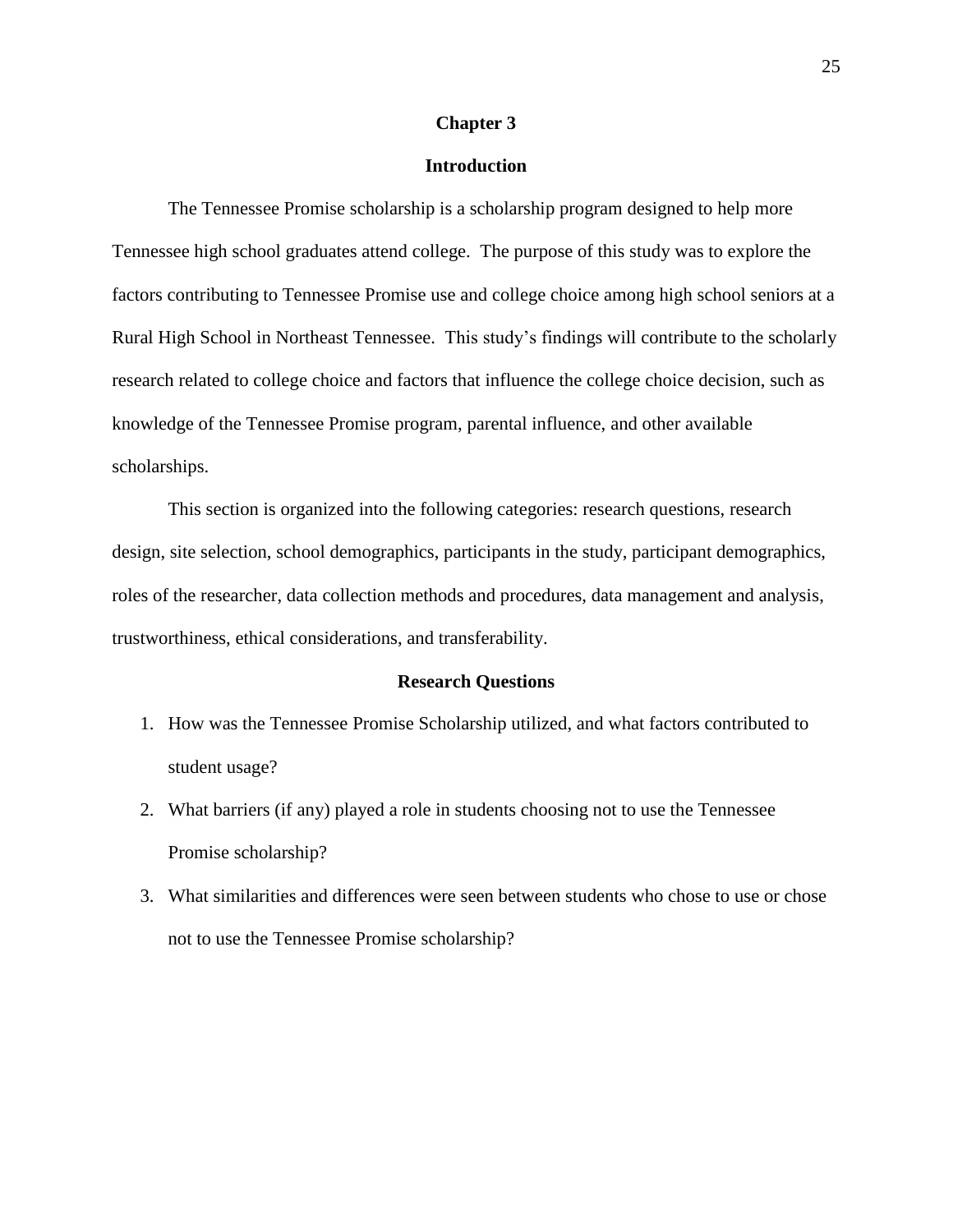# Chapter 3

## Introduction

The Tennessee Promise scholarship is a scholarship program designed to help more Tennessee high school graduates attend college. The purpose of this study was to explore the factors contributing to Tennessee Promise use and college choice among high school seniors at a Rural High School in Northeast Tennessee. This study's findings will contribute to the scholarly research related to college choice and factors that influence the college choice decision, such as knowledge of the Tennessee Promise program, parental influence, and other available scholarships.

This section is organized into the following categories: research questions, research design, site selection, school demographics, participants in the study, participant demographics, roles of the researcher, data collection methods and procedures, data management and analysis, trustworthiness, ethical considerations, and transferability.

## Research Questions

1. How was the Tennessee Promise Scholarship utilized, and what factors contributed to student usage?
2. What barriers (if any) played a role in students choosing not to use the Tennessee Promise scholarship?
3. What similarities and differences were seen between students who chose to use or chose not to use the Tennessee Promise scholarship?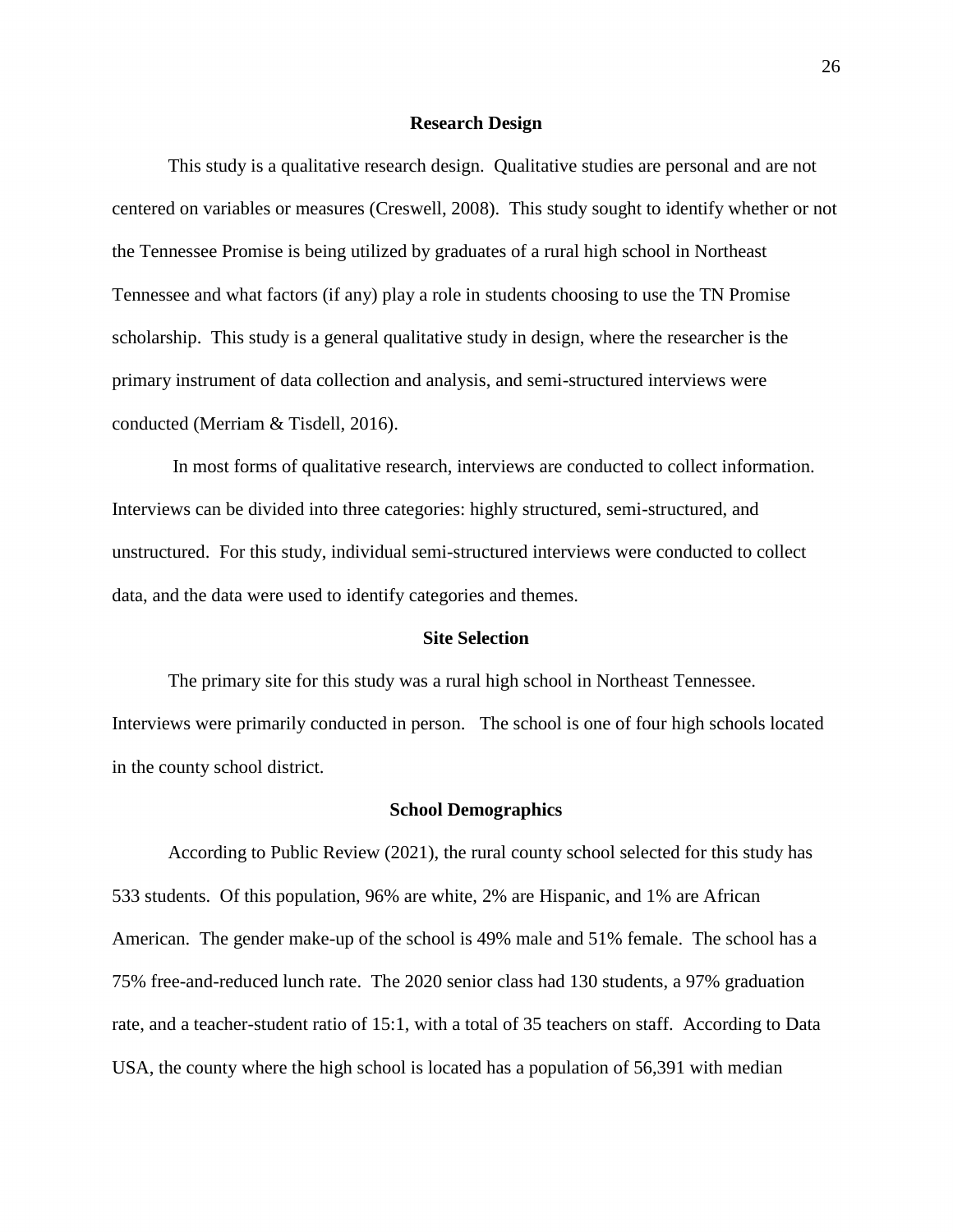## Research Design

This study is a qualitative research design. Qualitative studies are personal and are not centered on variables or measures (Creswell, 2008). This study sought to identify whether or not the Tennessee Promise is being utilized by graduates of a rural high school in Northeast Tennessee and what factors (if any) play a role in students choosing to use the TN Promise scholarship. This study is a general qualitative study in design, where the researcher is the primary instrument of data collection and analysis, and semi-structured interviews were conducted (Merriam & Tisdell, 2016).

In most forms of qualitative research, interviews are conducted to collect information. Interviews can be divided into three categories: highly structured, semi-structured, and unstructured. For this study, individual semi-structured interviews were conducted to collect data, and the data were used to identify categories and themes.

## Site Selection

The primary site for this study was a rural high school in Northeast Tennessee. Interviews were primarily conducted in person. The school is one of four high schools located in the county school district.

## School Demographics

According to Public Review (2021), the rural county school selected for this study has 533 students. Of this population, 96% are white, 2% are Hispanic, and 1% are African American. The gender make-up of the school is 49% male and 51% female. The school has a 75% free-and-reduced lunch rate. The 2020 senior class had 130 students, a 97% graduation rate, and a teacher-student ratio of 15:1, with a total of 35 teachers on staff. According to Data USA, the county where the high school is located has a population of 56,391 with median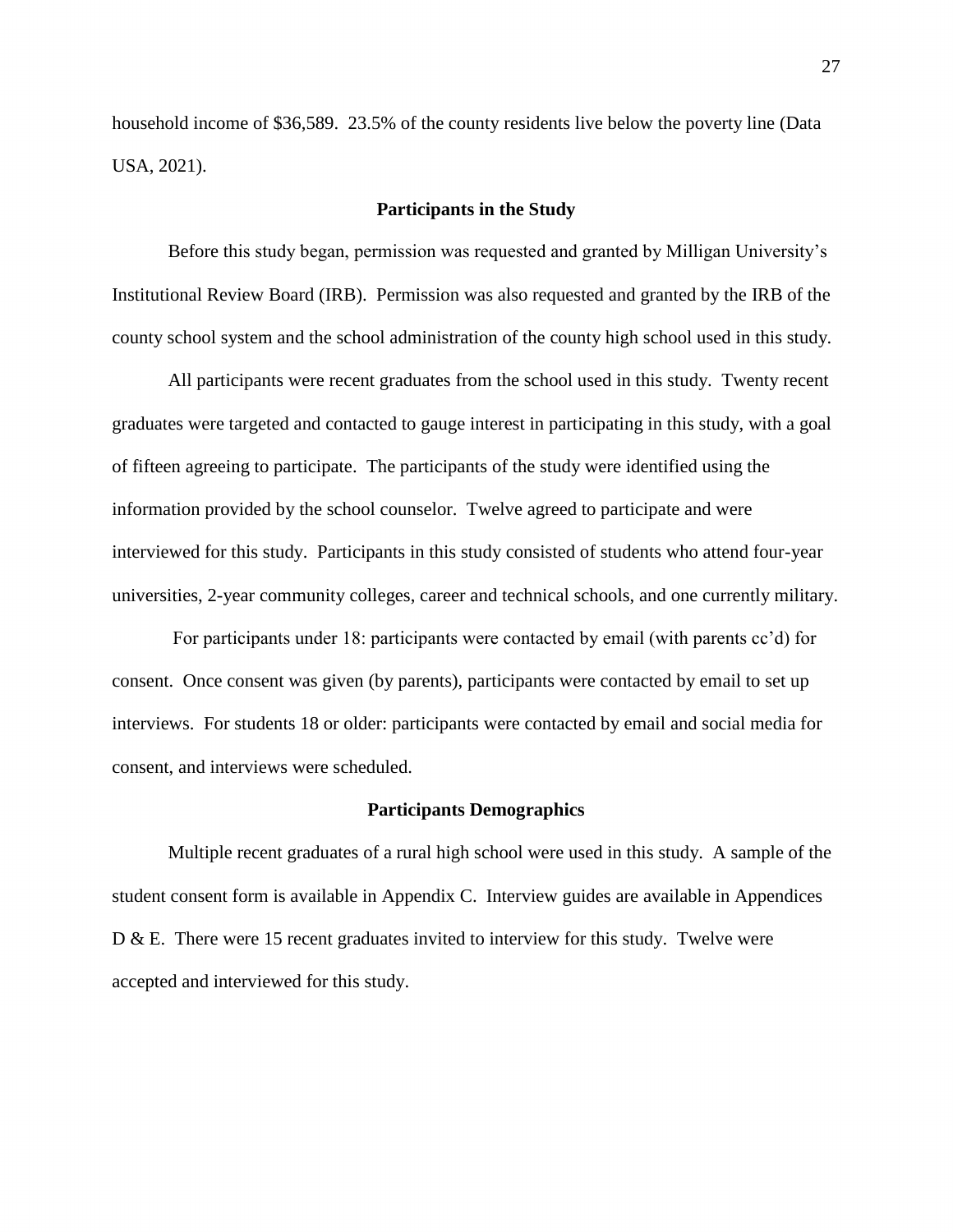household income of $36,589. 23.5% of the county residents live below the poverty line (Data USA, 2021).

## Participants in the Study

Before this study began, permission was requested and granted by Milligan University's Institutional Review Board (IRB). Permission was also requested and granted by the IRB of the county school system and the school administration of the county high school used in this study.

All participants were recent graduates from the school used in this study. Twenty recent graduates were targeted and contacted to gauge interest in participating in this study, with a goal of fifteen agreeing to participate. The participants of the study were identified using the information provided by the school counselor. Twelve agreed to participate and were interviewed for this study. Participants in this study consisted of students who attend four-year universities, 2-year community colleges, career and technical schools, and one currently military.

For participants under 18: participants were contacted by email (with parents cc'd) for consent. Once consent was given (by parents), participants were contacted by email to set up interviews. For students 18 or older: participants were contacted by email and social media for consent, and interviews were scheduled.

## Participants Demographics

Multiple recent graduates of a rural high school were used in this study. A sample of the student consent form is available in Appendix C. Interview guides are available in Appendices D & E. There were 15 recent graduates invited to interview for this study. Twelve were accepted and interviewed for this study.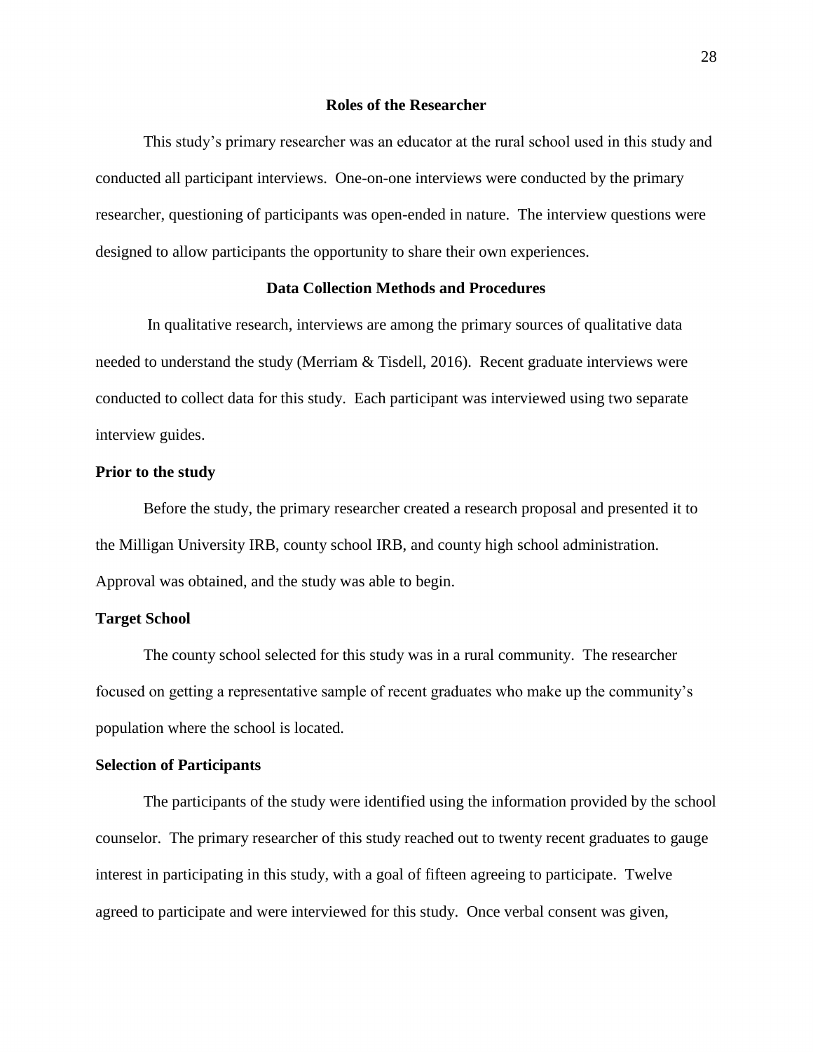## Roles of the Researcher

This study's primary researcher was an educator at the rural school used in this study and conducted all participant interviews. One-on-one interviews were conducted by the primary researcher, questioning of participants was open-ended in nature. The interview questions were designed to allow participants the opportunity to share their own experiences.

## Data Collection Methods and Procedures

In qualitative research, interviews are among the primary sources of qualitative data needed to understand the study (Merriam & Tisdell, 2016). Recent graduate interviews were conducted to collect data for this study. Each participant was interviewed using two separate interview guides.

### Prior to the study

Before the study, the primary researcher created a research proposal and presented it to the Milligan University IRB, county school IRB, and county high school administration. Approval was obtained, and the study was able to begin.

### Target School

The county school selected for this study was in a rural community. The researcher focused on getting a representative sample of recent graduates who make up the community's population where the school is located.

### Selection of Participants

The participants of the study were identified using the information provided by the school counselor. The primary researcher of this study reached out to twenty recent graduates to gauge interest in participating in this study, with a goal of fifteen agreeing to participate. Twelve agreed to participate and were interviewed for this study. Once verbal consent was given,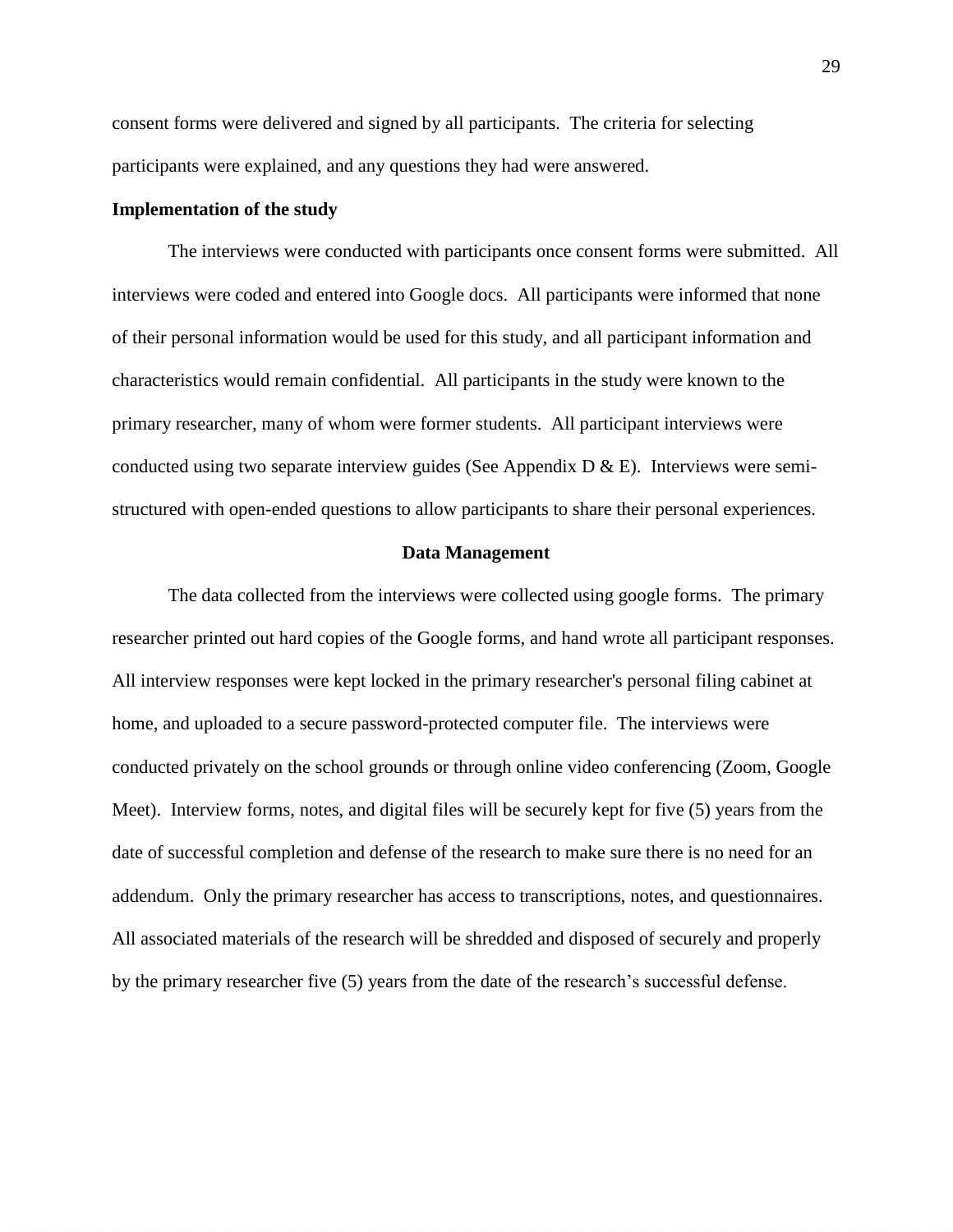consent forms were delivered and signed by all participants. The criteria for selecting participants were explained, and any questions they had were answered.

### Implementation of the study

The interviews were conducted with participants once consent forms were submitted. All interviews were coded and entered into Google docs. All participants were informed that none of their personal information would be used for this study, and all participant information and characteristics would remain confidential. All participants in the study were known to the primary researcher, many of whom were former students. All participant interviews were conducted using two separate interview guides (See Appendix D & E). Interviews were semi-structured with open-ended questions to allow participants to share their personal experiences.

## Data Management

The data collected from the interviews were collected using google forms. The primary researcher printed out hard copies of the Google forms, and hand wrote all participant responses. All interview responses were kept locked in the primary researcher's personal filing cabinet at home, and uploaded to a secure password-protected computer file. The interviews were conducted privately on the school grounds or through online video conferencing (Zoom, Google Meet). Interview forms, notes, and digital files will be securely kept for five (5) years from the date of successful completion and defense of the research to make sure there is no need for an addendum. Only the primary researcher has access to transcriptions, notes, and questionnaires. All associated materials of the research will be shredded and disposed of securely and properly by the primary researcher five (5) years from the date of the research's successful defense.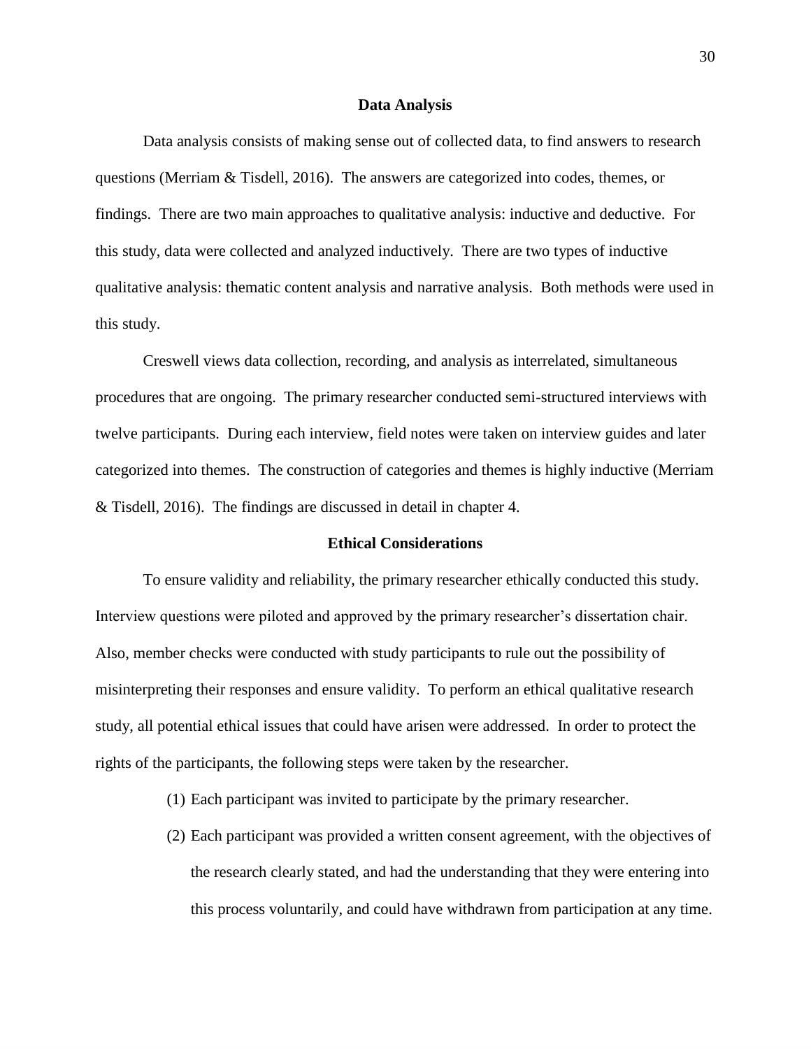## Data Analysis

Data analysis consists of making sense out of collected data, to find answers to research questions (Merriam & Tisdell, 2016). The answers are categorized into codes, themes, or findings. There are two main approaches to qualitative analysis: inductive and deductive. For this study, data were collected and analyzed inductively. There are two types of inductive qualitative analysis: thematic content analysis and narrative analysis. Both methods were used in this study.

Creswell views data collection, recording, and analysis as interrelated, simultaneous procedures that are ongoing. The primary researcher conducted semi-structured interviews with twelve participants. During each interview, field notes were taken on interview guides and later categorized into themes. The construction of categories and themes is highly inductive (Merriam & Tisdell, 2016). The findings are discussed in detail in chapter 4.

## Ethical Considerations

To ensure validity and reliability, the primary researcher ethically conducted this study. Interview questions were piloted and approved by the primary researcher's dissertation chair. Also, member checks were conducted with study participants to rule out the possibility of misinterpreting their responses and ensure validity. To perform an ethical qualitative research study, all potential ethical issues that could have arisen were addressed. In order to protect the rights of the participants, the following steps were taken by the researcher.

(1) Each participant was invited to participate by the primary researcher.

(2) Each participant was provided a written consent agreement, with the objectives of the research clearly stated, and had the understanding that they were entering into this process voluntarily, and could have withdrawn from participation at any time.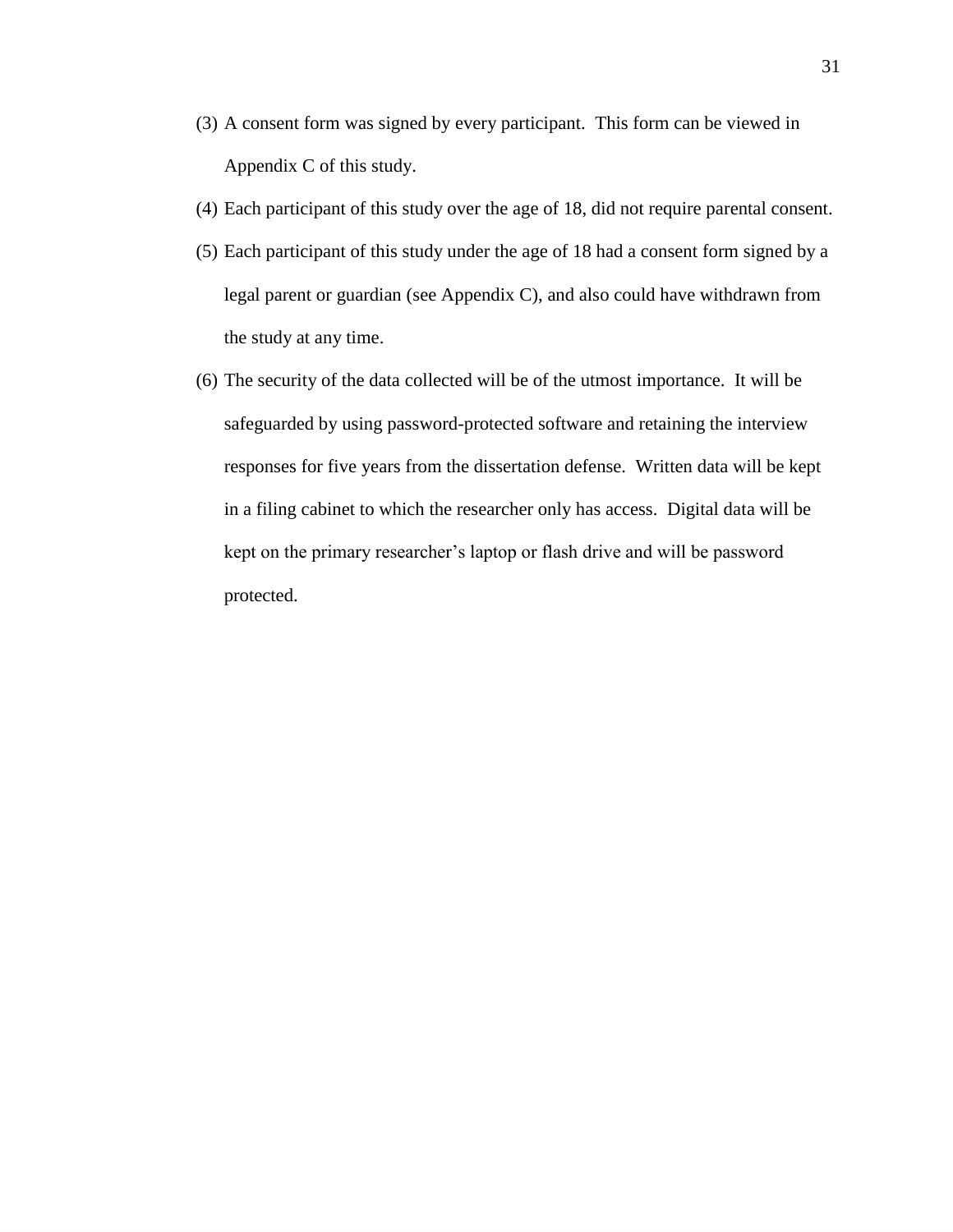(3) A consent form was signed by every participant. This form can be viewed in Appendix C of this study.

(4) Each participant of this study over the age of 18, did not require parental consent.

(5) Each participant of this study under the age of 18 had a consent form signed by a legal parent or guardian (see Appendix C), and also could have withdrawn from the study at any time.

(6) The security of the data collected will be of the utmost importance. It will be safeguarded by using password-protected software and retaining the interview responses for five years from the dissertation defense. Written data will be kept in a filing cabinet to which the researcher only has access. Digital data will be kept on the primary researcher's laptop or flash drive and will be password protected.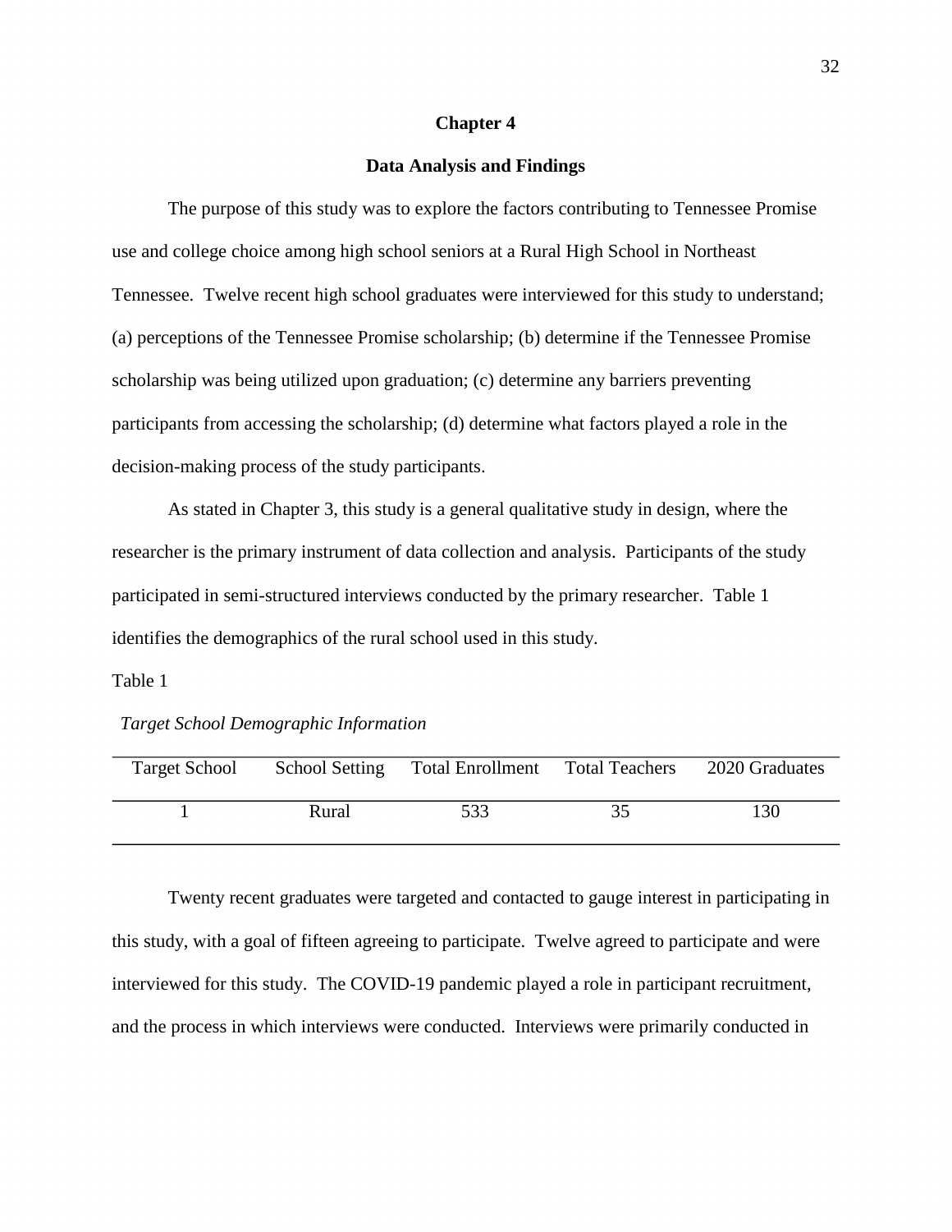# Chapter 4

## Data Analysis and Findings

The purpose of this study was to explore the factors contributing to Tennessee Promise use and college choice among high school seniors at a Rural High School in Northeast Tennessee. Twelve recent high school graduates were interviewed for this study to understand; (a) perceptions of the Tennessee Promise scholarship; (b) determine if the Tennessee Promise scholarship was being utilized upon graduation; (c) determine any barriers preventing participants from accessing the scholarship; (d) determine what factors played a role in the decision-making process of the study participants.

As stated in Chapter 3, this study is a general qualitative study in design, where the researcher is the primary instrument of data collection and analysis. Participants of the study participated in semi-structured interviews conducted by the primary researcher. Table 1 identifies the demographics of the rural school used in this study.

Table 1

*Target School Demographic Information*

| Target School | School Setting | Total Enrollment | Total Teachers | 2020 Graduates |
|---|---|---|---|---|
| 1 | Rural | 533 | 35 | 130 |

Twenty recent graduates were targeted and contacted to gauge interest in participating in this study, with a goal of fifteen agreeing to participate. Twelve agreed to participate and were interviewed for this study. The COVID-19 pandemic played a role in participant recruitment, and the process in which interviews were conducted. Interviews were primarily conducted in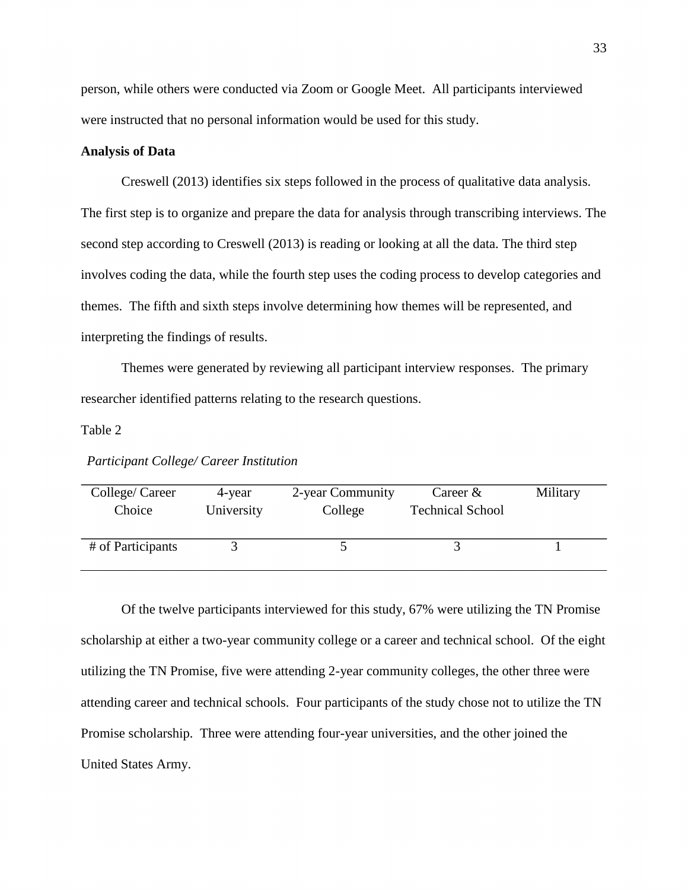person, while others were conducted via Zoom or Google Meet. All participants interviewed were instructed that no personal information would be used for this study.

**Analysis of Data**

Creswell (2013) identifies six steps followed in the process of qualitative data analysis. The first step is to organize and prepare the data for analysis through transcribing interviews. The second step according to Creswell (2013) is reading or looking at all the data. The third step involves coding the data, while the fourth step uses the coding process to develop categories and themes. The fifth and sixth steps involve determining how themes will be represented, and interpreting the findings of results.

Themes were generated by reviewing all participant interview responses. The primary researcher identified patterns relating to the research questions.

Table 2

*Participant College/ Career Institution*

| College/ Career Choice | 4-year University | 2-year Community College | Career & Technical School | Military |
|---|---|---|---|---|
| # of Participants | 3 | 5 | 3 | 1 |

Of the twelve participants interviewed for this study, 67% were utilizing the TN Promise scholarship at either a two-year community college or a career and technical school. Of the eight utilizing the TN Promise, five were attending 2-year community colleges, the other three were attending career and technical schools. Four participants of the study chose not to utilize the TN Promise scholarship. Three were attending four-year universities, and the other joined the United States Army.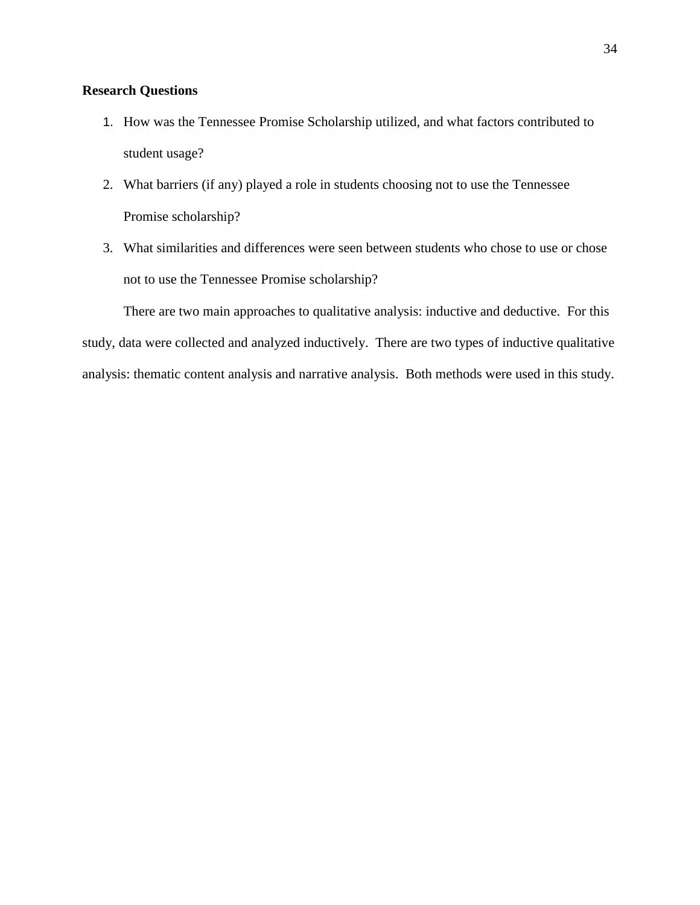**Research Questions**

1. How was the Tennessee Promise Scholarship utilized, and what factors contributed to student usage?
2. What barriers (if any) played a role in students choosing not to use the Tennessee Promise scholarship?
3. What similarities and differences were seen between students who chose to use or chose not to use the Tennessee Promise scholarship?

There are two main approaches to qualitative analysis: inductive and deductive. For this study, data were collected and analyzed inductively. There are two types of inductive qualitative analysis: thematic content analysis and narrative analysis. Both methods were used in this study.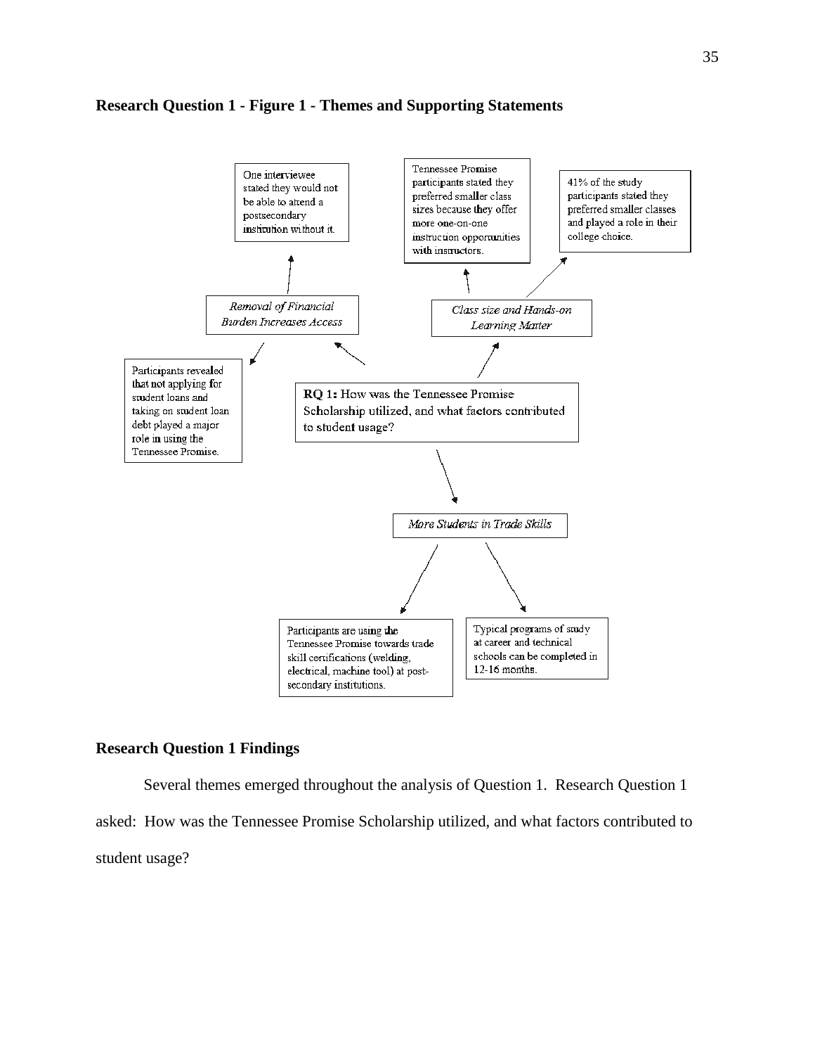**Research Question 1 - Figure 1 - Themes and Supporting Statements**

RQ 1: How was the Tennessee Promise Scholarship utilized, and what factors contributed to student usage?

*Removal of Financial Burden Increases Access*

- One interviewee stated they would not be able to attend a postsecondary institution without it.
- Participants revealed that not applying for student loans and taking on student loan debt played a major role in using the Tennessee Promise.

*Class size and Hands-on Learning Matter*

- Tennessee Promise participants stated they preferred smaller class sizes because they offer more one-on-one instruction opportunities with instructors.
- 41% of the study participants stated they preferred smaller classes and played a role in their college choice.

*More Students in Trade Skills*

- Participants are using the Tennessee Promise towards trade skill certifications (welding, electrical, machine tool) at post-secondary institutions.
- Typical programs of study at career and technical schools can be completed in 12-16 months.

## Research Question 1 Findings

Several themes emerged throughout the analysis of Question 1. Research Question 1 asked: How was the Tennessee Promise Scholarship utilized, and what factors contributed to student usage?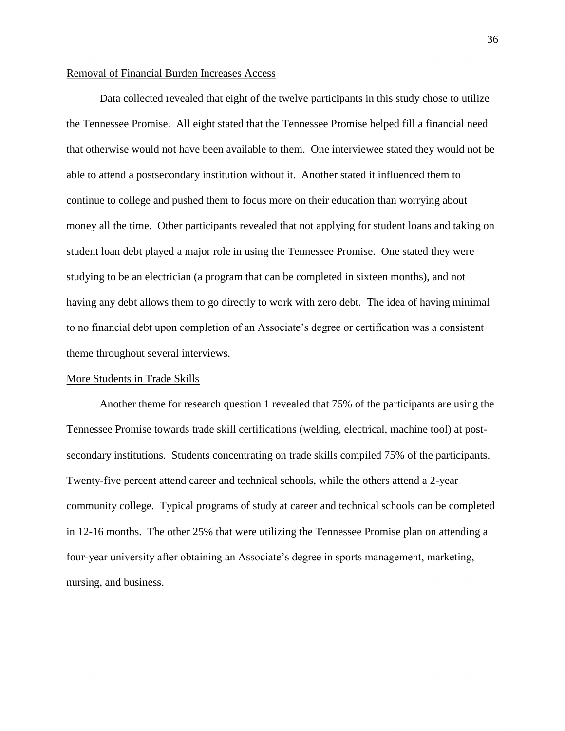## Removal of Financial Burden Increases Access

Data collected revealed that eight of the twelve participants in this study chose to utilize the Tennessee Promise. All eight stated that the Tennessee Promise helped fill a financial need that otherwise would not have been available to them. One interviewee stated they would not be able to attend a postsecondary institution without it. Another stated it influenced them to continue to college and pushed them to focus more on their education than worrying about money all the time. Other participants revealed that not applying for student loans and taking on student loan debt played a major role in using the Tennessee Promise. One stated they were studying to be an electrician (a program that can be completed in sixteen months), and not having any debt allows them to go directly to work with zero debt. The idea of having minimal to no financial debt upon completion of an Associate's degree or certification was a consistent theme throughout several interviews.

## More Students in Trade Skills

Another theme for research question 1 revealed that 75% of the participants are using the Tennessee Promise towards trade skill certifications (welding, electrical, machine tool) at post-secondary institutions. Students concentrating on trade skills compiled 75% of the participants. Twenty-five percent attend career and technical schools, while the others attend a 2-year community college. Typical programs of study at career and technical schools can be completed in 12-16 months. The other 25% that were utilizing the Tennessee Promise plan on attending a four-year university after obtaining an Associate's degree in sports management, marketing, nursing, and business.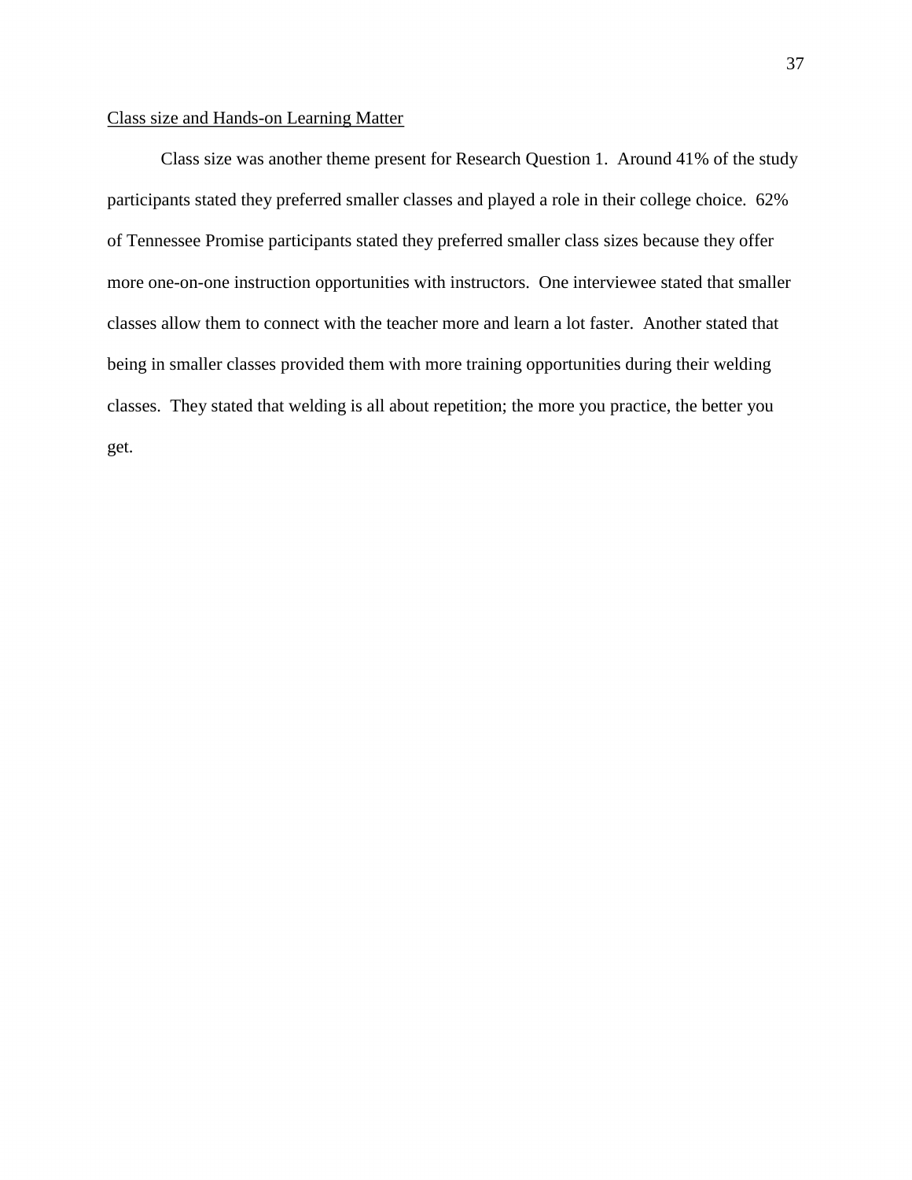<u>Class size and Hands-on Learning Matter</u>

Class size was another theme present for Research Question 1. Around 41% of the study participants stated they preferred smaller classes and played a role in their college choice. 62% of Tennessee Promise participants stated they preferred smaller class sizes because they offer more one-on-one instruction opportunities with instructors. One interviewee stated that smaller classes allow them to connect with the teacher more and learn a lot faster. Another stated that being in smaller classes provided them with more training opportunities during their welding classes. They stated that welding is all about repetition; the more you practice, the better you get.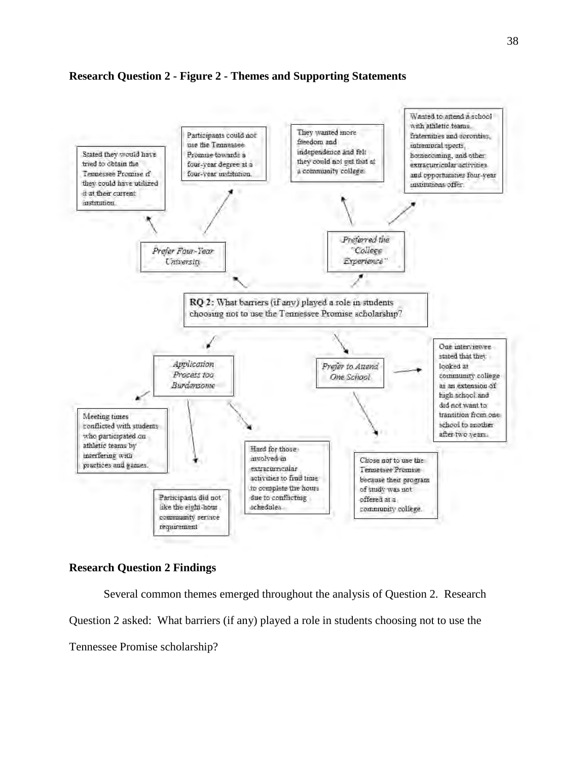**Research Question 2 - Figure 2 - Themes and Supporting Statements**

**RQ 2:** What barriers (if any) played a role in students choosing not to use the Tennessee Promise scholarship?

*Prefer Four-Year University*

- Stated they would have tried to obtain the Tennessee Promise if they could have utilized it at their current institution.
- Participants could not use the Tennessee Promise towards a four-year degree at a four-year institution.

*Preferred the "College Experience"*

- They wanted more freedom and independence and felt they could not get that at a community college.
- Wanted to attend a school with athletic teams, fraternities and sororities, intramural sports, homecoming, and other extracurricular activities and opportunities four-year institutions offer.

*Application Process too Burdensome*

- Meeting times conflicted with students who participated on athletic teams by interfering with practices and games.
- Participants did not like the eight-hour community service requirement
- Hard for those involved in extracurricular activities to find time to complete the hours due to conflicting schedules.

*Prefer to Attend One School*

- One interviewee stated that they looked at community college as an extension of high school and did not want to transition from one school to another after two years.
- Chose not to use the Tennessee Promise because their program of study was not offered at a community college.

**Research Question 2 Findings**

Several common themes emerged throughout the analysis of Question 2. Research Question 2 asked: What barriers (if any) played a role in students choosing not to use the Tennessee Promise scholarship?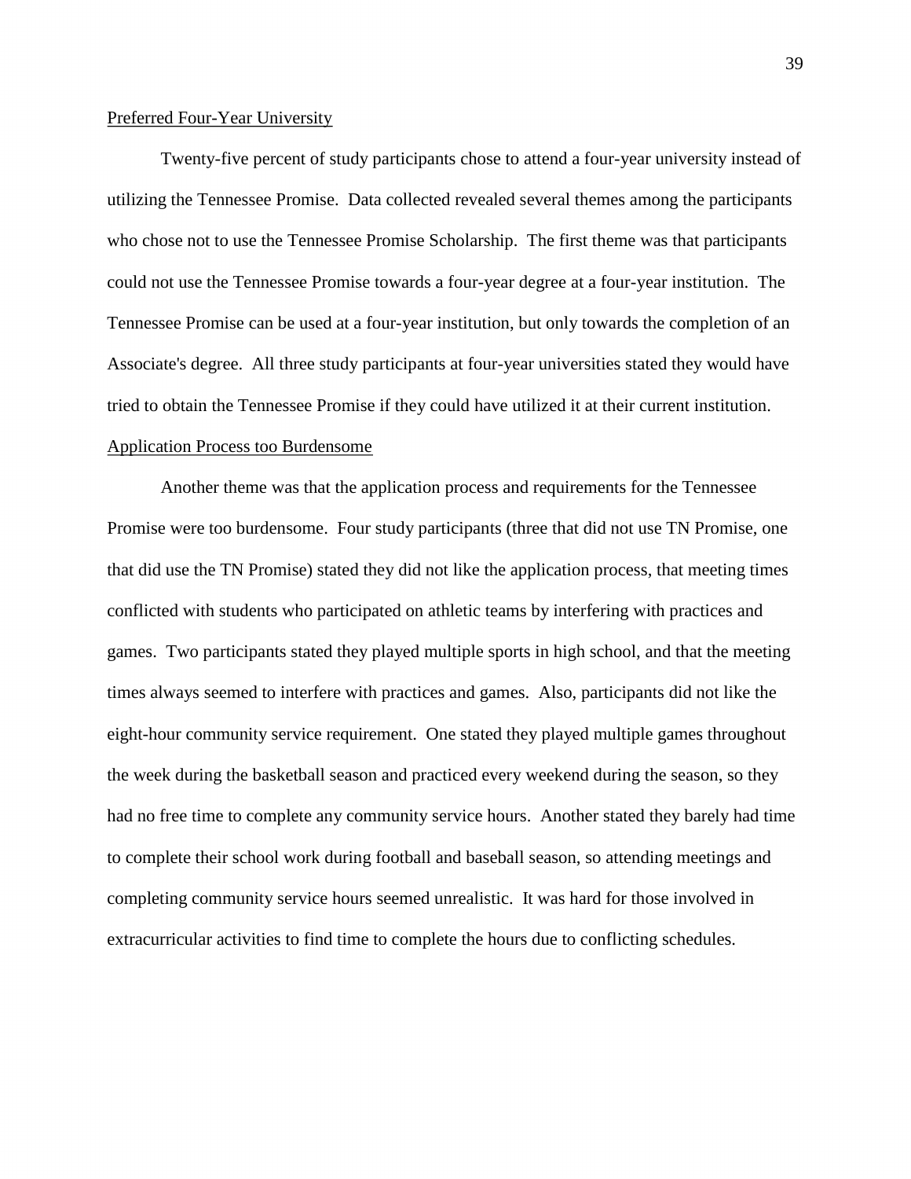## Preferred Four-Year University

Twenty-five percent of study participants chose to attend a four-year university instead of utilizing the Tennessee Promise. Data collected revealed several themes among the participants who chose not to use the Tennessee Promise Scholarship. The first theme was that participants could not use the Tennessee Promise towards a four-year degree at a four-year institution. The Tennessee Promise can be used at a four-year institution, but only towards the completion of an Associate's degree. All three study participants at four-year universities stated they would have tried to obtain the Tennessee Promise if they could have utilized it at their current institution.

## Application Process too Burdensome

Another theme was that the application process and requirements for the Tennessee Promise were too burdensome. Four study participants (three that did not use TN Promise, one that did use the TN Promise) stated they did not like the application process, that meeting times conflicted with students who participated on athletic teams by interfering with practices and games. Two participants stated they played multiple sports in high school, and that the meeting times always seemed to interfere with practices and games. Also, participants did not like the eight-hour community service requirement. One stated they played multiple games throughout the week during the basketball season and practiced every weekend during the season, so they had no free time to complete any community service hours. Another stated they barely had time to complete their school work during football and baseball season, so attending meetings and completing community service hours seemed unrealistic. It was hard for those involved in extracurricular activities to find time to complete the hours due to conflicting schedules.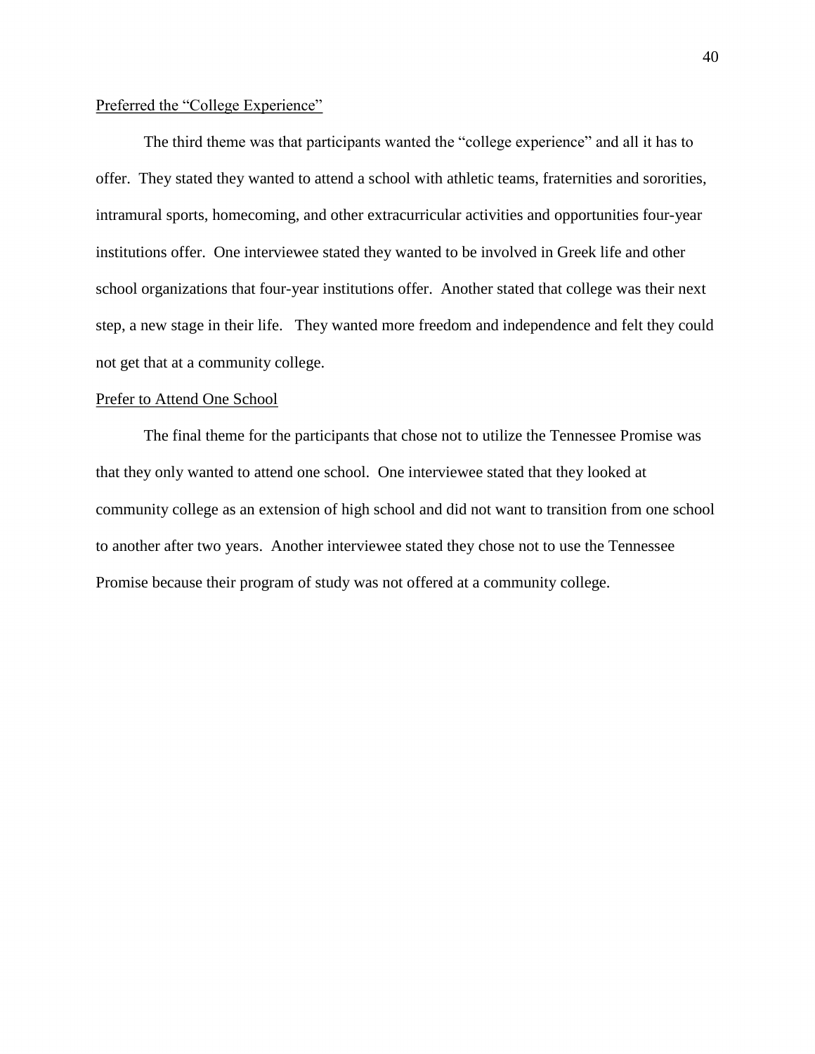### Preferred the "College Experience"

The third theme was that participants wanted the "college experience" and all it has to offer. They stated they wanted to attend a school with athletic teams, fraternities and sororities, intramural sports, homecoming, and other extracurricular activities and opportunities four-year institutions offer. One interviewee stated they wanted to be involved in Greek life and other school organizations that four-year institutions offer. Another stated that college was their next step, a new stage in their life. They wanted more freedom and independence and felt they could not get that at a community college.

### Prefer to Attend One School

The final theme for the participants that chose not to utilize the Tennessee Promise was that they only wanted to attend one school. One interviewee stated that they looked at community college as an extension of high school and did not want to transition from one school to another after two years. Another interviewee stated they chose not to use the Tennessee Promise because their program of study was not offered at a community college.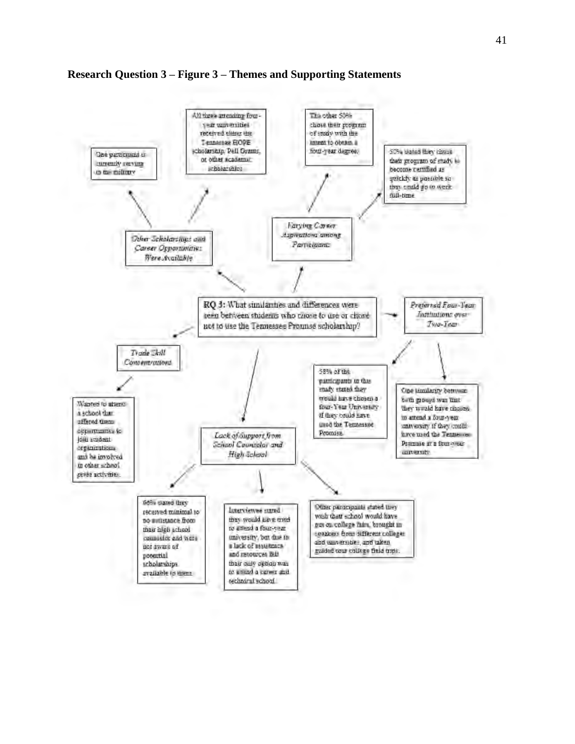**Research Question 3 – Figure 3 – Themes and Supporting Statements**

RQ 3: What similarities and differences were seen between students who chose to use or chose not to use the Tennessee Promise scholarship?

*Other Scholarships and Career Opportunities Were Available*

- One participant is currently serving in the military
- All three attending four-year universities received either the Tennessee HOPE scholarship, Pell Grants, or other academic scholarships

*Varying Career Aspirations among Participants*

- The other 50% chose their program of study with the intent to obtain a four-year degree.
- 50% stated they chose their program of study to become certified as quickly as possible so they could go to work full-time

*Preferred Four-Year Institutions over Two-Year*

- 58% of the participants in this study stated they would have chosen a four-Year University if they could have used the Tennessee Promise.
- One similarity between both groups was that they would have chosen to attend a four-year university if they could have used the Tennessee Promise at a four-year university.

*Trade Skill Concentrations*

- Wanted to attend a school that offered them opportunities to join student organizations and be involved in other school pride activities.

*Lack of Support from School Counselor and High School*

- 66% stated they received minimal to no assistance from their high school counselor and were not aware of potential scholarships available to them.
- Interviewee stated they would have tried to attend a four-year university, but due to a lack of assistance and resources felt their only option was to attend a career and technical school.
- Other participants stated they wish their school would have put on college fairs, brought in speakers from different colleges and universities, and taken guided tour college field trips.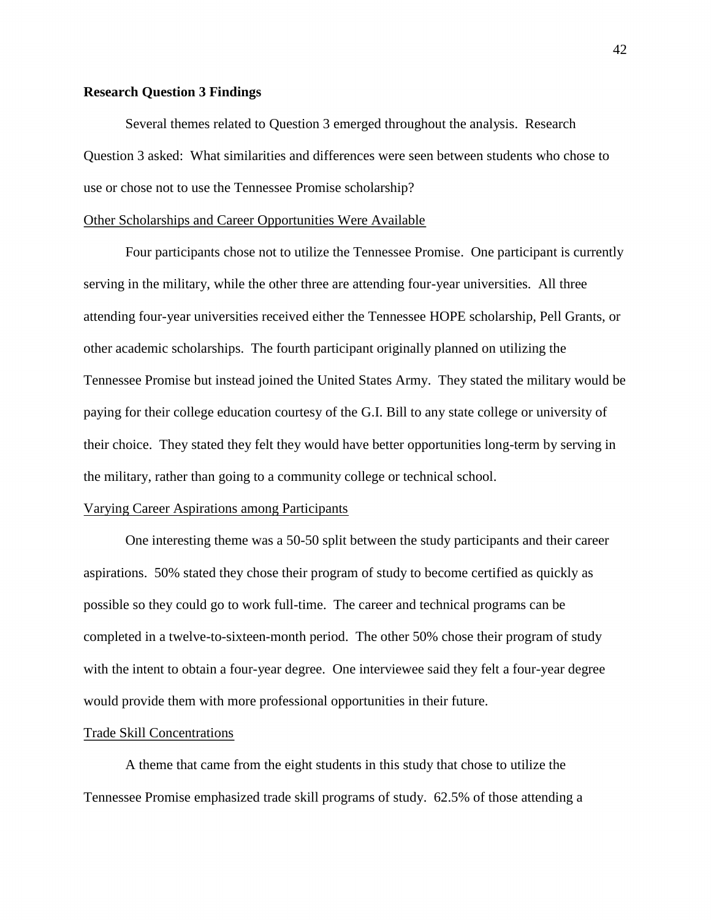**Research Question 3 Findings**

Several themes related to Question 3 emerged throughout the analysis. Research Question 3 asked: What similarities and differences were seen between students who chose to use or chose not to use the Tennessee Promise scholarship?

<u>Other Scholarships and Career Opportunities Were Available</u>

Four participants chose not to utilize the Tennessee Promise. One participant is currently serving in the military, while the other three are attending four-year universities. All three attending four-year universities received either the Tennessee HOPE scholarship, Pell Grants, or other academic scholarships. The fourth participant originally planned on utilizing the Tennessee Promise but instead joined the United States Army. They stated the military would be paying for their college education courtesy of the G.I. Bill to any state college or university of their choice. They stated they felt they would have better opportunities long-term by serving in the military, rather than going to a community college or technical school.

<u>Varying Career Aspirations among Participants</u>

One interesting theme was a 50-50 split between the study participants and their career aspirations. 50% stated they chose their program of study to become certified as quickly as possible so they could go to work full-time. The career and technical programs can be completed in a twelve-to-sixteen-month period. The other 50% chose their program of study with the intent to obtain a four-year degree. One interviewee said they felt a four-year degree would provide them with more professional opportunities in their future.

<u>Trade Skill Concentrations</u>

A theme that came from the eight students in this study that chose to utilize the Tennessee Promise emphasized trade skill programs of study. 62.5% of those attending a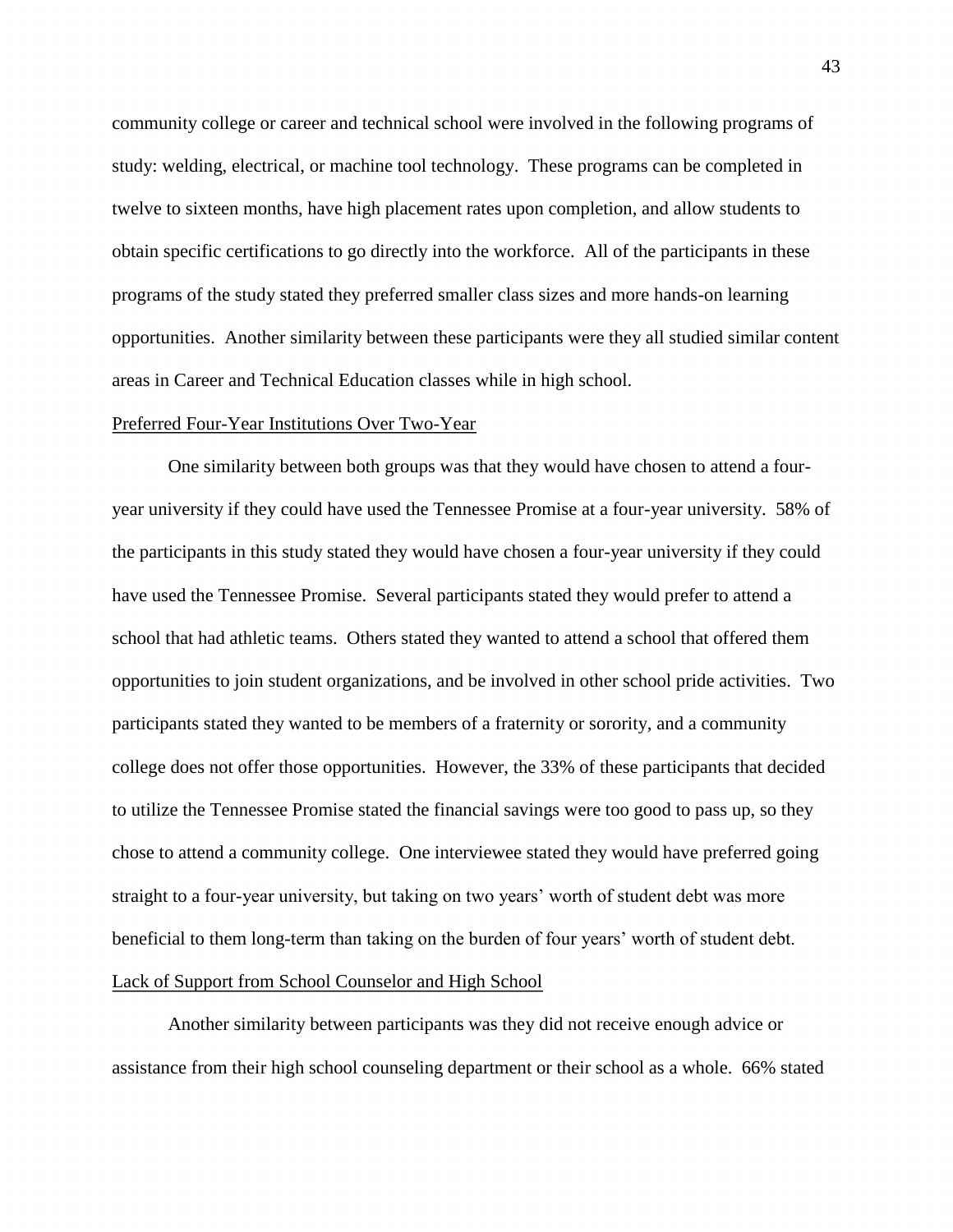community college or career and technical school were involved in the following programs of study: welding, electrical, or machine tool technology. These programs can be completed in twelve to sixteen months, have high placement rates upon completion, and allow students to obtain specific certifications to go directly into the workforce. All of the participants in these programs of the study stated they preferred smaller class sizes and more hands-on learning opportunities. Another similarity between these participants were they all studied similar content areas in Career and Technical Education classes while in high school.

### Preferred Four-Year Institutions Over Two-Year

One similarity between both groups was that they would have chosen to attend a four-year university if they could have used the Tennessee Promise at a four-year university. 58% of the participants in this study stated they would have chosen a four-year university if they could have used the Tennessee Promise. Several participants stated they would prefer to attend a school that had athletic teams. Others stated they wanted to attend a school that offered them opportunities to join student organizations, and be involved in other school pride activities. Two participants stated they wanted to be members of a fraternity or sorority, and a community college does not offer those opportunities. However, the 33% of these participants that decided to utilize the Tennessee Promise stated the financial savings were too good to pass up, so they chose to attend a community college. One interviewee stated they would have preferred going straight to a four-year university, but taking on two years' worth of student debt was more beneficial to them long-term than taking on the burden of four years' worth of student debt.

### Lack of Support from School Counselor and High School

Another similarity between participants was they did not receive enough advice or assistance from their high school counseling department or their school as a whole. 66% stated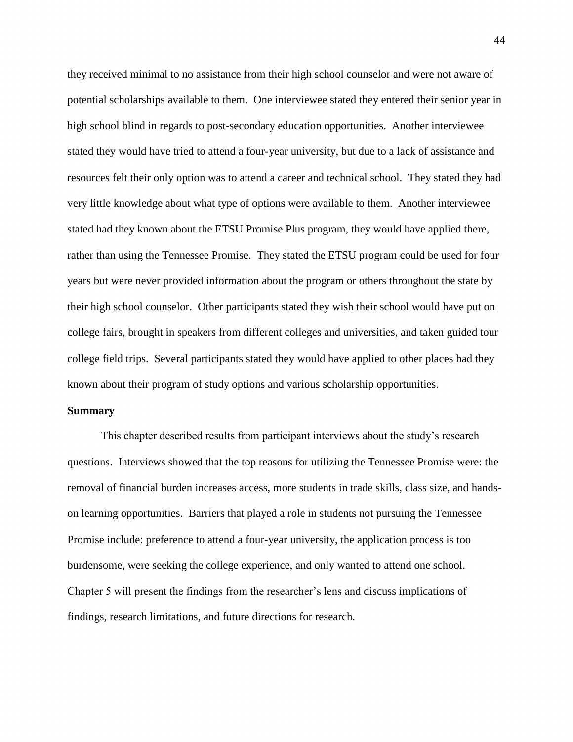they received minimal to no assistance from their high school counselor and were not aware of potential scholarships available to them. One interviewee stated they entered their senior year in high school blind in regards to post-secondary education opportunities. Another interviewee stated they would have tried to attend a four-year university, but due to a lack of assistance and resources felt their only option was to attend a career and technical school. They stated they had very little knowledge about what type of options were available to them. Another interviewee stated had they known about the ETSU Promise Plus program, they would have applied there, rather than using the Tennessee Promise. They stated the ETSU program could be used for four years but were never provided information about the program or others throughout the state by their high school counselor. Other participants stated they wish their school would have put on college fairs, brought in speakers from different colleges and universities, and taken guided tour college field trips. Several participants stated they would have applied to other places had they known about their program of study options and various scholarship opportunities.

**Summary**

This chapter described results from participant interviews about the study's research questions. Interviews showed that the top reasons for utilizing the Tennessee Promise were: the removal of financial burden increases access, more students in trade skills, class size, and hands-on learning opportunities. Barriers that played a role in students not pursuing the Tennessee Promise include: preference to attend a four-year university, the application process is too burdensome, were seeking the college experience, and only wanted to attend one school. Chapter 5 will present the findings from the researcher's lens and discuss implications of findings, research limitations, and future directions for research.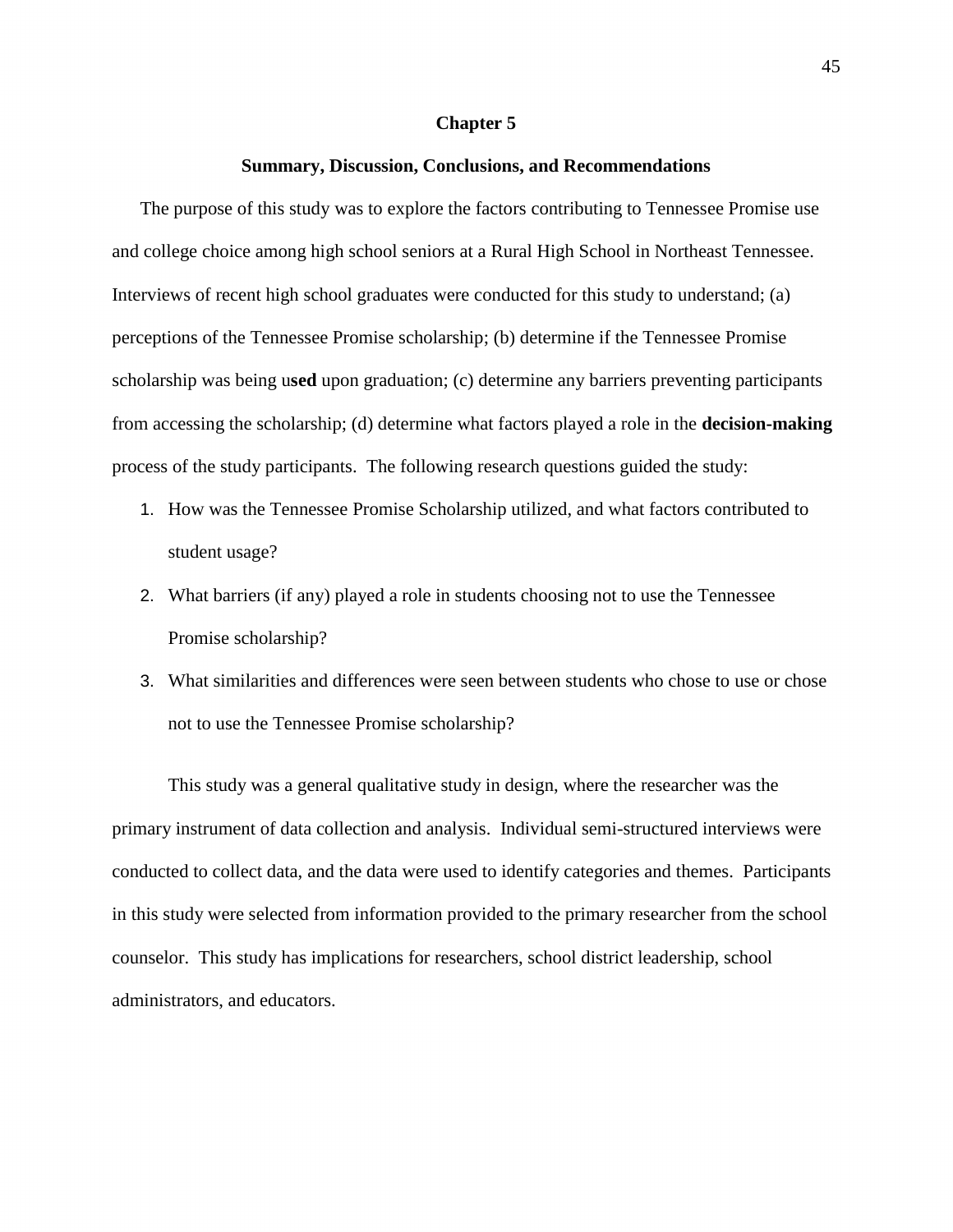# Chapter 5

## Summary, Discussion, Conclusions, and Recommendations

The purpose of this study was to explore the factors contributing to Tennessee Promise use and college choice among high school seniors at a Rural High School in Northeast Tennessee. Interviews of recent high school graduates were conducted for this study to understand; (a) perceptions of the Tennessee Promise scholarship; (b) determine if the Tennessee Promise scholarship was being u**sed** upon graduation; (c) determine any barriers preventing participants from accessing the scholarship; (d) determine what factors played a role in the **decision-making** process of the study participants. The following research questions guided the study:

1. How was the Tennessee Promise Scholarship utilized, and what factors contributed to student usage?
2. What barriers (if any) played a role in students choosing not to use the Tennessee Promise scholarship?
3. What similarities and differences were seen between students who chose to use or chose not to use the Tennessee Promise scholarship?

This study was a general qualitative study in design, where the researcher was the primary instrument of data collection and analysis. Individual semi-structured interviews were conducted to collect data, and the data were used to identify categories and themes. Participants in this study were selected from information provided to the primary researcher from the school counselor. This study has implications for researchers, school district leadership, school administrators, and educators.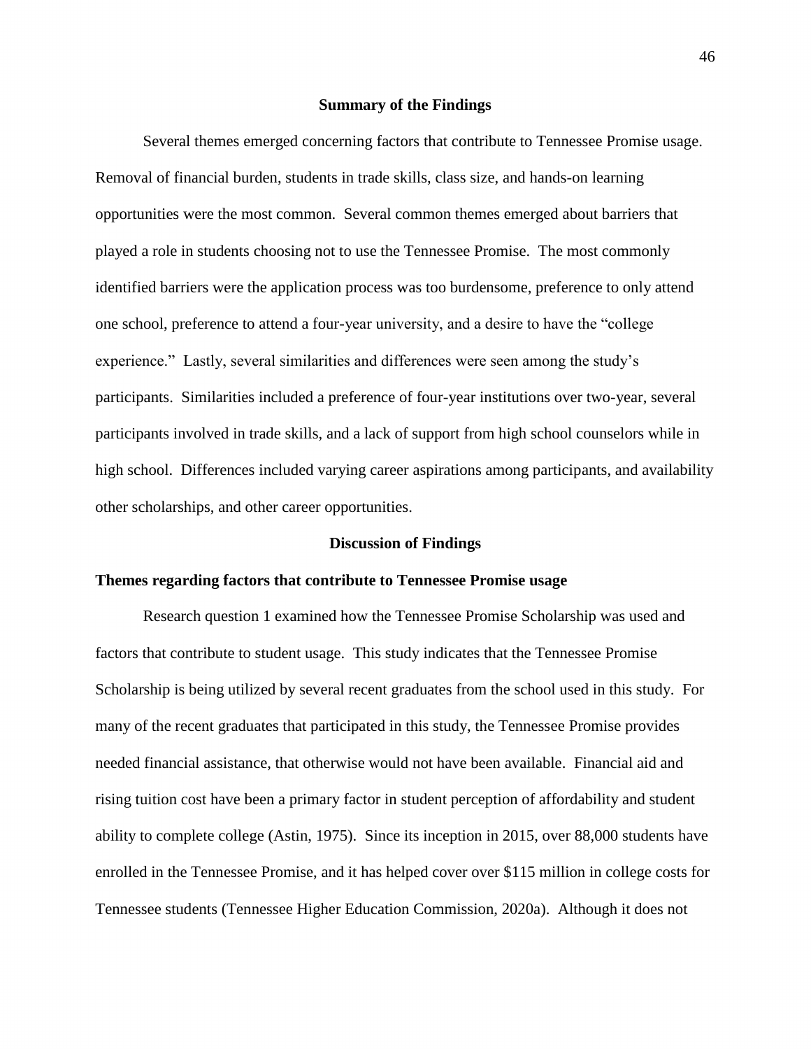## Summary of the Findings

Several themes emerged concerning factors that contribute to Tennessee Promise usage. Removal of financial burden, students in trade skills, class size, and hands-on learning opportunities were the most common. Several common themes emerged about barriers that played a role in students choosing not to use the Tennessee Promise. The most commonly identified barriers were the application process was too burdensome, preference to only attend one school, preference to attend a four-year university, and a desire to have the "college experience." Lastly, several similarities and differences were seen among the study's participants. Similarities included a preference of four-year institutions over two-year, several participants involved in trade skills, and a lack of support from high school counselors while in high school. Differences included varying career aspirations among participants, and availability other scholarships, and other career opportunities.

## Discussion of Findings

### Themes regarding factors that contribute to Tennessee Promise usage

Research question 1 examined how the Tennessee Promise Scholarship was used and factors that contribute to student usage. This study indicates that the Tennessee Promise Scholarship is being utilized by several recent graduates from the school used in this study. For many of the recent graduates that participated in this study, the Tennessee Promise provides needed financial assistance, that otherwise would not have been available. Financial aid and rising tuition cost have been a primary factor in student perception of affordability and student ability to complete college (Astin, 1975). Since its inception in 2015, over 88,000 students have enrolled in the Tennessee Promise, and it has helped cover over $115 million in college costs for Tennessee students (Tennessee Higher Education Commission, 2020a). Although it does not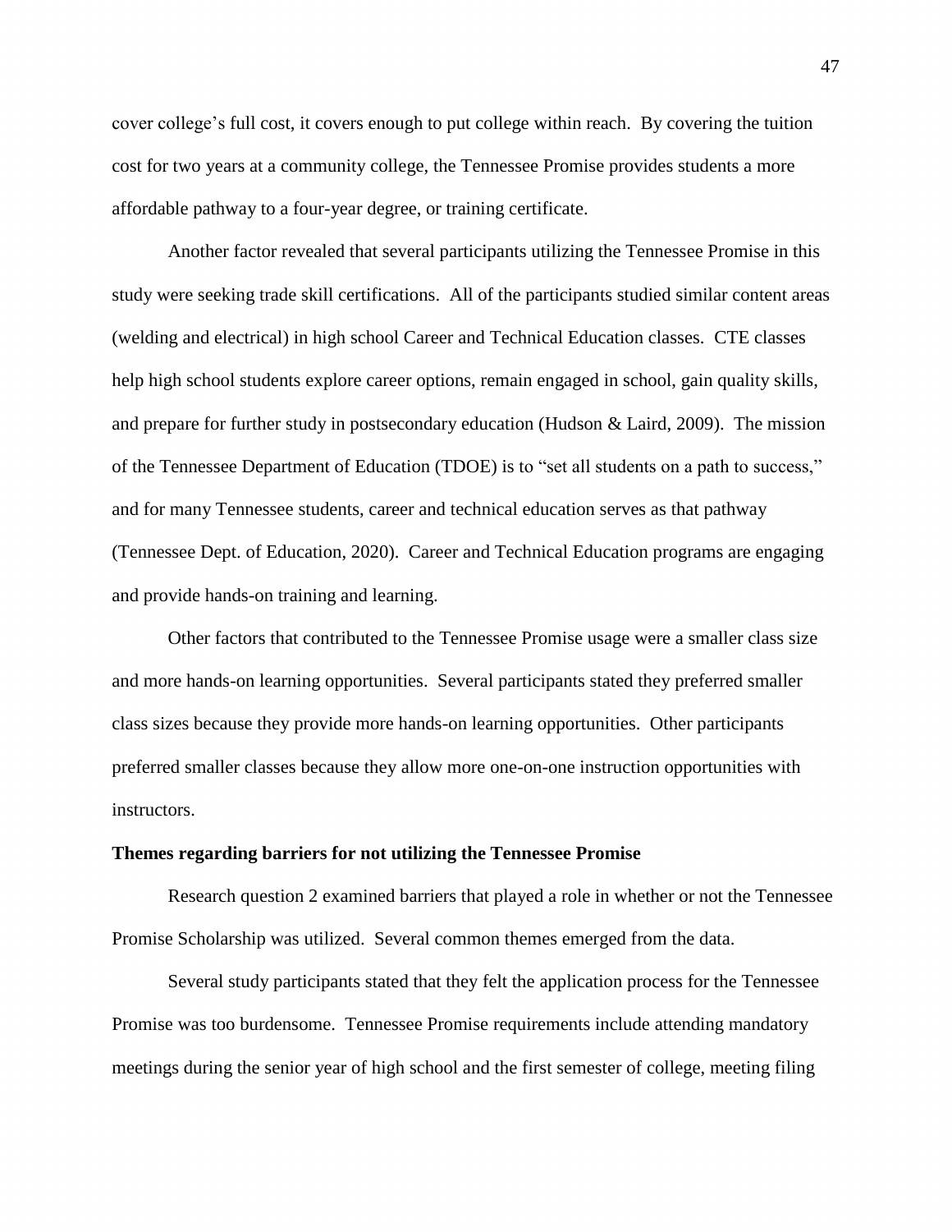cover college's full cost, it covers enough to put college within reach. By covering the tuition cost for two years at a community college, the Tennessee Promise provides students a more affordable pathway to a four-year degree, or training certificate.

Another factor revealed that several participants utilizing the Tennessee Promise in this study were seeking trade skill certifications. All of the participants studied similar content areas (welding and electrical) in high school Career and Technical Education classes. CTE classes help high school students explore career options, remain engaged in school, gain quality skills, and prepare for further study in postsecondary education (Hudson & Laird, 2009). The mission of the Tennessee Department of Education (TDOE) is to "set all students on a path to success," and for many Tennessee students, career and technical education serves as that pathway (Tennessee Dept. of Education, 2020). Career and Technical Education programs are engaging and provide hands-on training and learning.

Other factors that contributed to the Tennessee Promise usage were a smaller class size and more hands-on learning opportunities. Several participants stated they preferred smaller class sizes because they provide more hands-on learning opportunities. Other participants preferred smaller classes because they allow more one-on-one instruction opportunities with instructors.

**Themes regarding barriers for not utilizing the Tennessee Promise**

Research question 2 examined barriers that played a role in whether or not the Tennessee Promise Scholarship was utilized. Several common themes emerged from the data.

Several study participants stated that they felt the application process for the Tennessee Promise was too burdensome. Tennessee Promise requirements include attending mandatory meetings during the senior year of high school and the first semester of college, meeting filing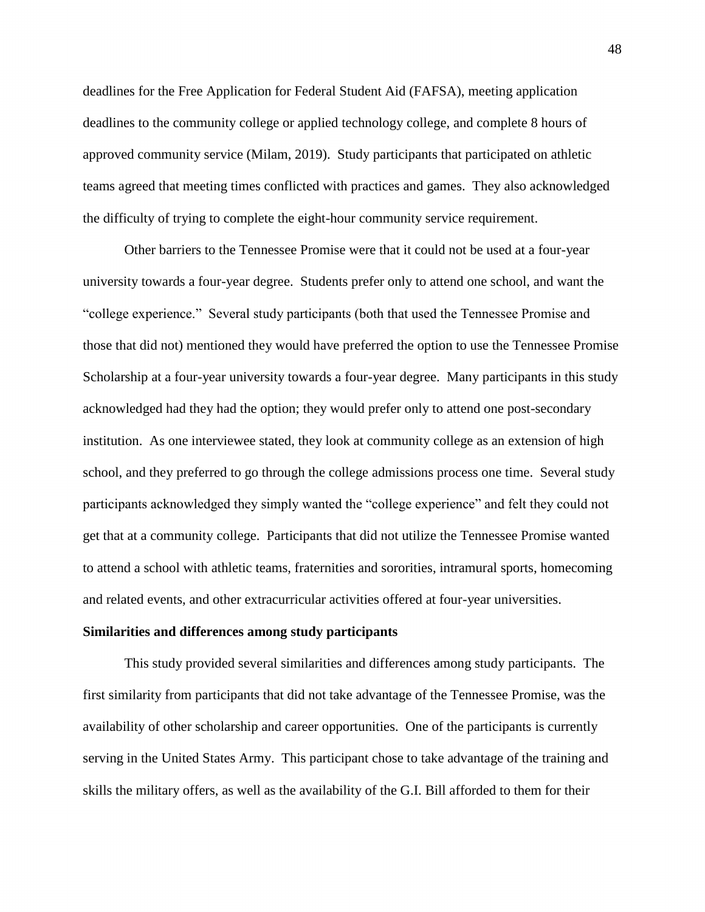deadlines for the Free Application for Federal Student Aid (FAFSA), meeting application deadlines to the community college or applied technology college, and complete 8 hours of approved community service (Milam, 2019). Study participants that participated on athletic teams agreed that meeting times conflicted with practices and games. They also acknowledged the difficulty of trying to complete the eight-hour community service requirement.

Other barriers to the Tennessee Promise were that it could not be used at a four-year university towards a four-year degree. Students prefer only to attend one school, and want the "college experience." Several study participants (both that used the Tennessee Promise and those that did not) mentioned they would have preferred the option to use the Tennessee Promise Scholarship at a four-year university towards a four-year degree. Many participants in this study acknowledged had they had the option; they would prefer only to attend one post-secondary institution. As one interviewee stated, they look at community college as an extension of high school, and they preferred to go through the college admissions process one time. Several study participants acknowledged they simply wanted the "college experience" and felt they could not get that at a community college. Participants that did not utilize the Tennessee Promise wanted to attend a school with athletic teams, fraternities and sororities, intramural sports, homecoming and related events, and other extracurricular activities offered at four-year universities.

**Similarities and differences among study participants**

This study provided several similarities and differences among study participants. The first similarity from participants that did not take advantage of the Tennessee Promise, was the availability of other scholarship and career opportunities. One of the participants is currently serving in the United States Army. This participant chose to take advantage of the training and skills the military offers, as well as the availability of the G.I. Bill afforded to them for their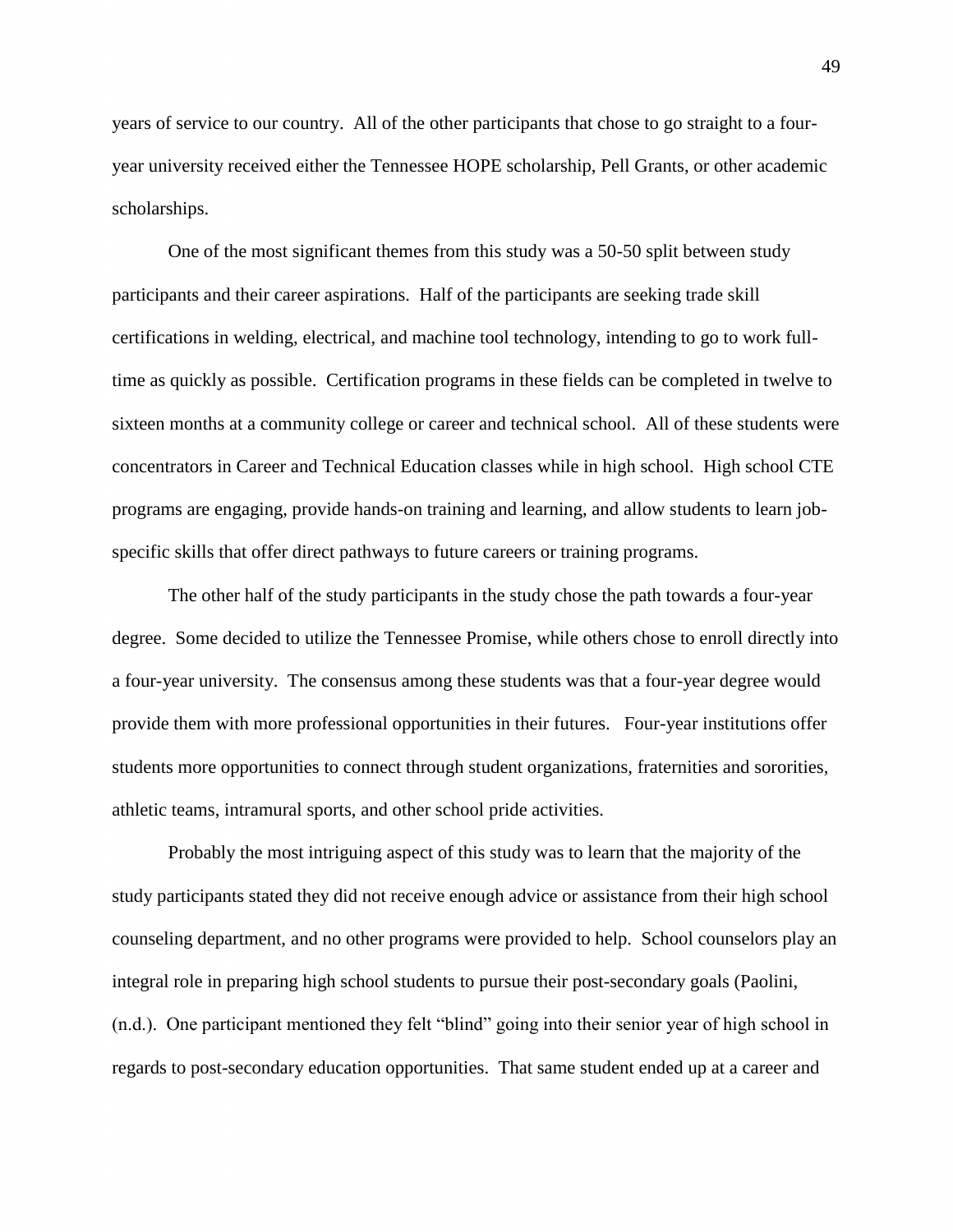years of service to our country. All of the other participants that chose to go straight to a four-year university received either the Tennessee HOPE scholarship, Pell Grants, or other academic scholarships.

One of the most significant themes from this study was a 50-50 split between study participants and their career aspirations. Half of the participants are seeking trade skill certifications in welding, electrical, and machine tool technology, intending to go to work full-time as quickly as possible. Certification programs in these fields can be completed in twelve to sixteen months at a community college or career and technical school. All of these students were concentrators in Career and Technical Education classes while in high school. High school CTE programs are engaging, provide hands-on training and learning, and allow students to learn job-specific skills that offer direct pathways to future careers or training programs.

The other half of the study participants in the study chose the path towards a four-year degree. Some decided to utilize the Tennessee Promise, while others chose to enroll directly into a four-year university. The consensus among these students was that a four-year degree would provide them with more professional opportunities in their futures. Four-year institutions offer students more opportunities to connect through student organizations, fraternities and sororities, athletic teams, intramural sports, and other school pride activities.

Probably the most intriguing aspect of this study was to learn that the majority of the study participants stated they did not receive enough advice or assistance from their high school counseling department, and no other programs were provided to help. School counselors play an integral role in preparing high school students to pursue their post-secondary goals (Paolini, (n.d.). One participant mentioned they felt "blind" going into their senior year of high school in regards to post-secondary education opportunities. That same student ended up at a career and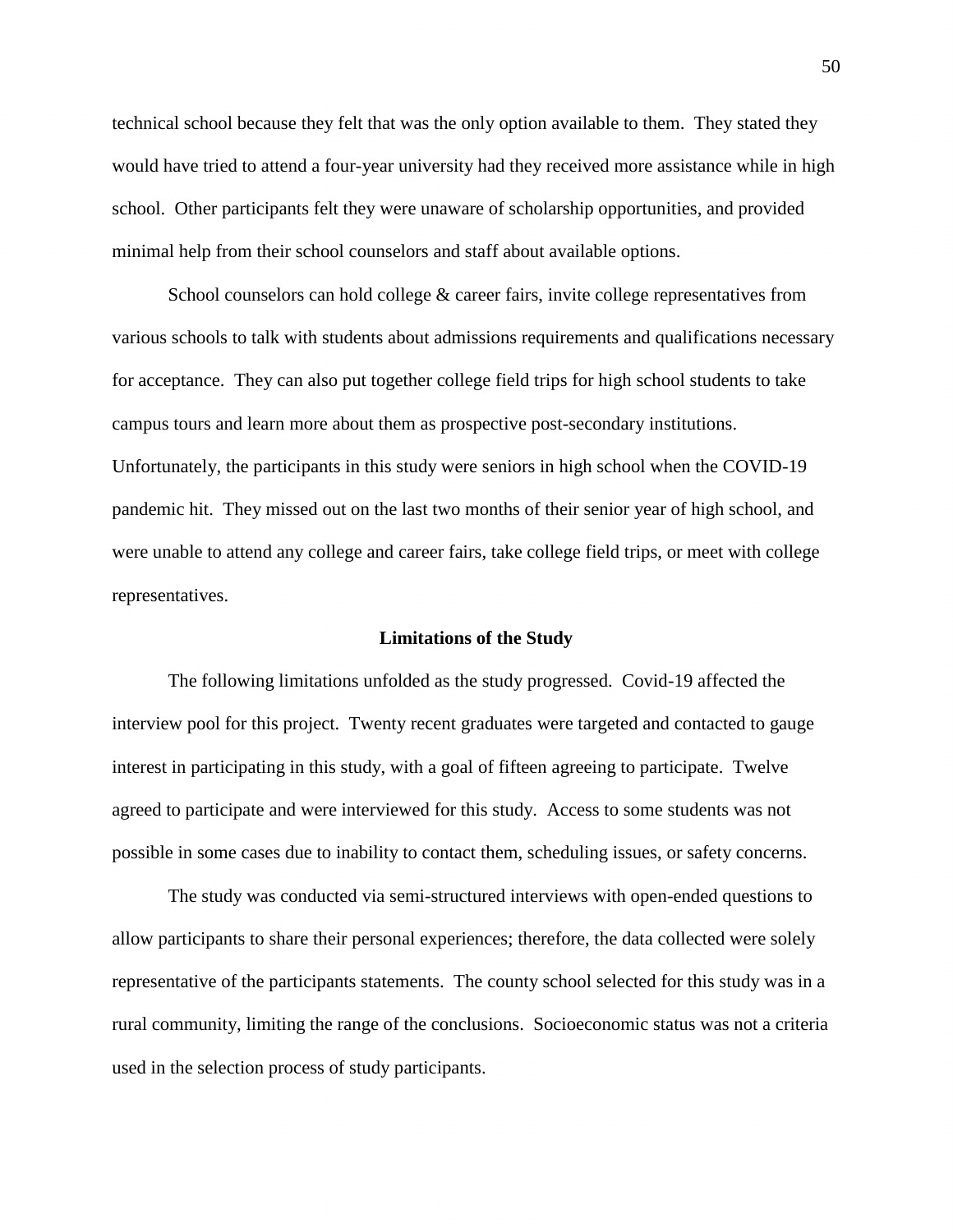technical school because they felt that was the only option available to them. They stated they would have tried to attend a four-year university had they received more assistance while in high school. Other participants felt they were unaware of scholarship opportunities, and provided minimal help from their school counselors and staff about available options.

School counselors can hold college & career fairs, invite college representatives from various schools to talk with students about admissions requirements and qualifications necessary for acceptance. They can also put together college field trips for high school students to take campus tours and learn more about them as prospective post-secondary institutions. Unfortunately, the participants in this study were seniors in high school when the COVID-19 pandemic hit. They missed out on the last two months of their senior year of high school, and were unable to attend any college and career fairs, take college field trips, or meet with college representatives.

## Limitations of the Study

The following limitations unfolded as the study progressed. Covid-19 affected the interview pool for this project. Twenty recent graduates were targeted and contacted to gauge interest in participating in this study, with a goal of fifteen agreeing to participate. Twelve agreed to participate and were interviewed for this study. Access to some students was not possible in some cases due to inability to contact them, scheduling issues, or safety concerns.

The study was conducted via semi-structured interviews with open-ended questions to allow participants to share their personal experiences; therefore, the data collected were solely representative of the participants statements. The county school selected for this study was in a rural community, limiting the range of the conclusions. Socioeconomic status was not a criteria used in the selection process of study participants.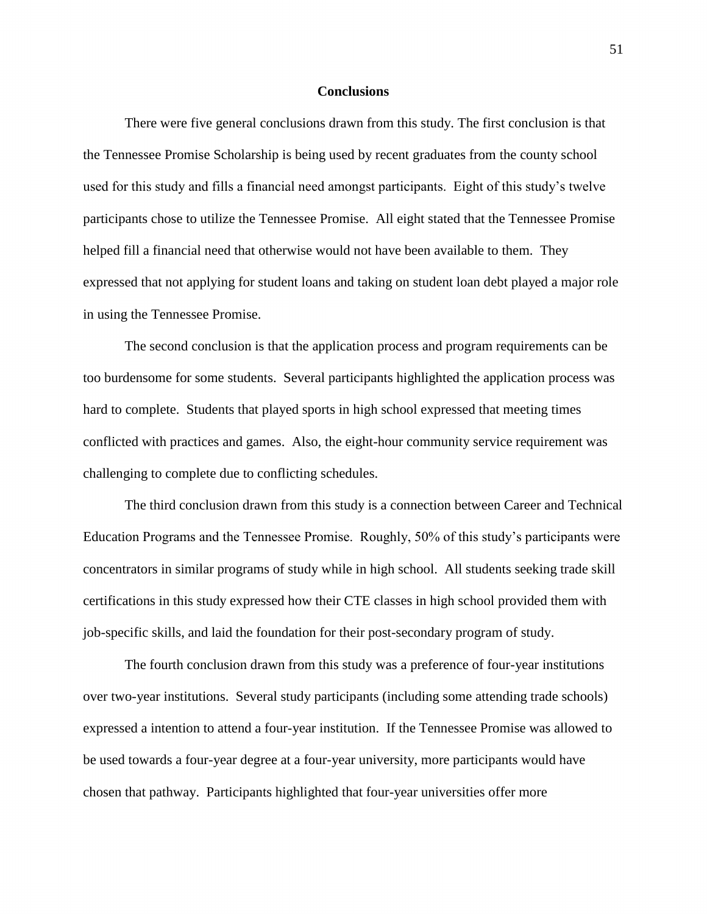## Conclusions

There were five general conclusions drawn from this study. The first conclusion is that the Tennessee Promise Scholarship is being used by recent graduates from the county school used for this study and fills a financial need amongst participants. Eight of this study's twelve participants chose to utilize the Tennessee Promise. All eight stated that the Tennessee Promise helped fill a financial need that otherwise would not have been available to them. They expressed that not applying for student loans and taking on student loan debt played a major role in using the Tennessee Promise.

The second conclusion is that the application process and program requirements can be too burdensome for some students. Several participants highlighted the application process was hard to complete. Students that played sports in high school expressed that meeting times conflicted with practices and games. Also, the eight-hour community service requirement was challenging to complete due to conflicting schedules.

The third conclusion drawn from this study is a connection between Career and Technical Education Programs and the Tennessee Promise. Roughly, 50% of this study's participants were concentrators in similar programs of study while in high school. All students seeking trade skill certifications in this study expressed how their CTE classes in high school provided them with job-specific skills, and laid the foundation for their post-secondary program of study.

The fourth conclusion drawn from this study was a preference of four-year institutions over two-year institutions. Several study participants (including some attending trade schools) expressed a intention to attend a four-year institution. If the Tennessee Promise was allowed to be used towards a four-year degree at a four-year university, more participants would have chosen that pathway. Participants highlighted that four-year universities offer more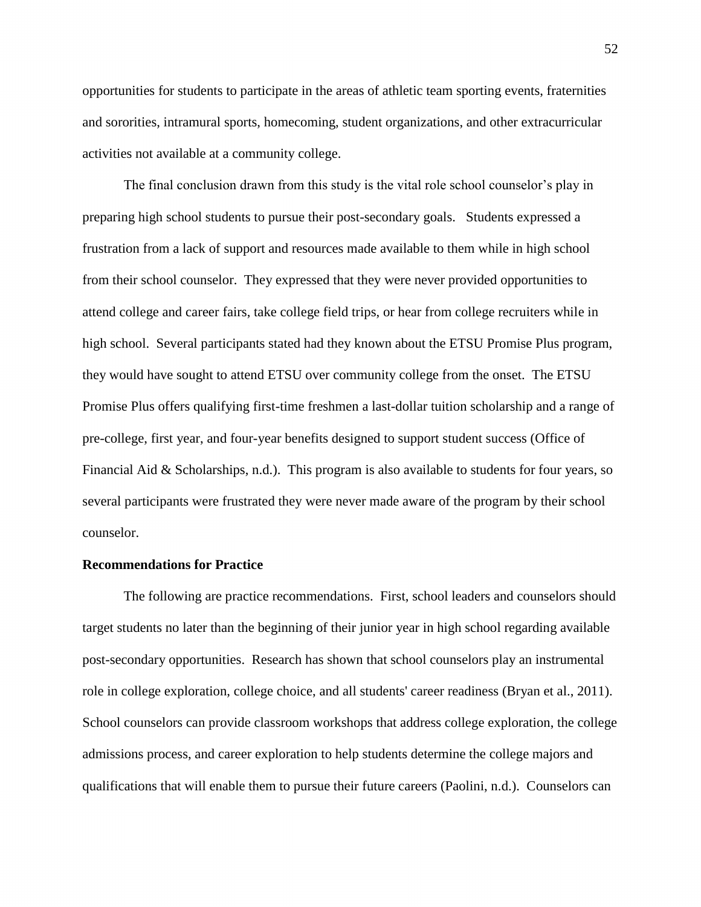opportunities for students to participate in the areas of athletic team sporting events, fraternities and sororities, intramural sports, homecoming, student organizations, and other extracurricular activities not available at a community college.

The final conclusion drawn from this study is the vital role school counselor's play in preparing high school students to pursue their post-secondary goals. Students expressed a frustration from a lack of support and resources made available to them while in high school from their school counselor. They expressed that they were never provided opportunities to attend college and career fairs, take college field trips, or hear from college recruiters while in high school. Several participants stated had they known about the ETSU Promise Plus program, they would have sought to attend ETSU over community college from the onset. The ETSU Promise Plus offers qualifying first-time freshmen a last-dollar tuition scholarship and a range of pre-college, first year, and four-year benefits designed to support student success (Office of Financial Aid & Scholarships, n.d.). This program is also available to students for four years, so several participants were frustrated they were never made aware of the program by their school counselor.

## Recommendations for Practice

The following are practice recommendations. First, school leaders and counselors should target students no later than the beginning of their junior year in high school regarding available post-secondary opportunities. Research has shown that school counselors play an instrumental role in college exploration, college choice, and all students' career readiness (Bryan et al., 2011). School counselors can provide classroom workshops that address college exploration, the college admissions process, and career exploration to help students determine the college majors and qualifications that will enable them to pursue their future careers (Paolini, n.d.). Counselors can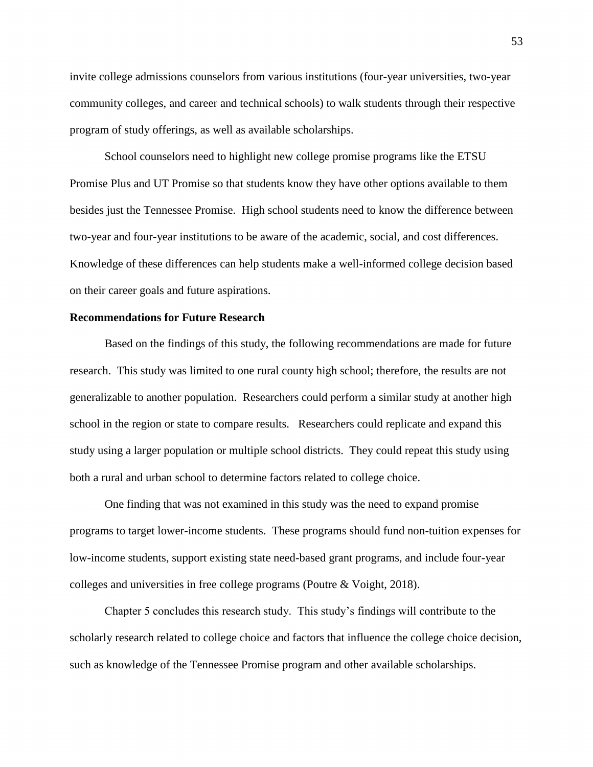invite college admissions counselors from various institutions (four-year universities, two-year community colleges, and career and technical schools) to walk students through their respective program of study offerings, as well as available scholarships.

School counselors need to highlight new college promise programs like the ETSU Promise Plus and UT Promise so that students know they have other options available to them besides just the Tennessee Promise. High school students need to know the difference between two-year and four-year institutions to be aware of the academic, social, and cost differences. Knowledge of these differences can help students make a well-informed college decision based on their career goals and future aspirations.

**Recommendations for Future Research**

Based on the findings of this study, the following recommendations are made for future research. This study was limited to one rural county high school; therefore, the results are not generalizable to another population. Researchers could perform a similar study at another high school in the region or state to compare results. Researchers could replicate and expand this study using a larger population or multiple school districts. They could repeat this study using both a rural and urban school to determine factors related to college choice.

One finding that was not examined in this study was the need to expand promise programs to target lower-income students. These programs should fund non-tuition expenses for low-income students, support existing state need-based grant programs, and include four-year colleges and universities in free college programs (Poutre & Voight, 2018).

Chapter 5 concludes this research study. This study's findings will contribute to the scholarly research related to college choice and factors that influence the college choice decision, such as knowledge of the Tennessee Promise program and other available scholarships.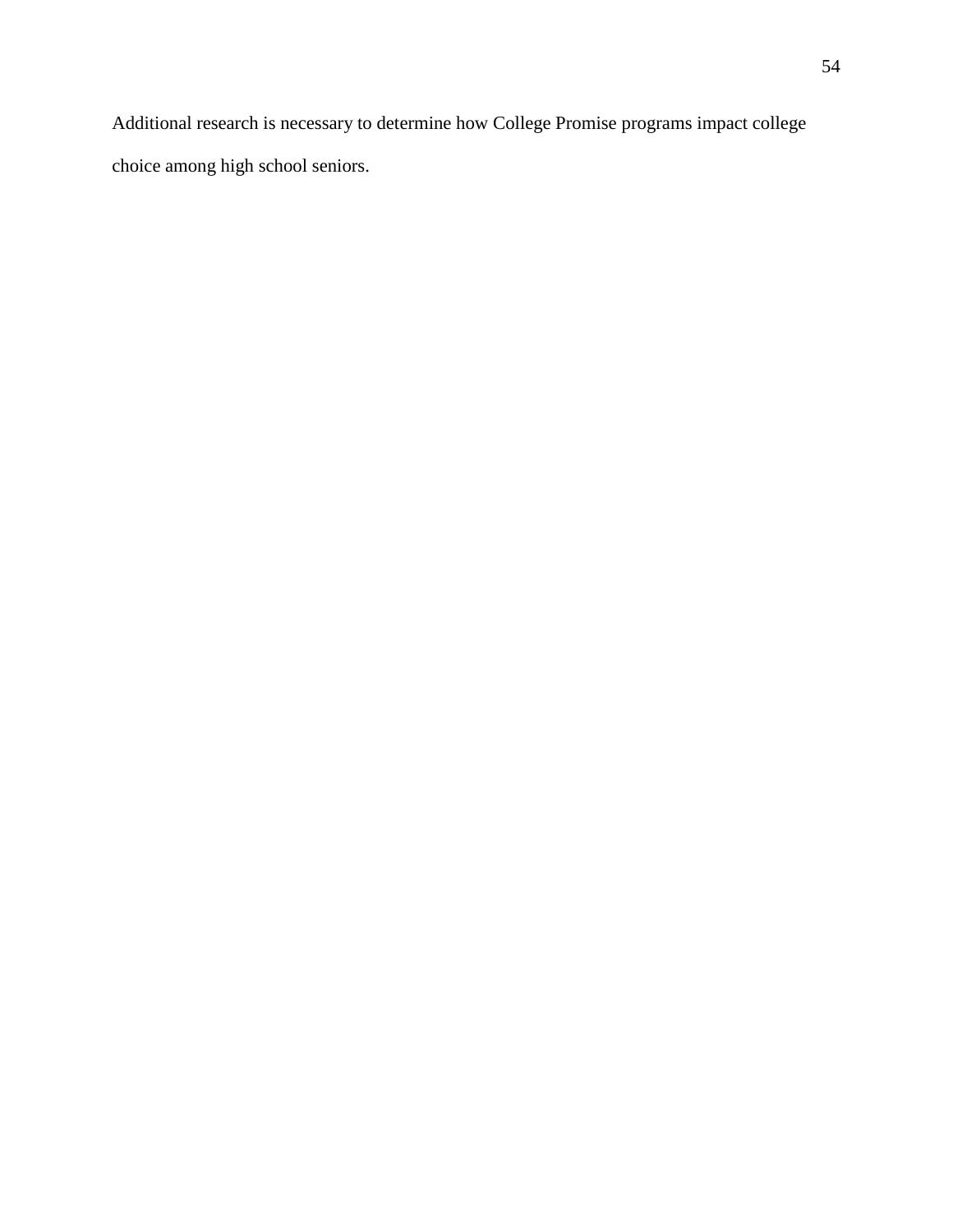Additional research is necessary to determine how College Promise programs impact college choice among high school seniors.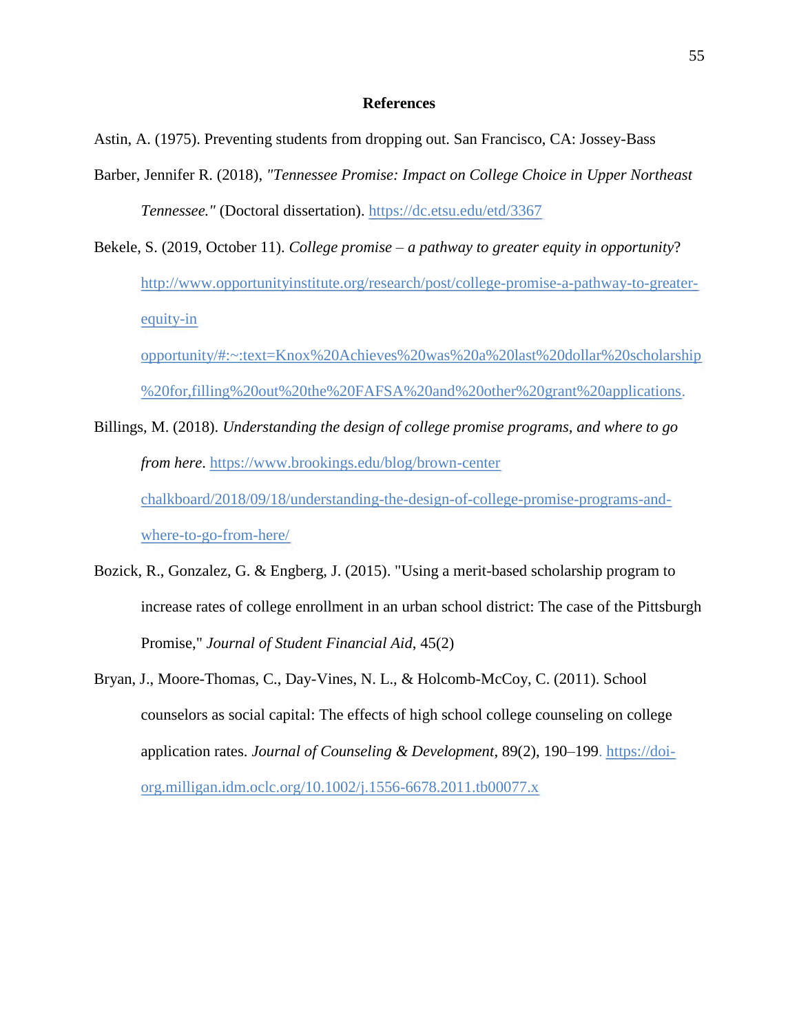# References

Astin, A. (1975). Preventing students from dropping out. San Francisco, CA: Jossey-Bass

Barber, Jennifer R. (2018), *"Tennessee Promise: Impact on College Choice in Upper Northeast Tennessee."* (Doctoral dissertation). https://dc.etsu.edu/etd/3367

Bekele, S. (2019, October 11). *College promise – a pathway to greater equity in opportunity*? http://www.opportunityinstitute.org/research/post/college-promise-a-pathway-to-greater-equity-in opportunity/#:~:text=Knox%20Achieves%20was%20a%20last%20dollar%20scholarship%20for,filling%20out%20the%20FAFSA%20and%20other%20grant%20applications.

Billings, M. (2018). *Understanding the design of college promise programs, and where to go from here*. https://www.brookings.edu/blog/brown-center chalkboard/2018/09/18/understanding-the-design-of-college-promise-programs-and-where-to-go-from-here/

Bozick, R., Gonzalez, G. & Engberg, J. (2015). "Using a merit-based scholarship program to increase rates of college enrollment in an urban school district: The case of the Pittsburgh Promise," *Journal of Student Financial Aid*, 45(2)

Bryan, J., Moore-Thomas, C., Day-Vines, N. L., & Holcomb-McCoy, C. (2011). School counselors as social capital: The effects of high school college counseling on college application rates. *Journal of Counseling & Development*, 89(2), 190–199. https://doi-org.milligan.idm.oclc.org/10.1002/j.1556-6678.2011.tb00077.x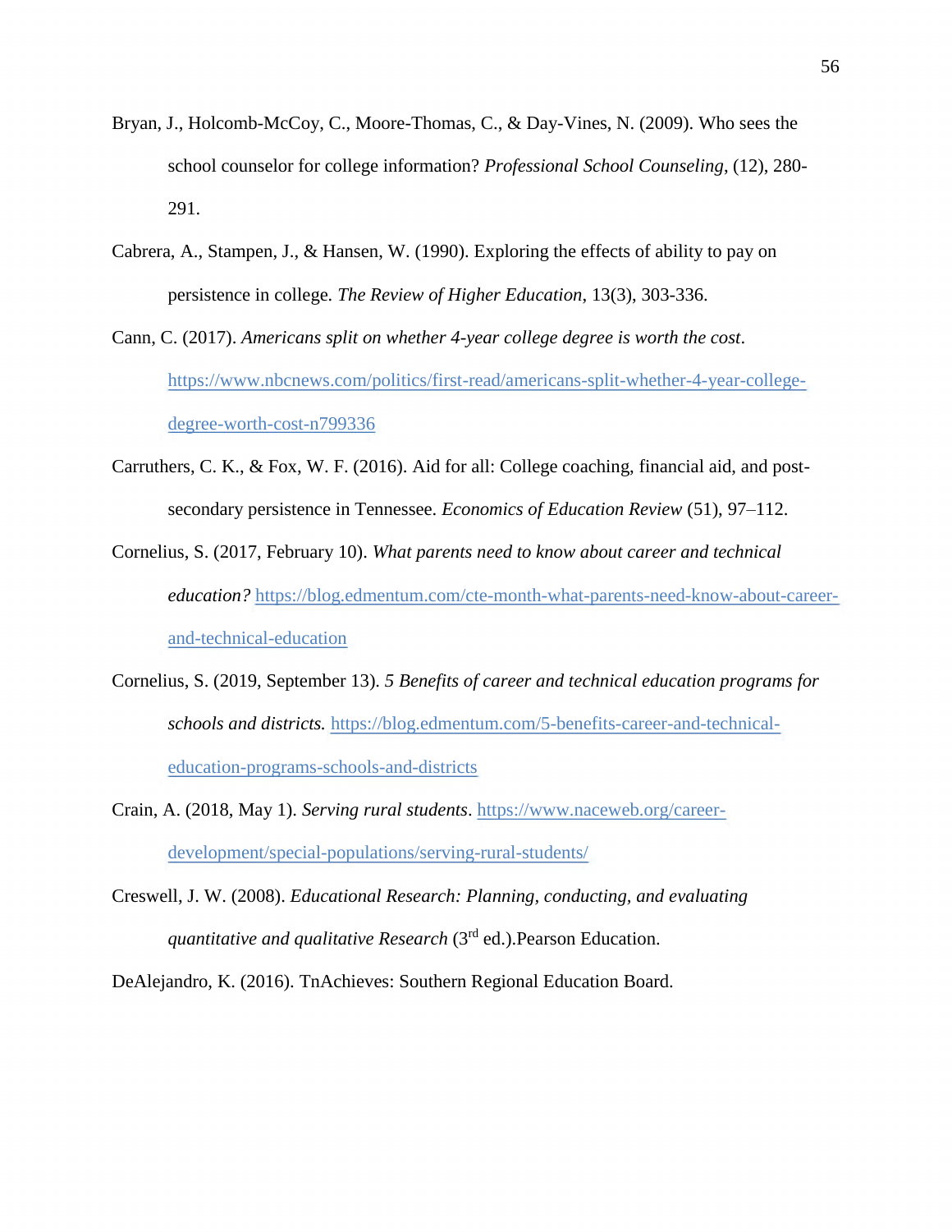Bryan, J., Holcomb-McCoy, C., Moore-Thomas, C., & Day-Vines, N. (2009). Who sees the school counselor for college information? *Professional School Counseling*, (12), 280-291.

Cabrera, A., Stampen, J., & Hansen, W. (1990). Exploring the effects of ability to pay on persistence in college. *The Review of Higher Education*, 13(3), 303-336.

Cann, C. (2017). *Americans split on whether 4-year college degree is worth the cost*. https://www.nbcnews.com/politics/first-read/americans-split-whether-4-year-college-degree-worth-cost-n799336

Carruthers, C. K., & Fox, W. F. (2016). Aid for all: College coaching, financial aid, and post-secondary persistence in Tennessee. *Economics of Education Review* (51), 97–112.

Cornelius, S. (2017, February 10). *What parents need to know about career and technical education?* https://blog.edmentum.com/cte-month-what-parents-need-know-about-career-and-technical-education

Cornelius, S. (2019, September 13). *5 Benefits of career and technical education programs for schools and districts.* https://blog.edmentum.com/5-benefits-career-and-technical-education-programs-schools-and-districts

Crain, A. (2018, May 1). *Serving rural students*. https://www.naceweb.org/career-development/special-populations/serving-rural-students/

Creswell, J. W. (2008). *Educational Research: Planning, conducting, and evaluating quantitative and qualitative Research* (3rd ed.).Pearson Education.

DeAlejandro, K. (2016). TnAchieves: Southern Regional Education Board.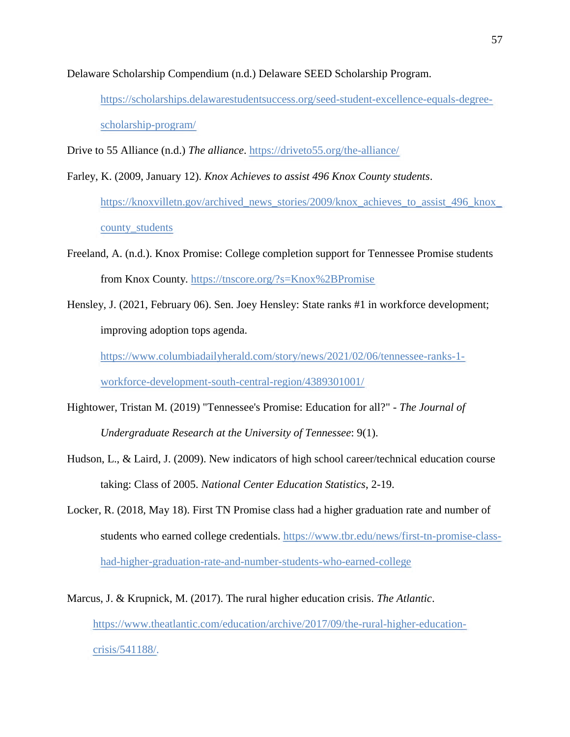Delaware Scholarship Compendium (n.d.) Delaware SEED Scholarship Program. https://scholarships.delawarestudentsuccess.org/seed-student-excellence-equals-degree-scholarship-program/

Drive to 55 Alliance (n.d.) *The alliance*. https://driveto55.org/the-alliance/

Farley, K. (2009, January 12). *Knox Achieves to assist 496 Knox County students*. https://knoxvilletn.gov/archived_news_stories/2009/knox_achieves_to_assist_496_knox_county_students

Freeland, A. (n.d.). Knox Promise: College completion support for Tennessee Promise students from Knox County. https://tnscore.org/?s=Knox%2BPromise

Hensley, J. (2021, February 06). Sen. Joey Hensley: State ranks #1 in workforce development; improving adoption tops agenda. https://www.columbiadailyherald.com/story/news/2021/02/06/tennessee-ranks-1-workforce-development-south-central-region/4389301001/

Hightower, Tristan M. (2019) "Tennessee's Promise: Education for all?" - *The Journal of Undergraduate Research at the University of Tennessee*: 9(1).

Hudson, L., & Laird, J. (2009). New indicators of high school career/technical education course taking: Class of 2005. *National Center Education Statistics*, 2-19.

Locker, R. (2018, May 18). First TN Promise class had a higher graduation rate and number of students who earned college credentials. https://www.tbr.edu/news/first-tn-promise-class-had-higher-graduation-rate-and-number-students-who-earned-college

Marcus, J. & Krupnick, M. (2017). The rural higher education crisis. *The Atlantic*. https://www.theatlantic.com/education/archive/2017/09/the-rural-higher-education-crisis/541188/.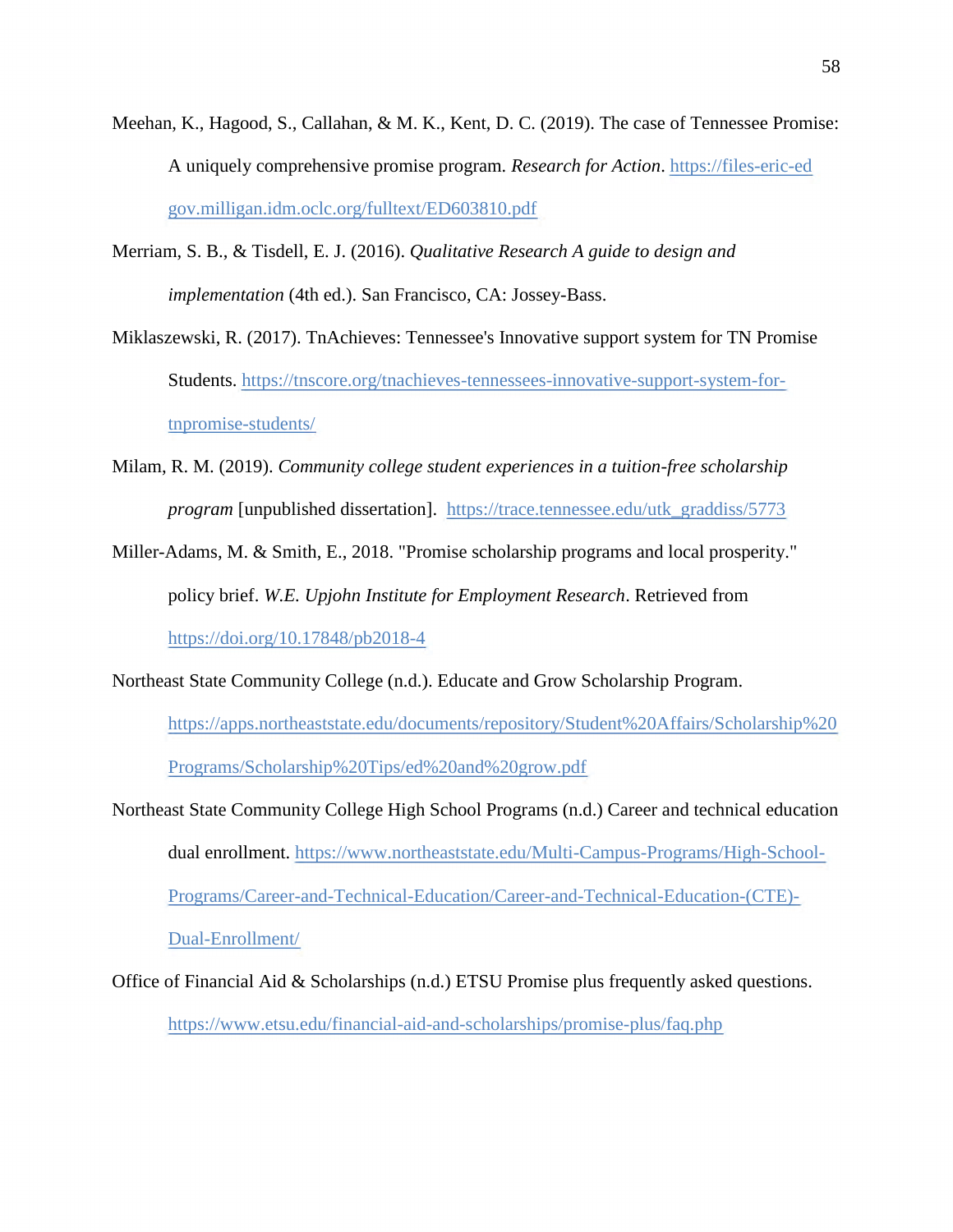Meehan, K., Hagood, S., Callahan, & M. K., Kent, D. C. (2019). The case of Tennessee Promise: A uniquely comprehensive promise program. *Research for Action*. https://files-eric-ed gov.milligan.idm.oclc.org/fulltext/ED603810.pdf

Merriam, S. B., & Tisdell, E. J. (2016). *Qualitative Research A guide to design and implementation* (4th ed.). San Francisco, CA: Jossey-Bass.

Miklaszewski, R. (2017). TnAchieves: Tennessee's Innovative support system for TN Promise Students. https://tnscore.org/tnachieves-tennessees-innovative-support-system-for-tnpromise-students/

Milam, R. M. (2019). *Community college student experiences in a tuition-free scholarship program* [unpublished dissertation]. https://trace.tennessee.edu/utk_graddiss/5773

Miller-Adams, M. & Smith, E., 2018. "Promise scholarship programs and local prosperity." policy brief. *W.E. Upjohn Institute for Employment Research*. Retrieved from https://doi.org/10.17848/pb2018-4

Northeast State Community College (n.d.). Educate and Grow Scholarship Program. https://apps.northeaststate.edu/documents/repository/Student%20Affairs/Scholarship%20Programs/Scholarship%20Tips/ed%20and%20grow.pdf

Northeast State Community College High School Programs (n.d.) Career and technical education dual enrollment. https://www.northeaststate.edu/Multi-Campus-Programs/High-School-Programs/Career-and-Technical-Education/Career-and-Technical-Education-(CTE)-Dual-Enrollment/

Office of Financial Aid & Scholarships (n.d.) ETSU Promise plus frequently asked questions. https://www.etsu.edu/financial-aid-and-scholarships/promise-plus/faq.php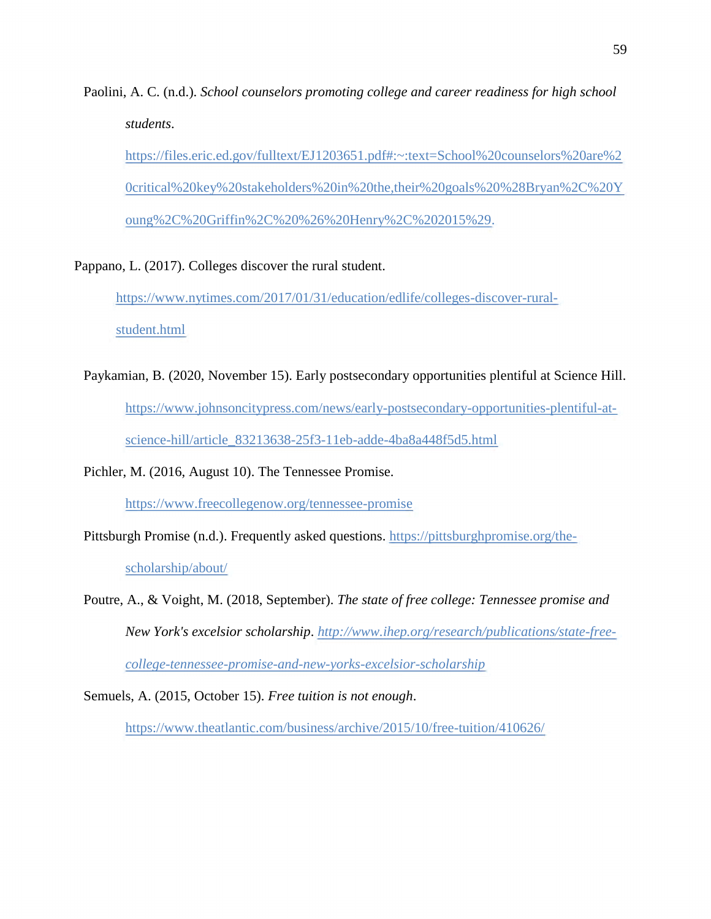Paolini, A. C. (n.d.). *School counselors promoting college and career readiness for high school students*. https://files.eric.ed.gov/fulltext/EJ1203651.pdf#:~:text=School%20counselors%20are%20critical%20key%20stakeholders%20in%20the,their%20goals%20%28Bryan%2C%20Young%2C%20Griffin%2C%20%26%20Henry%2C%202015%29.

Pappano, L. (2017). Colleges discover the rural student. https://www.nytimes.com/2017/01/31/education/edlife/colleges-discover-rural-student.html

Paykamian, B. (2020, November 15). Early postsecondary opportunities plentiful at Science Hill. https://www.johnsoncitypress.com/news/early-postsecondary-opportunities-plentiful-at-science-hill/article_83213638-25f3-11eb-adde-4ba8a448f5d5.html

Pichler, M. (2016, August 10). The Tennessee Promise. https://www.freecollegenow.org/tennessee-promise

Pittsburgh Promise (n.d.). Frequently asked questions. https://pittsburghpromise.org/the-scholarship/about/

Poutre, A., & Voight, M. (2018, September). *The state of free college: Tennessee promise and New York's excelsior scholarship*. *http://www.ihep.org/research/publications/state-free-college-tennessee-promise-and-new-yorks-excelsior-scholarship*

Semuels, A. (2015, October 15). *Free tuition is not enough*. https://www.theatlantic.com/business/archive/2015/10/free-tuition/410626/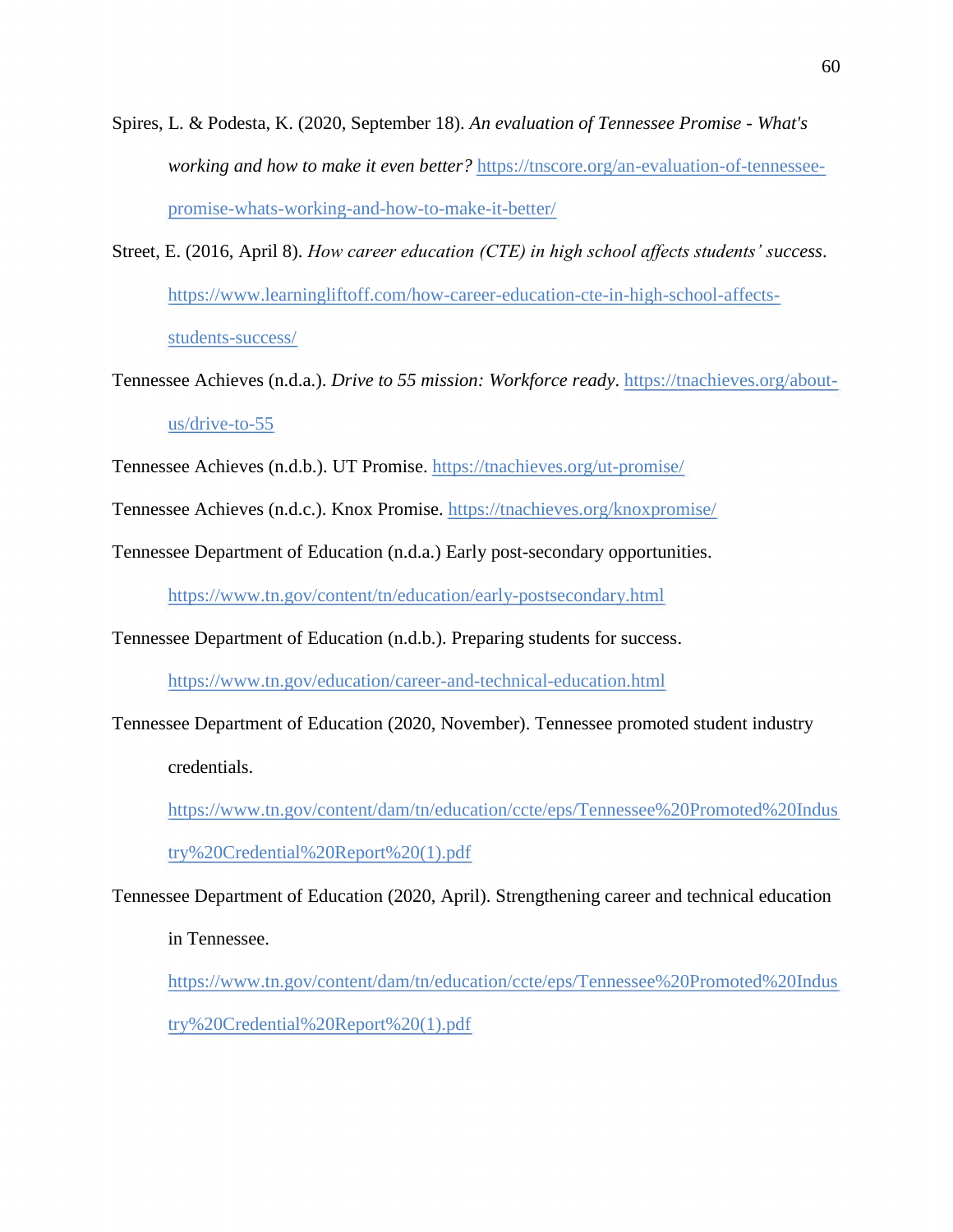Spires, L. & Podesta, K. (2020, September 18). *An evaluation of Tennessee Promise - What's working and how to make it even better?* https://tnscore.org/an-evaluation-of-tennessee-promise-whats-working-and-how-to-make-it-better/

Street, E. (2016, April 8). *How career education (CTE) in high school affects students' success*. https://www.learningliftoff.com/how-career-education-cte-in-high-school-affects-students-success/

Tennessee Achieves (n.d.a.). *Drive to 55 mission: Workforce ready*. https://tnachieves.org/about-us/drive-to-55

Tennessee Achieves (n.d.b.). UT Promise. https://tnachieves.org/ut-promise/

Tennessee Achieves (n.d.c.). Knox Promise. https://tnachieves.org/knoxpromise/

Tennessee Department of Education (n.d.a.) Early post-secondary opportunities. https://www.tn.gov/content/tn/education/early-postsecondary.html

Tennessee Department of Education (n.d.b.). Preparing students for success. https://www.tn.gov/education/career-and-technical-education.html

Tennessee Department of Education (2020, November). Tennessee promoted student industry credentials. https://www.tn.gov/content/dam/tn/education/ccte/eps/Tennessee%20Promoted%20Industry%20Credential%20Report%20(1).pdf

Tennessee Department of Education (2020, April). Strengthening career and technical education in Tennessee. https://www.tn.gov/content/dam/tn/education/ccte/eps/Tennessee%20Promoted%20Industry%20Credential%20Report%20(1).pdf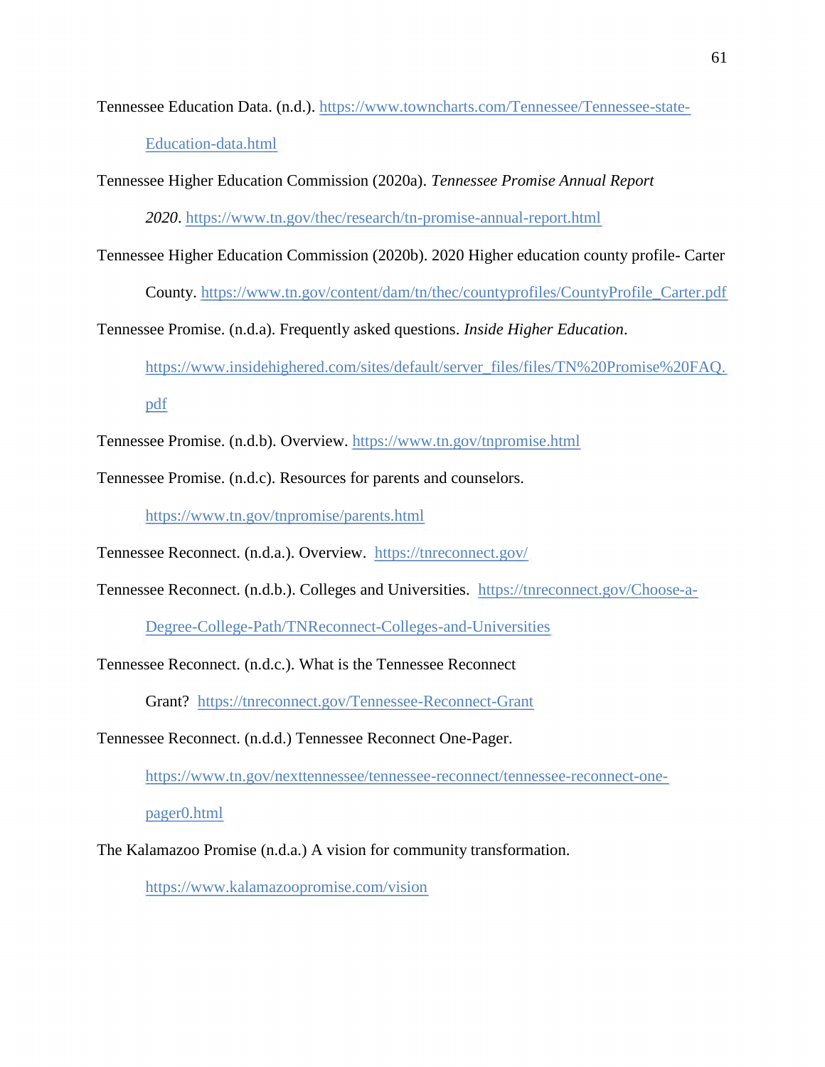Tennessee Education Data. (n.d.). https://www.towncharts.com/Tennessee/Tennessee-state-Education-data.html

Tennessee Higher Education Commission (2020a). *Tennessee Promise Annual Report 2020*. https://www.tn.gov/thec/research/tn-promise-annual-report.html

Tennessee Higher Education Commission (2020b). 2020 Higher education county profile- Carter County. https://www.tn.gov/content/dam/tn/thec/countyprofiles/CountyProfile_Carter.pdf

Tennessee Promise. (n.d.a). Frequently asked questions. *Inside Higher Education*. https://www.insidehighered.com/sites/default/server_files/files/TN%20Promise%20FAQ.pdf

Tennessee Promise. (n.d.b). Overview. https://www.tn.gov/tnpromise.html

Tennessee Promise. (n.d.c). Resources for parents and counselors. https://www.tn.gov/tnpromise/parents.html

Tennessee Reconnect. (n.d.a.). Overview. https://tnreconnect.gov/

Tennessee Reconnect. (n.d.b.). Colleges and Universities. https://tnreconnect.gov/Choose-a-Degree-College-Path/TNReconnect-Colleges-and-Universities

Tennessee Reconnect. (n.d.c.). What is the Tennessee Reconnect Grant? https://tnreconnect.gov/Tennessee-Reconnect-Grant

Tennessee Reconnect. (n.d.d.) Tennessee Reconnect One-Pager. https://www.tn.gov/nexttennessee/tennessee-reconnect/tennessee-reconnect-one-pager0.html

The Kalamazoo Promise (n.d.a.) A vision for community transformation. https://www.kalamazoopromise.com/vision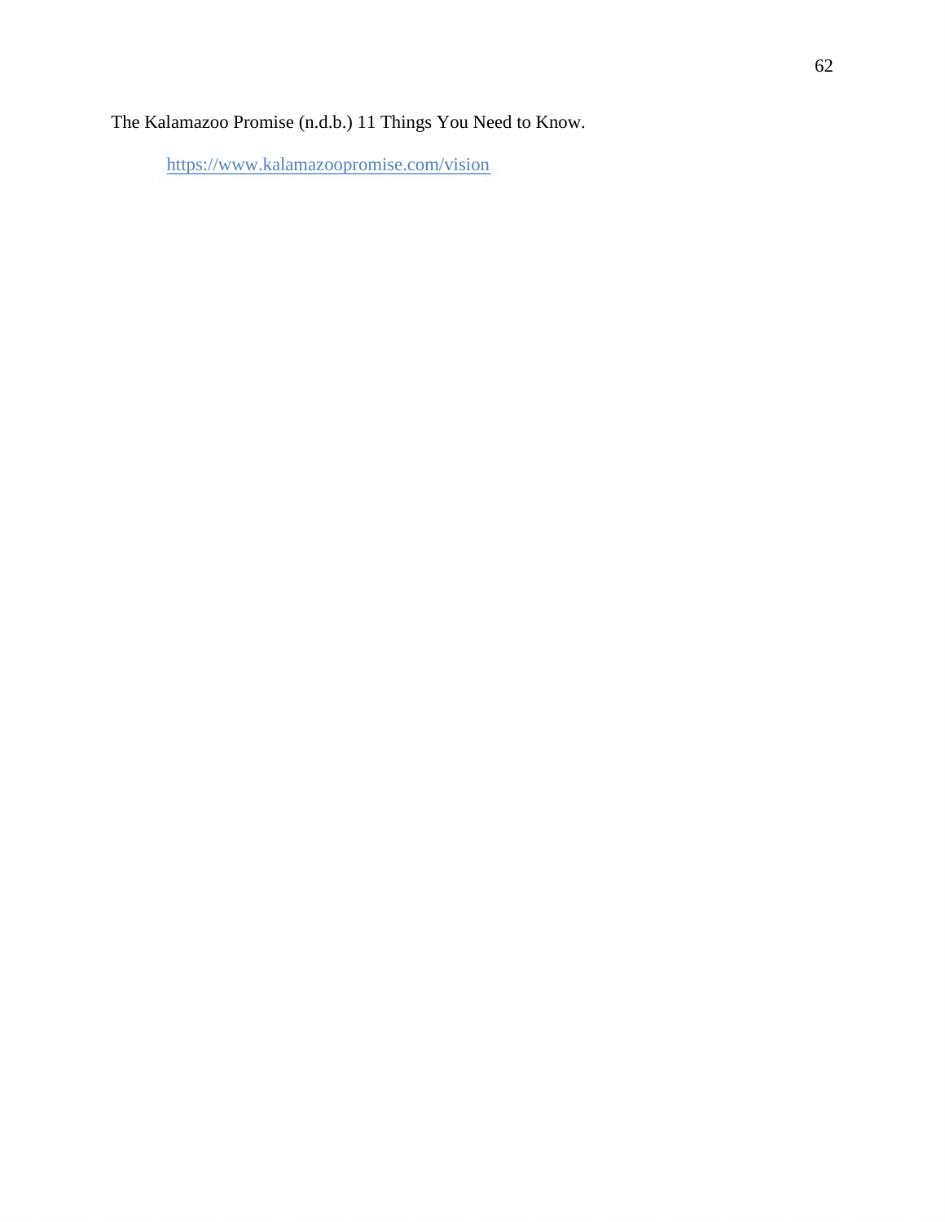The Kalamazoo Promise (n.d.b.) 11 Things You Need to Know.

https://www.kalamazoopromise.com/vision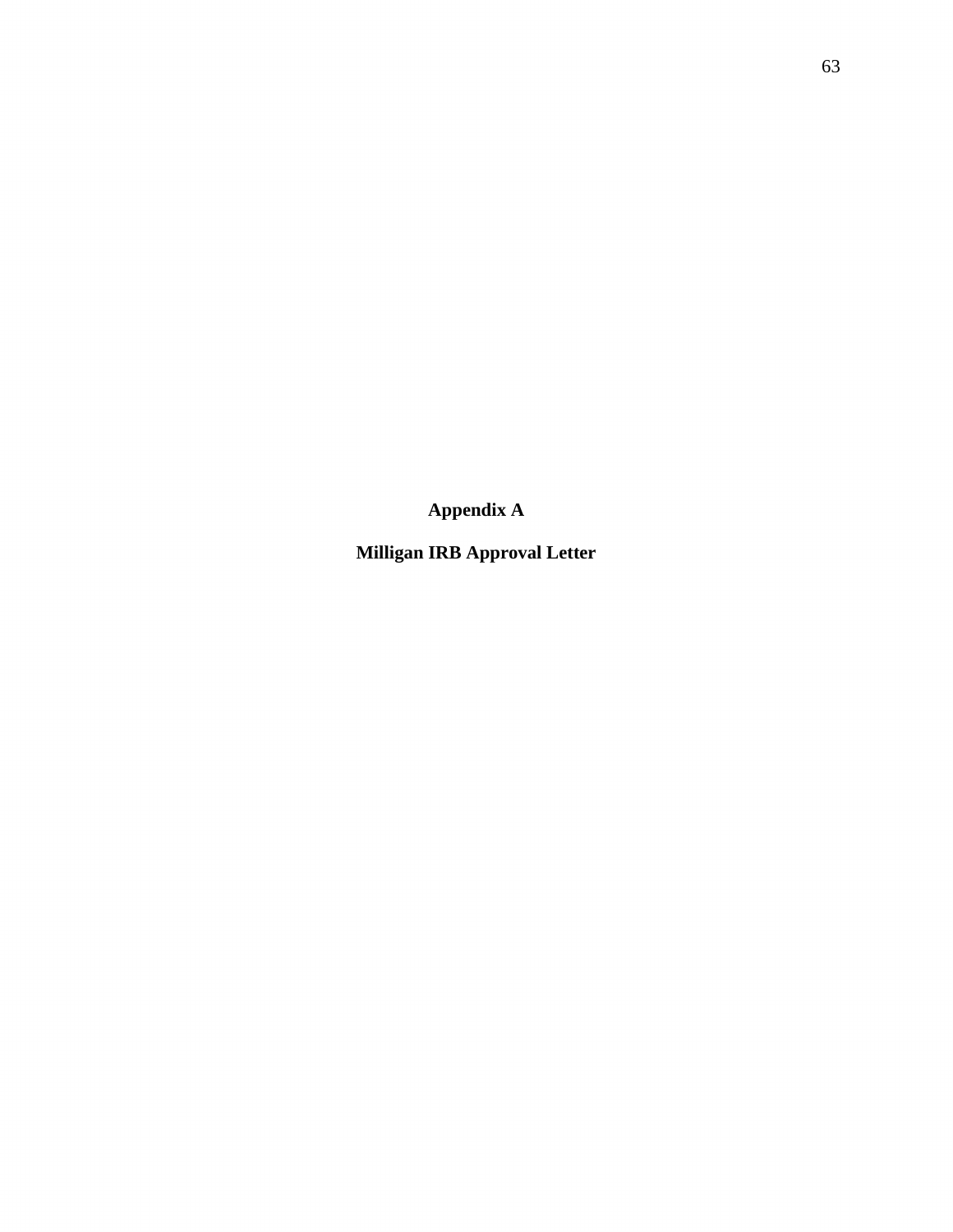# Appendix A

## Milligan IRB Approval Letter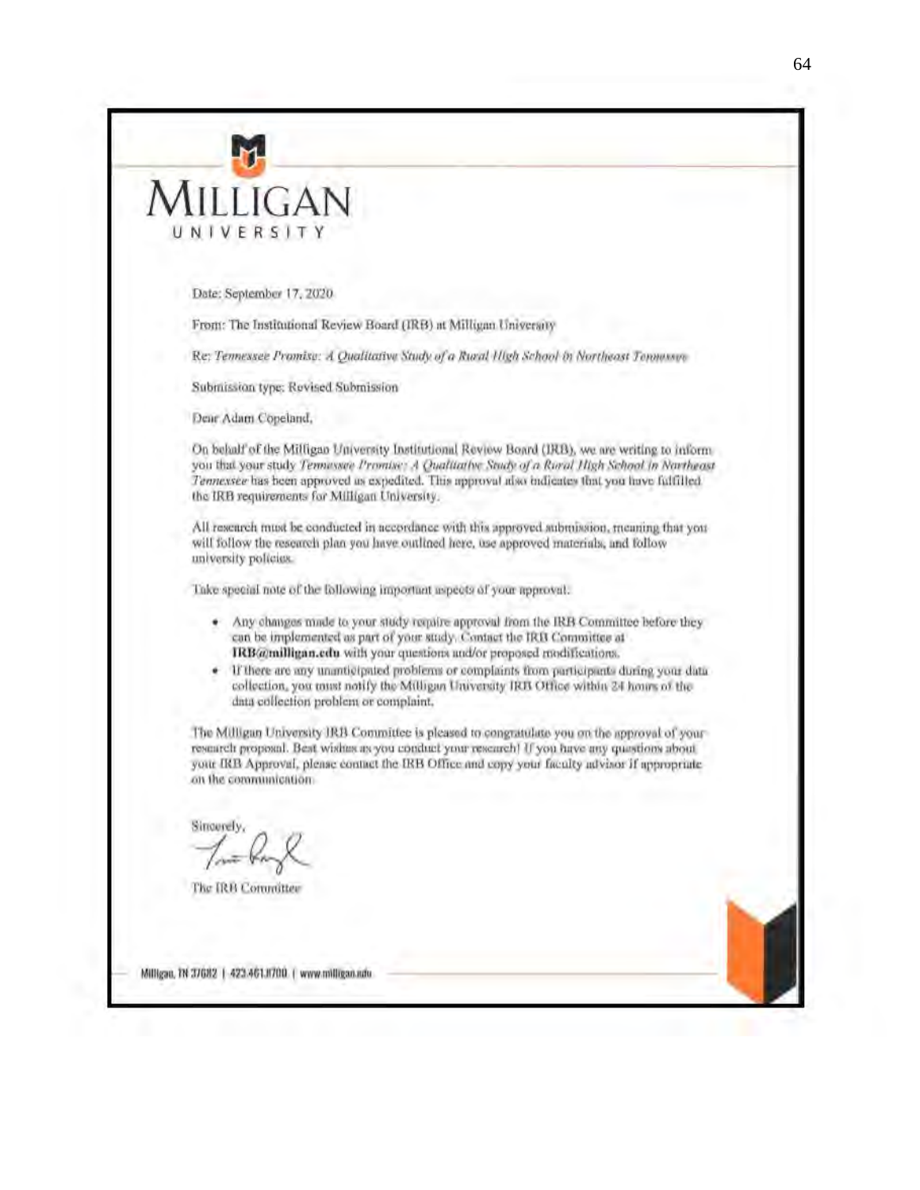# MILLIGAN

UNIVERSITY

Date: September 17, 2020

From: The Institutional Review Board (IRB) at Milligan University

Re: *Tennessee Promise: A Qualitative Study of a Rural High School in Northeast Tennessee*

Submission type: Revised Submission

Dear Adam Copeland,

On behalf of the Milligan University Institutional Review Board (IRB), we are writing to inform you that your study *Tennessee Promise: A Qualitative Study of a Rural High School in Northeast Tennessee* has been approved as expedited. This approval also indicates that you have fulfilled the IRB requirements for Milligan University.

All research must be conducted in accordance with this approved submission, meaning that you will follow the research plan you have outlined here, use approved materials, and follow university policies.

Take special note of the following important aspects of your approval:

- Any changes made to your study require approval from the IRB Committee before they can be implemented as part of your study. Contact the IRB Committee at **IRB@milligan.edu** with your questions and/or proposed modifications.
- If there are any unanticipated problems or complaints from participants during your data collection, you must notify the Milligan University IRB Office within 24 hours of the data collection problem or complaint.

The Milligan University IRB Committee is pleased to congratulate you on the approval of your research proposal. Best wishes as you conduct your research! If you have any questions about your IRB Approval, please contact the IRB Office and copy your faculty advisor if appropriate on the communication.

Sincerely,

The IRB Committee

Milligan, TN 37682 | 423.461.8700 | www.milligan.edu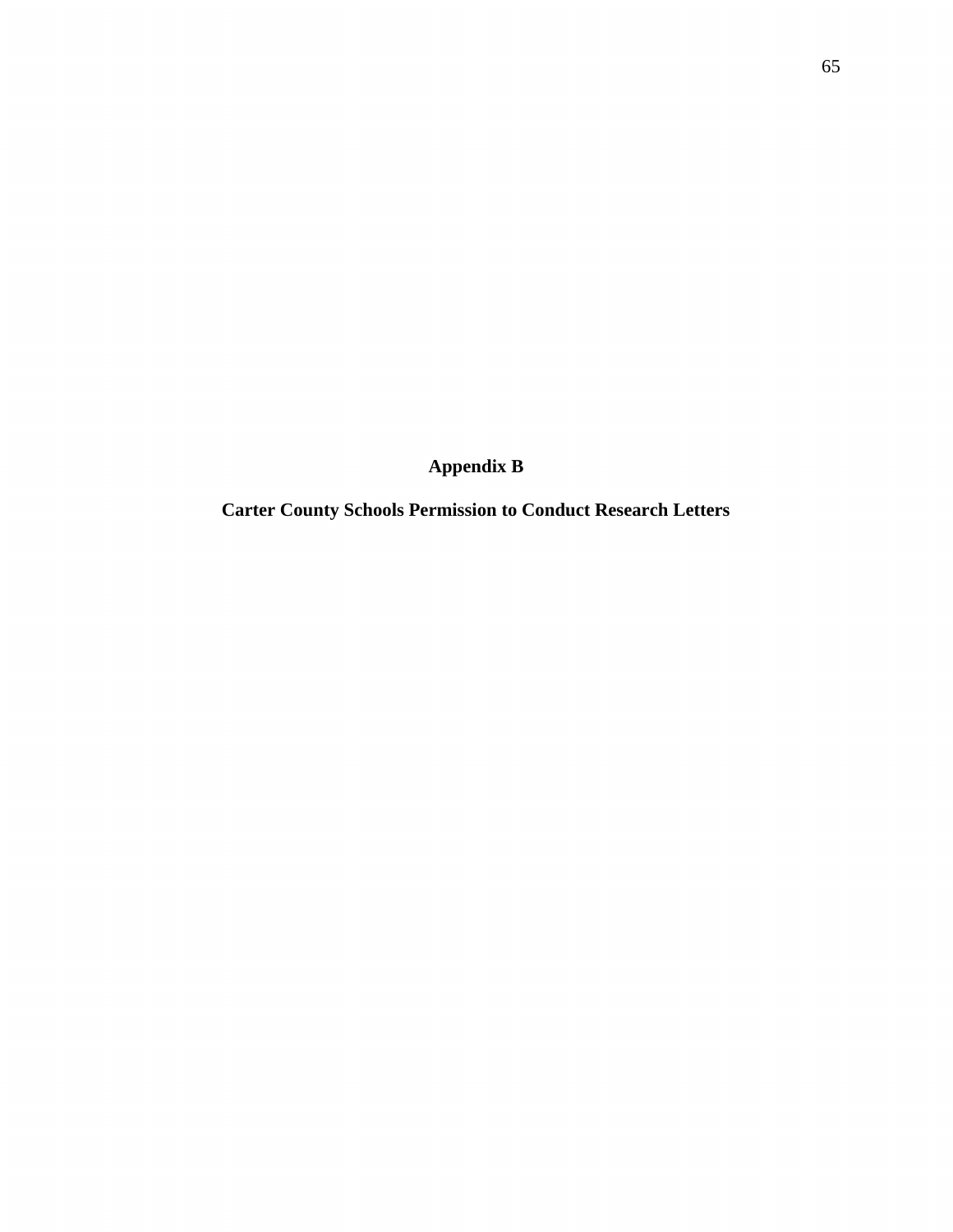# Appendix B

## Carter County Schools Permission to Conduct Research Letters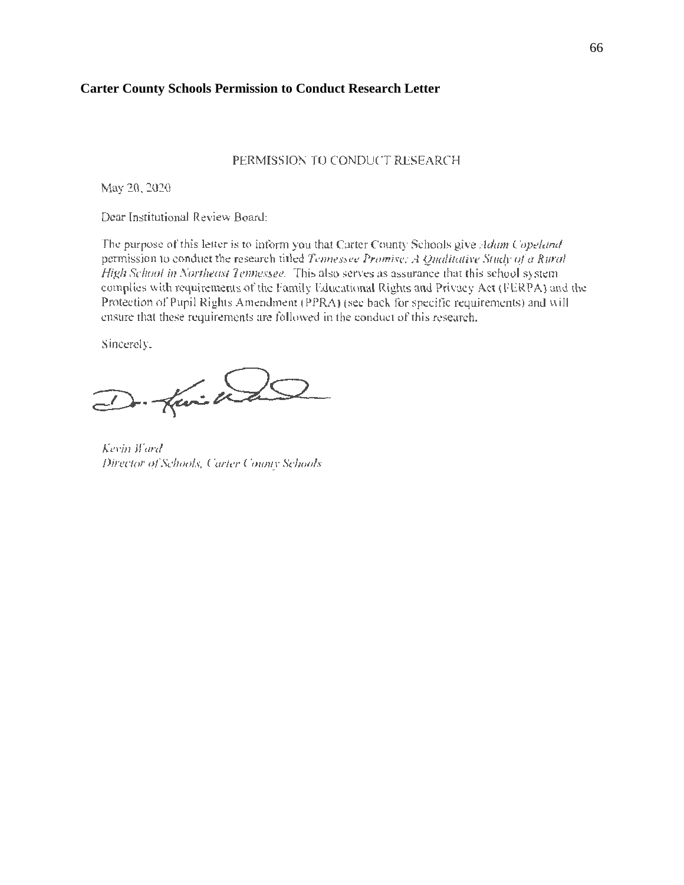## Carter County Schools Permission to Conduct Research Letter

PERMISSION TO CONDUCT RESEARCH

May 20, 2020

Dear Institutional Review Board:

The purpose of this letter is to inform you that Carter County Schools give *Adam Copeland* permission to conduct the research titled *Tennessee Promise: A Qualitative Study of a Rural High School in Northeast Tennessee.* This also serves as assurance that this school system complies with requirements of the Family Educational Rights and Privacy Act (FERPA) and the Protection of Pupil Rights Amendment (PPRA) (see back for specific requirements) and will ensure that these requirements are followed in the conduct of this research.

Sincerely,

*Kevin Ward*
*Director of Schools, Carter County Schools*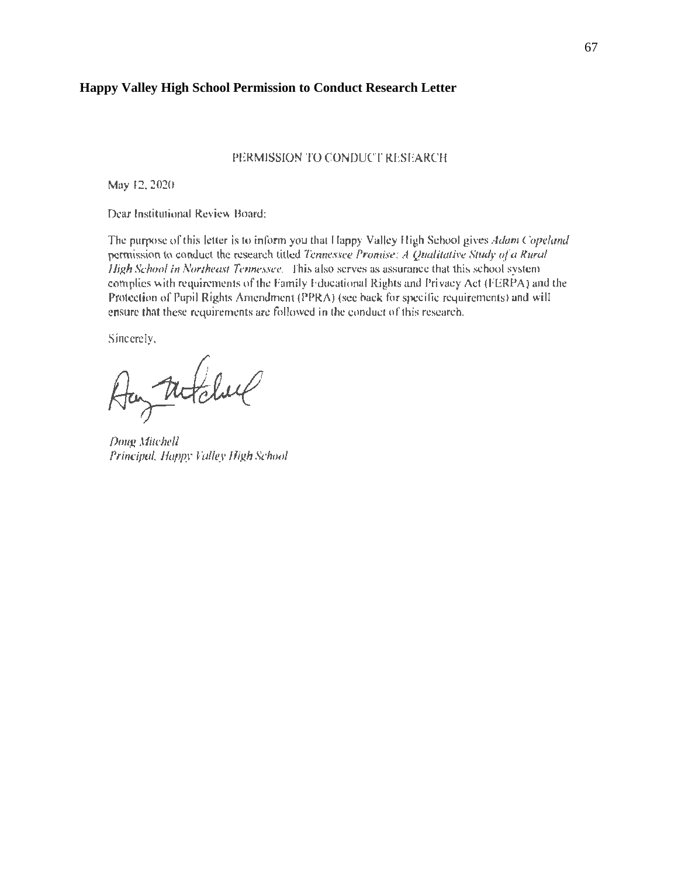## Happy Valley High School Permission to Conduct Research Letter

PERMISSION TO CONDUCT RESEARCH

May 12, 2020

Dear Institutional Review Board:

The purpose of this letter is to inform you that Happy Valley High School gives *Adam Copeland* permission to conduct the research titled *Tennessee Promise: A Qualitative Study of a Rural High School in Northeast Tennessee.* This also serves as assurance that this school system complies with requirements of the Family Educational Rights and Privacy Act (FERPA) and the Protection of Pupil Rights Amendment (PPRA) (see back for specific requirements) and will ensure that these requirements are followed in the conduct of this research.

Sincerely,

*Doug Mitchell*
*Principal, Happy Valley High School*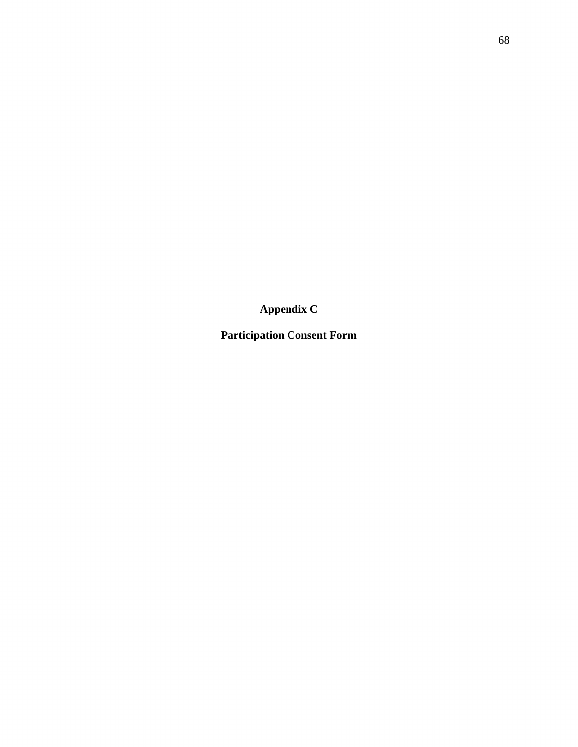# Appendix C

## Participation Consent Form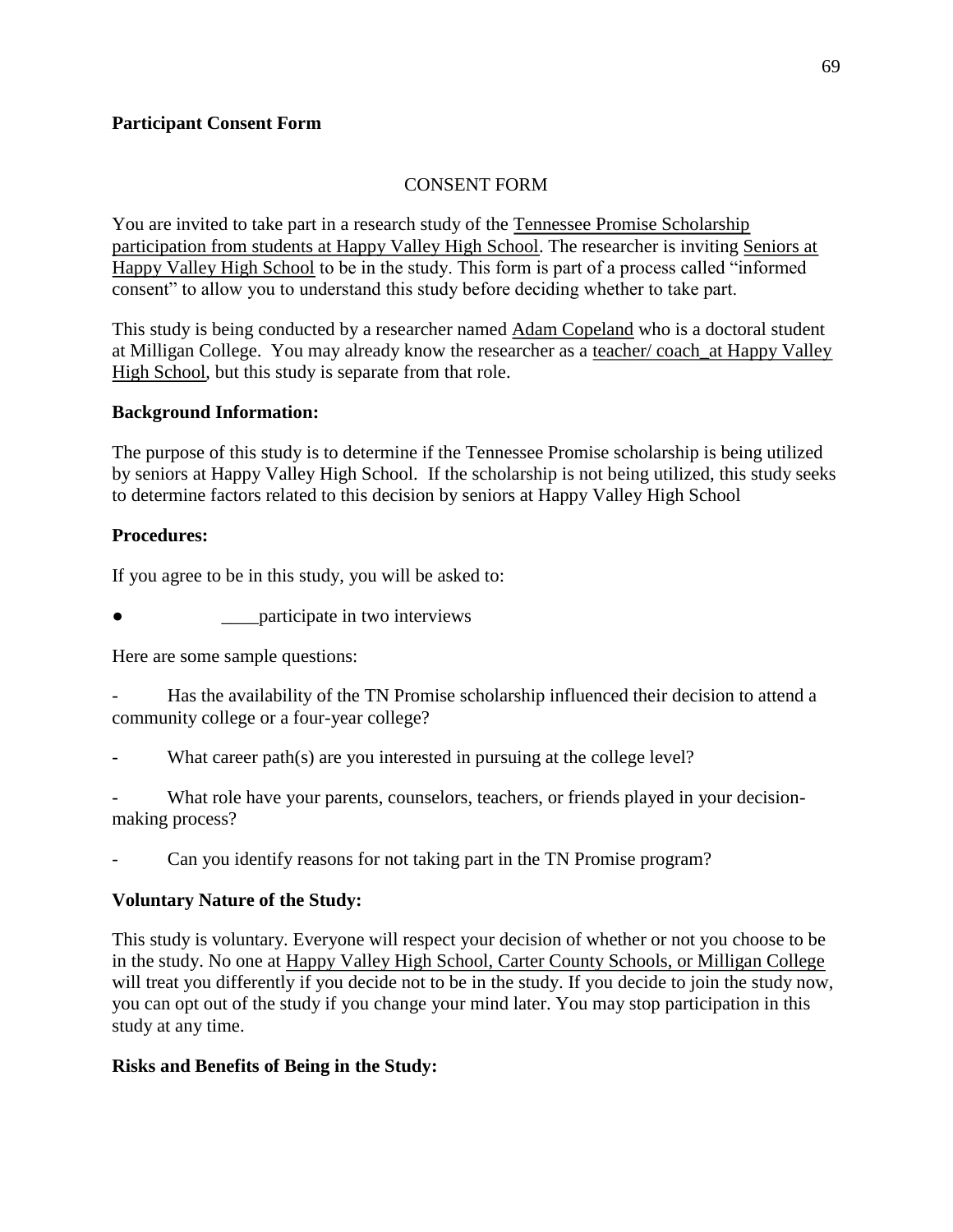**Participant Consent Form**

CONSENT FORM

You are invited to take part in a research study of the Tennessee Promise Scholarship participation from students at Happy Valley High School. The researcher is inviting Seniors at Happy Valley High School to be in the study. This form is part of a process called "informed consent" to allow you to understand this study before deciding whether to take part.

This study is being conducted by a researcher named Adam Copeland who is a doctoral student at Milligan College. You may already know the researcher as a teacher/ coach_at Happy Valley High School, but this study is separate from that role.

**Background Information:**

The purpose of this study is to determine if the Tennessee Promise scholarship is being utilized by seniors at Happy Valley High School. If the scholarship is not being utilized, this study seeks to determine factors related to this decision by seniors at Happy Valley High School

**Procedures:**

If you agree to be in this study, you will be asked to:

- ____participate in two interviews

Here are some sample questions:

- Has the availability of the TN Promise scholarship influenced their decision to attend a community college or a four-year college?
- What career path(s) are you interested in pursuing at the college level?
- What role have your parents, counselors, teachers, or friends played in your decision-making process?
- Can you identify reasons for not taking part in the TN Promise program?

**Voluntary Nature of the Study:**

This study is voluntary. Everyone will respect your decision of whether or not you choose to be in the study. No one at Happy Valley High School, Carter County Schools, or Milligan College will treat you differently if you decide not to be in the study. If you decide to join the study now, you can opt out of the study if you change your mind later. You may stop participation in this study at any time.

**Risks and Benefits of Being in the Study:**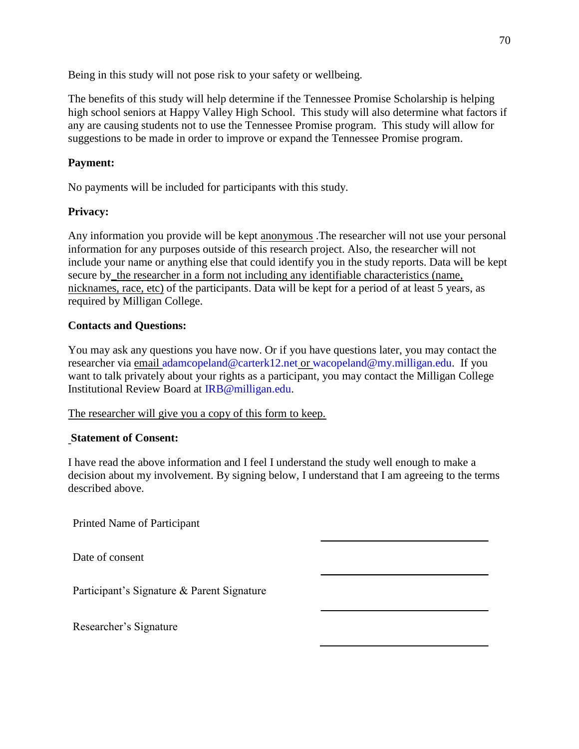Being in this study will not pose risk to your safety or wellbeing.

The benefits of this study will help determine if the Tennessee Promise Scholarship is helping high school seniors at Happy Valley High School. This study will also determine what factors if any are causing students not to use the Tennessee Promise program. This study will allow for suggestions to be made in order to improve or expand the Tennessee Promise program.

**Payment:**

No payments will be included for participants with this study.

**Privacy:**

Any information you provide will be kept anonymous .The researcher will not use your personal information for any purposes outside of this research project. Also, the researcher will not include your name or anything else that could identify you in the study reports. Data will be kept secure by the researcher in a form not including any identifiable characteristics (name, nicknames, race, etc) of the participants. Data will be kept for a period of at least 5 years, as required by Milligan College.

**Contacts and Questions:**

You may ask any questions you have now. Or if you have questions later, you may contact the researcher via email adamcopeland@carterk12.net or wacopeland@my.milligan.edu. If you want to talk privately about your rights as a participant, you may contact the Milligan College Institutional Review Board at IRB@milligan.edu.

The researcher will give you a copy of this form to keep.

**Statement of Consent:**

I have read the above information and I feel I understand the study well enough to make a decision about my involvement. By signing below, I understand that I am agreeing to the terms described above.

Printed Name of Participant ______________________________

Date of consent ______________________________

Participant's Signature & Parent Signature ______________________________

Researcher's Signature ______________________________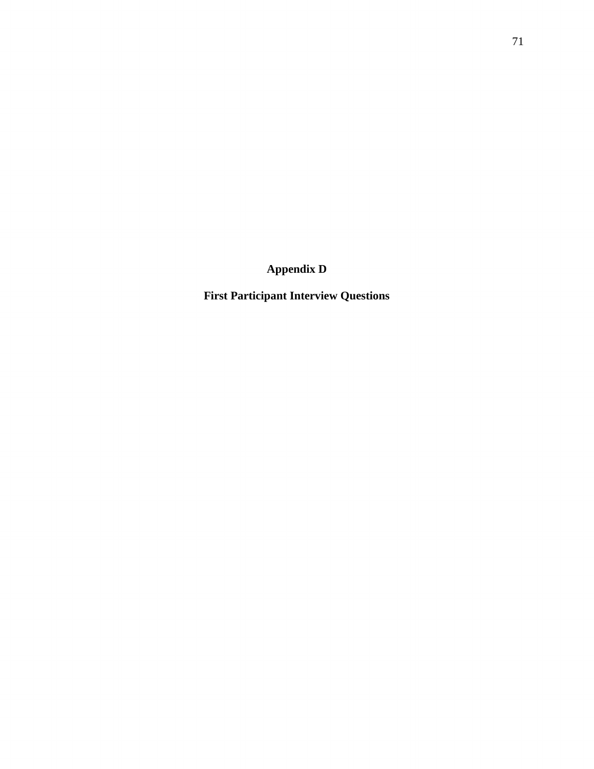# Appendix D

## First Participant Interview Questions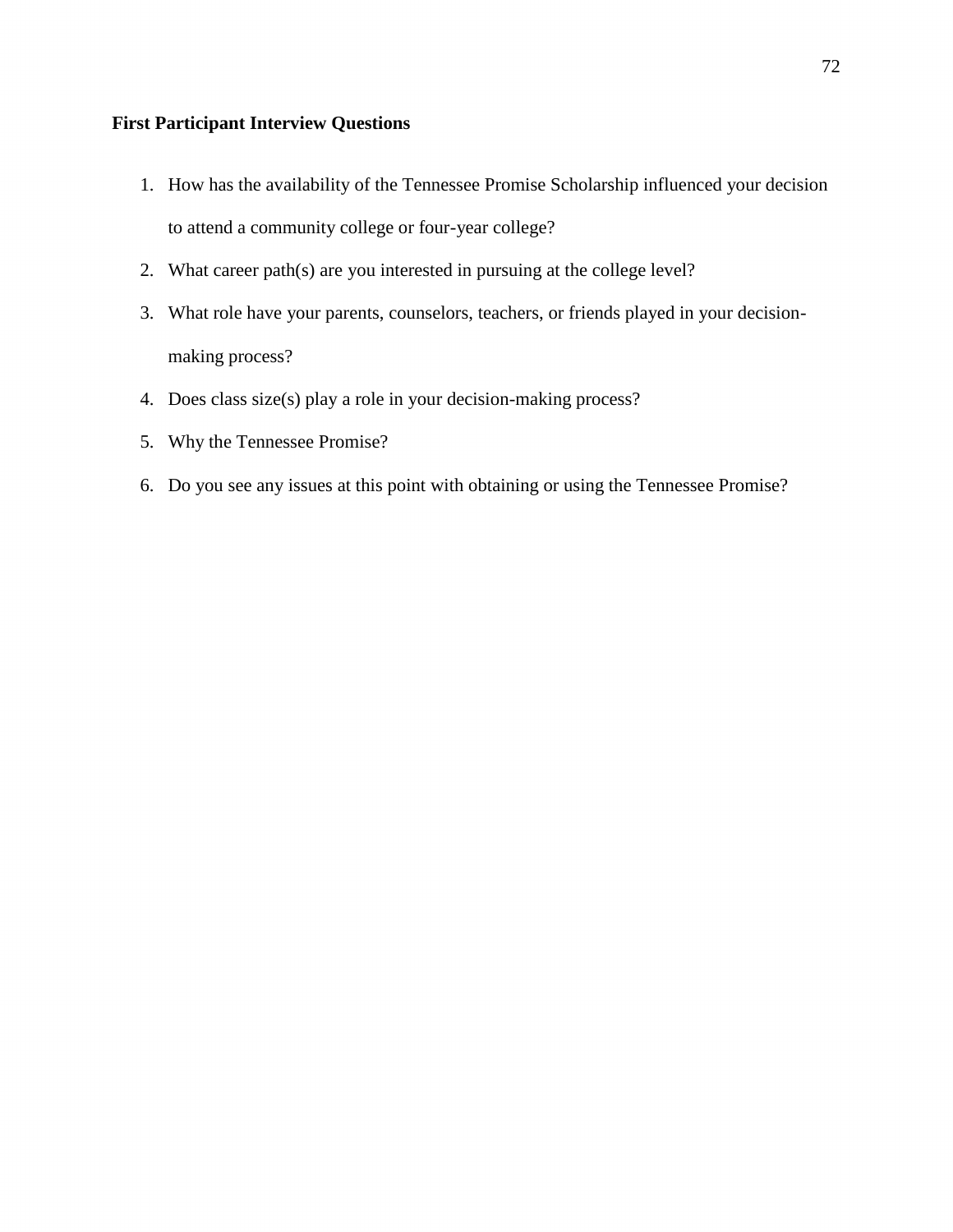**First Participant Interview Questions**

1. How has the availability of the Tennessee Promise Scholarship influenced your decision to attend a community college or four-year college?
2. What career path(s) are you interested in pursuing at the college level?
3. What role have your parents, counselors, teachers, or friends played in your decision-making process?
4. Does class size(s) play a role in your decision-making process?
5. Why the Tennessee Promise?
6. Do you see any issues at this point with obtaining or using the Tennessee Promise?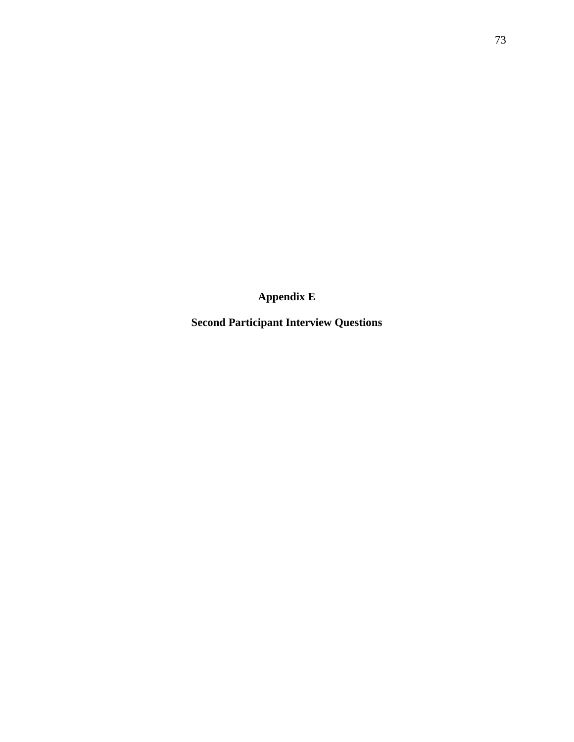# Appendix E

## Second Participant Interview Questions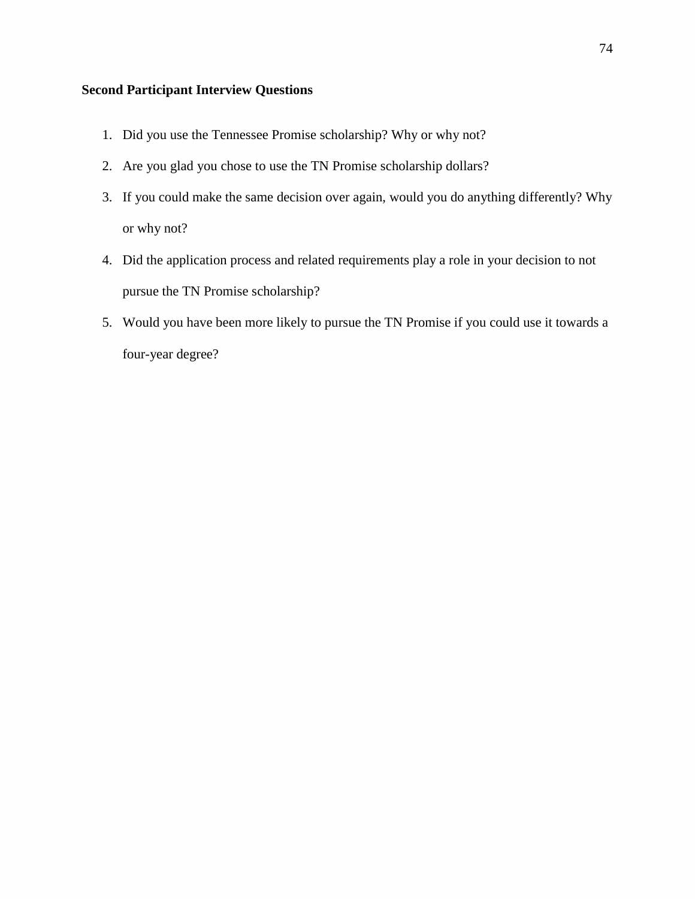**Second Participant Interview Questions**

1. Did you use the Tennessee Promise scholarship? Why or why not?
2. Are you glad you chose to use the TN Promise scholarship dollars?
3. If you could make the same decision over again, would you do anything differently? Why or why not?
4. Did the application process and related requirements play a role in your decision to not pursue the TN Promise scholarship?
5. Would you have been more likely to pursue the TN Promise if you could use it towards a four-year degree?